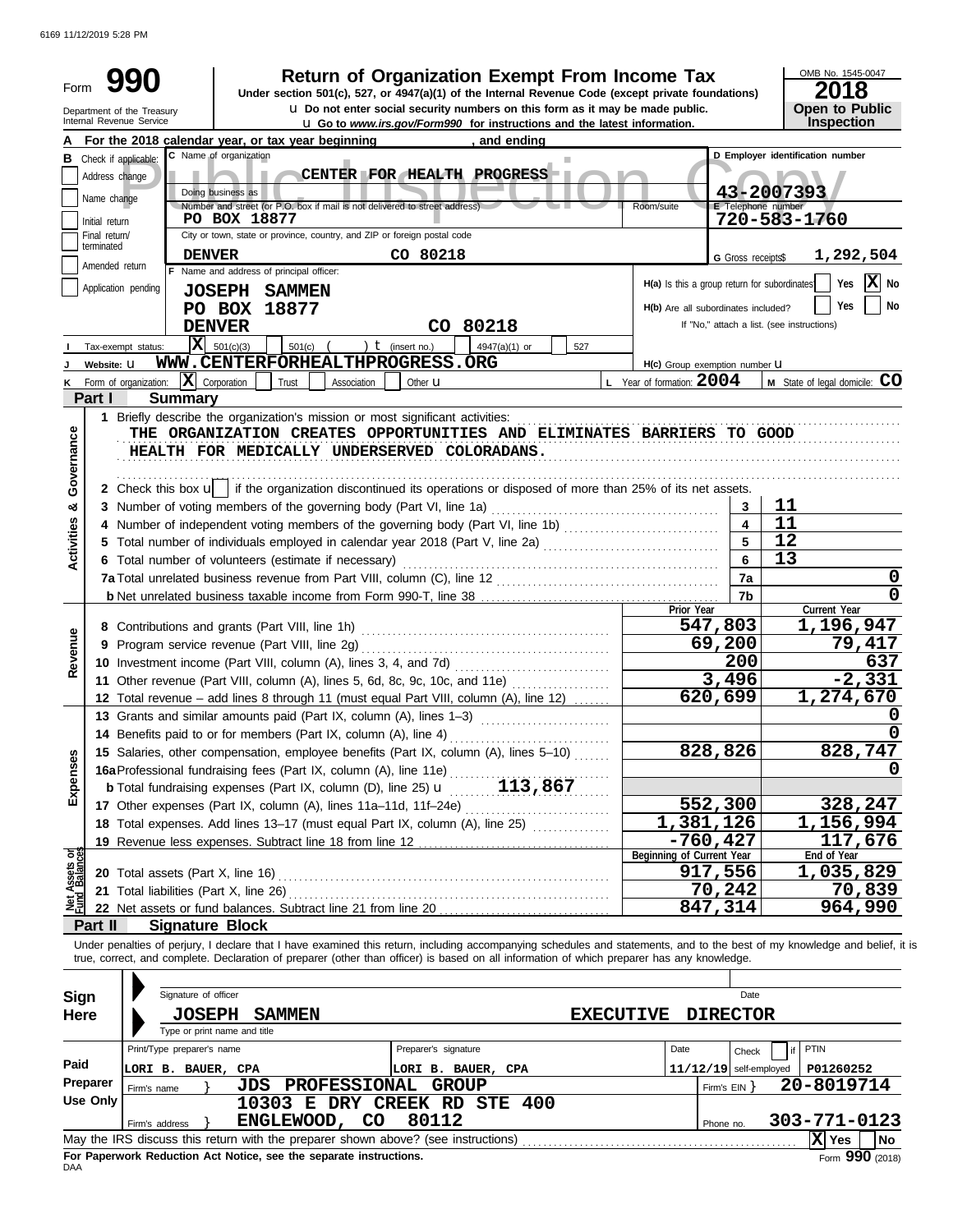6169 11/12/2019 5:28 PM

# Form 990 — Return of Organization Exempt From Income Tax

Under section 501(c), 527, or 4947(a)(1) of the Internal Revenue Code (except private foundations)

u Do not enter social security numbers on this form as it may be made public.

u Go to *www.irs.gov/Form990* for instructions and the latest information.

Department of the Treasury — Internal Revenue Service

OMB No. 1545-0047 — **2018** — **Open to Public Inspection**

**A** For the 2018 calendar year, or tax year beginning , and ending

**B** Check if applicable: Address change / Name change / Initial return / Final return/terminated / Amended return / Application pending

**C** Name of organization: **CENTER FOR HEALTH PROGRESS**

Doing business as

Number and street (or P.O. box if mail is not delivered to street address): **PO BOX 18877** — Room/suite

City or town, state or province, country, and ZIP or foreign postal code: **DENVER CO 80218**

**D** Employer identification number: **43-2007393**

**E** Telephone number: **720-583-1760**

**G** Gross receipts$ **1,292,504**

**F** Name and address of principal officer: **JOSEPH SAMMEN, PO BOX 18877, DENVER CO 80218**

H(a) Is this a group return for subordinates? Yes [ ] No [X]

H(b) Are all subordinates included? Yes [ ] No [ ]
If "No," attach a list. (see instructions)

**I** Tax-exempt status: [X] 501(c)(3) [ ] 501(c) ( ) t (insert no.) [ ] 4947(a)(1) or [ ] 527

**J** Website: u **WWW.CENTERFORHEALTHPROGRESS.ORG**

H(c) Group exemption number u

**K** Form of organization: [X] Corporation [ ] Trust [ ] Association [ ] Other u

**L** Year of formation: **2004**

**M** State of legal domicile: **CO**

## Part I — Summary

**Activities & Governance**

1 Briefly describe the organization's mission or most significant activities:
THE ORGANIZATION CREATES OPPORTUNITIES AND ELIMINATES BARRIERS TO GOOD HEALTH FOR MEDICALLY UNDERSERVED COLORADANS.

2 Check this box u [ ] if the organization discontinued its operations or disposed of more than 25% of its net assets.

| Line | Description | No. | Value |
|---|---|---|---|
| 3 | Number of voting members of the governing body (Part VI, line 1a) | 3 | 11 |
| 4 | Number of independent voting members of the governing body (Part VI, line 1b) | 4 | 11 |
| 5 | Total number of individuals employed in calendar year 2018 (Part V, line 2a) | 5 | 12 |
| 6 | Total number of volunteers (estimate if necessary) | 6 | 13 |
| 7a | Total unrelated business revenue from Part VIII, column (C), line 12 | 7a | 0 |
| b | Net unrelated business taxable income from Form 990-T, line 38 | 7b | 0 |

| | Line | Description | Prior Year | Current Year |
|---|---|---|---|---|
| Revenue | 8 | Contributions and grants (Part VIII, line 1h) | 547,803 | 1,196,947 |
| | 9 | Program service revenue (Part VIII, line 2g) | 69,200 | 79,417 |
| | 10 | Investment income (Part VIII, column (A), lines 3, 4, and 7d) | 200 | 637 |
| | 11 | Other revenue (Part VIII, column (A), lines 5, 6d, 8c, 9c, 10c, and 11e) | 3,496 | -2,331 |
| | 12 | Total revenue – add lines 8 through 11 (must equal Part VIII, column (A), line 12) | 620,699 | 1,274,670 |
| Expenses | 13 | Grants and similar amounts paid (Part IX, column (A), lines 1–3) | | 0 |
| | 14 | Benefits paid to or for members (Part IX, column (A), line 4) | | 0 |
| | 15 | Salaries, other compensation, employee benefits (Part IX, column (A), lines 5–10) | 828,826 | 828,747 |
| | 16a | Professional fundraising fees (Part IX, column (A), line 11e) | | 0 |
| | b | Total fundraising expenses (Part IX, column (D), line 25) u 113,867 | | |
| | 17 | Other expenses (Part IX, column (A), lines 11a–11d, 11f–24e) | 552,300 | 328,247 |
| | 18 | Total expenses. Add lines 13–17 (must equal Part IX, column (A), line 25) | 1,381,126 | 1,156,994 |
| | 19 | Revenue less expenses. Subtract line 18 from line 12 | -760,427 | 117,676 |

| | Line | Description | Beginning of Current Year | End of Year |
|---|---|---|---|---|
| Net Assets or Fund Balances | 20 | Total assets (Part X, line 16) | 917,556 | 1,035,829 |
| | 21 | Total liabilities (Part X, line 26) | 70,242 | 70,839 |
| | 22 | Net assets or fund balances. Subtract line 21 from line 20 | 847,314 | 964,990 |

## Part II — Signature Block

Under penalties of perjury, I declare that I have examined this return, including accompanying schedules and statements, and to the best of my knowledge and belief, it is true, correct, and complete. Declaration of preparer (other than officer) is based on all information of which preparer has any knowledge.

**Sign Here**

Signature of officer — Date

**JOSEPH SAMMEN — EXECUTIVE DIRECTOR**

Type or print name and title

**Paid Preparer Use Only**

| Print/Type preparer's name | Preparer's signature | Date | Check if self-employed | PTIN |
|---|---|---|---|---|
| LORI B. BAUER, CPA | LORI B. BAUER, CPA | 11/12/19 | | P01260252 |

Firm's name: **JDS PROFESSIONAL GROUP** — Firm's EIN: **20-8019714**

Firm's address: **10303 E DRY CREEK RD STE 400, ENGLEWOOD, CO 80112** — Phone no. **303-771-0123**

May the IRS discuss this return with the preparer shown above? (see instructions) [X] Yes [ ] No

**For Paperwork Reduction Act Notice, see the separate instructions.**

DAA — Form **990** (2018)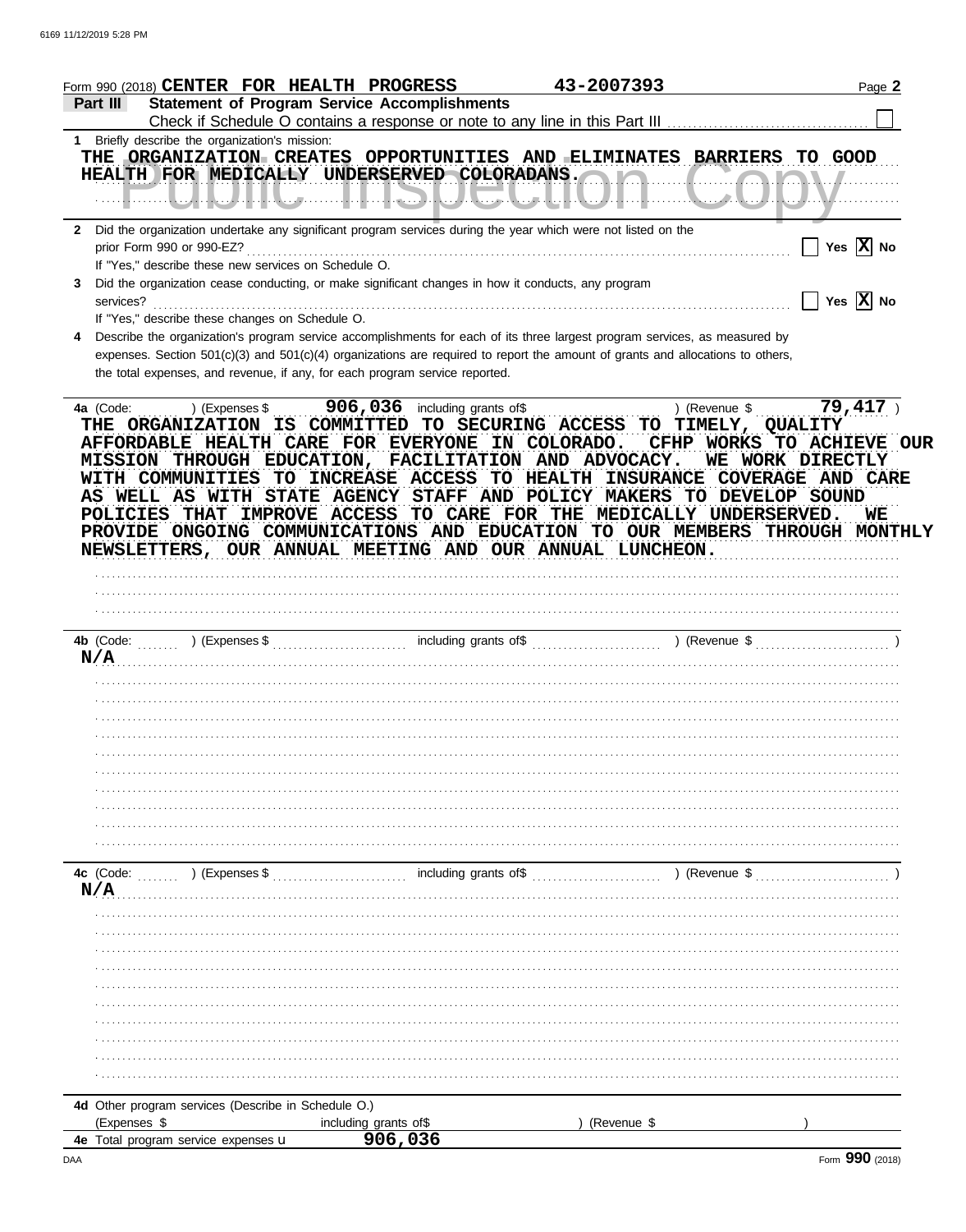Form 990 (2018) CENTER FOR HEALTH PROGRESS 43-2007393 Page 2

**Part III Statement of Program Service Accomplishments**

Check if Schedule O contains a response or note to any line in this Part III ☐

**1** Briefly describe the organization's mission:

THE ORGANIZATION CREATES OPPORTUNITIES AND ELIMINATES BARRIERS TO GOOD HEALTH FOR MEDICALLY UNDERSERVED COLORADANS.

**2** Did the organization undertake any significant program services during the year which were not listed on the prior Form 990 or 990-EZ? ☐ Yes ☒ No

If "Yes," describe these new services on Schedule O.

**3** Did the organization cease conducting, or make significant changes in how it conducts, any program services? ☐ Yes ☒ No

If "Yes," describe these changes on Schedule O.

**4** Describe the organization's program service accomplishments for each of its three largest program services, as measured by expenses. Section 501(c)(3) and 501(c)(4) organizations are required to report the amount of grants and allocations to others, the total expenses, and revenue, if any, for each program service reported.

**4a** (Code: ) (Expenses $ 906,036 including grants of$ ) (Revenue $ 79,417 )

THE ORGANIZATION IS COMMITTED TO SECURING ACCESS TO TIMELY, QUALITY AFFORDABLE HEALTH CARE FOR EVERYONE IN COLORADO. CFHP WORKS TO ACHIEVE OUR MISSION THROUGH EDUCATION, FACILITATION AND ADVOCACY. WE WORK DIRECTLY WITH COMMUNITIES TO INCREASE ACCESS TO HEALTH INSURANCE COVERAGE AND CARE AS WELL AS WITH STATE AGENCY STAFF AND POLICY MAKERS TO DEVELOP SOUND POLICIES THAT IMPROVE ACCESS TO CARE FOR THE MEDICALLY UNDERSERVED. WE PROVIDE ONGOING COMMUNICATIONS AND EDUCATION TO OUR MEMBERS THROUGH MONTHLY NEWSLETTERS, OUR ANNUAL MEETING AND OUR ANNUAL LUNCHEON.

**4b** (Code: ) (Expenses $ including grants of$ ) (Revenue $ )

N/A

**4c** (Code: ) (Expenses $ including grants of$ ) (Revenue $ )

N/A

**4d** Other program services (Describe in Schedule O.)

(Expenses $ including grants of$ ) (Revenue $ )

**4e** Total program service expenses ▶ 906,036

DAA Form **990** (2018)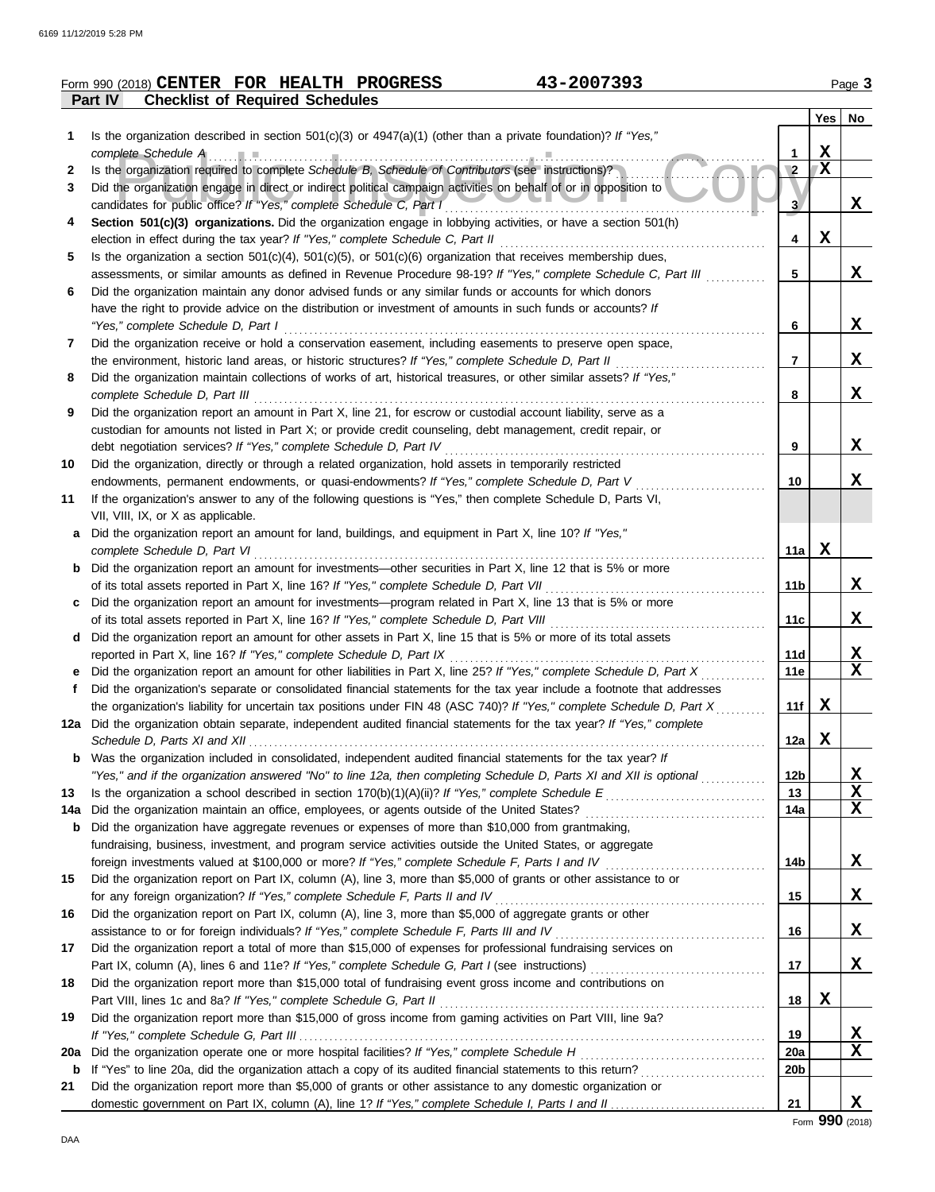Form 990 (2018) **CENTER FOR HEALTH PROGRESS** **43-2007393** Page **3**

**Part IV Checklist of Required Schedules**

| | | | Yes | No |
|---|---|---|---|---|
| **1** | Is the organization described in section 501(c)(3) or 4947(a)(1) (other than a private foundation)? *If "Yes," complete Schedule A* | 1 | X | |
| **2** | Is the organization required to complete *Schedule B, Schedule of Contributors* (see instructions)? | 2 | X | |
| **3** | Did the organization engage in direct or indirect political campaign activities on behalf of or in opposition to candidates for public office? *If "Yes," complete Schedule C, Part I* | 3 | | X |
| **4** | **Section 501(c)(3) organizations.** Did the organization engage in lobbying activities, or have a section 501(h) election in effect during the tax year? *If "Yes," complete Schedule C, Part II* | 4 | X | |
| **5** | Is the organization a section 501(c)(4), 501(c)(5), or 501(c)(6) organization that receives membership dues, assessments, or similar amounts as defined in Revenue Procedure 98-19? *If "Yes," complete Schedule C, Part III* | 5 | | X |
| **6** | Did the organization maintain any donor advised funds or any similar funds or accounts for which donors have the right to provide advice on the distribution or investment of amounts in such funds or accounts? *If "Yes," complete Schedule D, Part I* | 6 | | X |
| **7** | Did the organization receive or hold a conservation easement, including easements to preserve open space, the environment, historic land areas, or historic structures? *If "Yes," complete Schedule D, Part II* | 7 | | X |
| **8** | Did the organization maintain collections of works of art, historical treasures, or other similar assets? *If "Yes," complete Schedule D, Part III* | 8 | | X |
| **9** | Did the organization report an amount in Part X, line 21, for escrow or custodial account liability, serve as a custodian for amounts not listed in Part X; or provide credit counseling, debt management, credit repair, or debt negotiation services? *If "Yes," complete Schedule D, Part IV* | 9 | | X |
| **10** | Did the organization, directly or through a related organization, hold assets in temporarily restricted endowments, permanent endowments, or quasi-endowments? *If "Yes," complete Schedule D, Part V* | 10 | | X |
| **11** | If the organization's answer to any of the following questions is "Yes," then complete Schedule D, Parts VI, VII, VIII, IX, or X as applicable. | | | |
| **a** | Did the organization report an amount for land, buildings, and equipment in Part X, line 10? *If "Yes," complete Schedule D, Part VI* | 11a | X | |
| **b** | Did the organization report an amount for investments—other securities in Part X, line 12 that is 5% or more of its total assets reported in Part X, line 16? *If "Yes," complete Schedule D, Part VII* | 11b | | X |
| **c** | Did the organization report an amount for investments—program related in Part X, line 13 that is 5% or more of its total assets reported in Part X, line 16? *If "Yes," complete Schedule D, Part VIII* | 11c | | X |
| **d** | Did the organization report an amount for other assets in Part X, line 15 that is 5% or more of its total assets reported in Part X, line 16? *If "Yes," complete Schedule D, Part IX* | 11d | | X |
| **e** | Did the organization report an amount for other liabilities in Part X, line 25? *If "Yes," complete Schedule D, Part X* | 11e | | X |
| **f** | Did the organization's separate or consolidated financial statements for the tax year include a footnote that addresses the organization's liability for uncertain tax positions under FIN 48 (ASC 740)? *If "Yes," complete Schedule D, Part X* | 11f | X | |
| **12a** | Did the organization obtain separate, independent audited financial statements for the tax year? *If "Yes," complete Schedule D, Parts XI and XII* | 12a | X | |
| **b** | Was the organization included in consolidated, independent audited financial statements for the tax year? *If "Yes," and if the organization answered "No" to line 12a, then completing Schedule D, Parts XI and XII is optional* | 12b | | X |
| **13** | Is the organization a school described in section 170(b)(1)(A)(ii)? *If "Yes," complete Schedule E* | 13 | | X |
| **14a** | Did the organization maintain an office, employees, or agents outside of the United States? | 14a | | X |
| **b** | Did the organization have aggregate revenues or expenses of more than $10,000 from grantmaking, fundraising, business, investment, and program service activities outside the United States, or aggregate foreign investments valued at $100,000 or more? *If "Yes," complete Schedule F, Parts I and IV* | 14b | | X |
| **15** | Did the organization report on Part IX, column (A), line 3, more than $5,000 of grants or other assistance to or for any foreign organization? *If "Yes," complete Schedule F, Parts II and IV* | 15 | | X |
| **16** | Did the organization report on Part IX, column (A), line 3, more than $5,000 of aggregate grants or other assistance to or for foreign individuals? *If "Yes," complete Schedule F, Parts III and IV* | 16 | | X |
| **17** | Did the organization report a total of more than $15,000 of expenses for professional fundraising services on Part IX, column (A), lines 6 and 11e? *If "Yes," complete Schedule G, Part I* (see instructions) | 17 | | X |
| **18** | Did the organization report more than $15,000 total of fundraising event gross income and contributions on Part VIII, lines 1c and 8a? *If "Yes," complete Schedule G, Part II* | 18 | X | |
| **19** | Did the organization report more than $15,000 of gross income from gaming activities on Part VIII, line 9a? *If "Yes," complete Schedule G, Part III* | 19 | | X |
| **20a** | Did the organization operate one or more hospital facilities? *If "Yes," complete Schedule H* | 20a | | X |
| **b** | If "Yes" to line 20a, did the organization attach a copy of its audited financial statements to this return? | 20b | | |
| **21** | Did the organization report more than $5,000 of grants or other assistance to any domestic organization or domestic government on Part IX, column (A), line 1? *If "Yes," complete Schedule I, Parts I and II* | 21 | | X |

Form **990** (2018)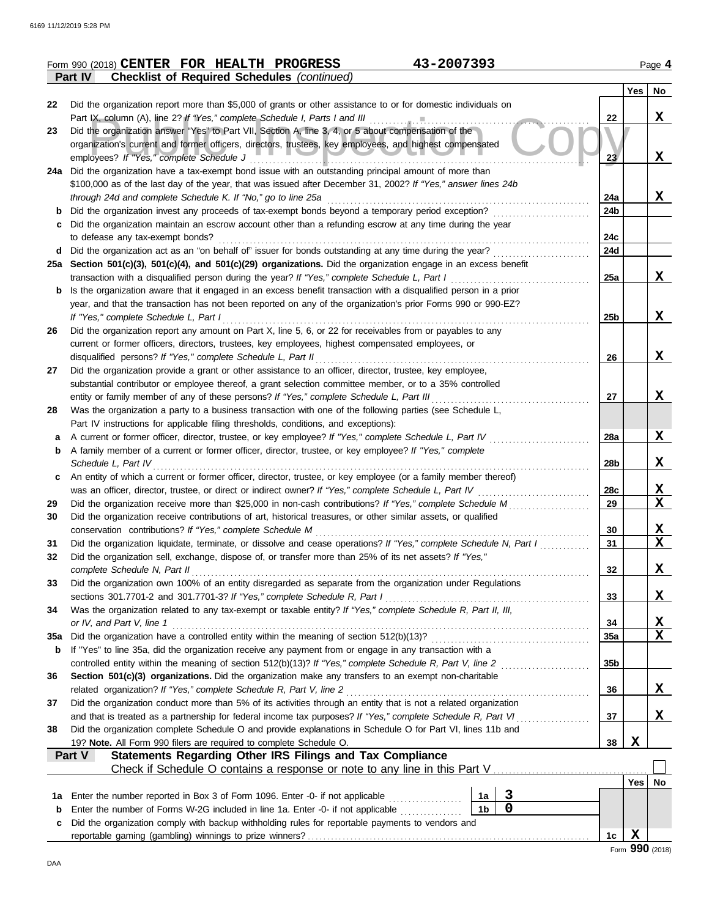Form 990 (2018) **CENTER FOR HEALTH PROGRESS** **43-2007393** Page **4**

**Part IV** **Checklist of Required Schedules** *(continued)*

| | | | Yes | No |
|---|---|---|---|---|
| 22 | Did the organization report more than $5,000 of grants or other assistance to or for domestic individuals on Part IX, column (A), line 2? *If "Yes," complete Schedule I, Parts I and III* | 22 | | X |
| 23 | Did the organization answer "Yes" to Part VII, Section A, line 3, 4, or 5 about compensation of the organization's current and former officers, directors, trustees, key employees, and highest compensated employees? *If "Yes," complete Schedule J* | 23 | | X |
| 24a | Did the organization have a tax-exempt bond issue with an outstanding principal amount of more than $100,000 as of the last day of the year, that was issued after December 31, 2002? *If "Yes," answer lines 24b through 24d and complete Schedule K. If "No," go to line 25a* | 24a | | X |
| b | Did the organization invest any proceeds of tax-exempt bonds beyond a temporary period exception? | 24b | | |
| c | Did the organization maintain an escrow account other than a refunding escrow at any time during the year to defease any tax-exempt bonds? | 24c | | |
| d | Did the organization act as an "on behalf of" issuer for bonds outstanding at any time during the year? | 24d | | |
| 25a | **Section 501(c)(3), 501(c)(4), and 501(c)(29) organizations.** Did the organization engage in an excess benefit transaction with a disqualified person during the year? *If "Yes," complete Schedule L, Part I* | 25a | | X |
| b | Is the organization aware that it engaged in an excess benefit transaction with a disqualified person in a prior year, and that the transaction has not been reported on any of the organization's prior Forms 990 or 990-EZ? *If "Yes," complete Schedule L, Part I* | 25b | | X |
| 26 | Did the organization report any amount on Part X, line 5, 6, or 22 for receivables from or payables to any current or former officers, directors, trustees, key employees, highest compensated employees, or disqualified persons? *If "Yes," complete Schedule L, Part II* | 26 | | X |
| 27 | Did the organization provide a grant or other assistance to an officer, director, trustee, key employee, substantial contributor or employee thereof, a grant selection committee member, or to a 35% controlled entity or family member of any of these persons? *If "Yes," complete Schedule L, Part III* | 27 | | X |
| 28 | Was the organization a party to a business transaction with one of the following parties (see Schedule L, Part IV instructions for applicable filing thresholds, conditions, and exceptions): | | | |
| a | A current or former officer, director, trustee, or key employee? *If "Yes," complete Schedule L, Part IV* | 28a | | X |
| b | A family member of a current or former officer, director, trustee, or key employee? *If "Yes," complete Schedule L, Part IV* | 28b | | X |
| c | An entity of which a current or former officer, director, trustee, or key employee (or a family member thereof) was an officer, director, trustee, or direct or indirect owner? *If "Yes," complete Schedule L, Part IV* | 28c | | X |
| 29 | Did the organization receive more than $25,000 in non-cash contributions? *If "Yes," complete Schedule M* | 29 | | X |
| 30 | Did the organization receive contributions of art, historical treasures, or other similar assets, or qualified conservation contributions? *If "Yes," complete Schedule M* | 30 | | X |
| 31 | Did the organization liquidate, terminate, or dissolve and cease operations? *If "Yes," complete Schedule N, Part I* | 31 | | X |
| 32 | Did the organization sell, exchange, dispose of, or transfer more than 25% of its net assets? *If "Yes," complete Schedule N, Part II* | 32 | | X |
| 33 | Did the organization own 100% of an entity disregarded as separate from the organization under Regulations sections 301.7701-2 and 301.7701-3? *If "Yes," complete Schedule R, Part I* | 33 | | X |
| 34 | Was the organization related to any tax-exempt or taxable entity? *If "Yes," complete Schedule R, Part II, III, or IV, and Part V, line 1* | 34 | | X |
| 35a | Did the organization have a controlled entity within the meaning of section 512(b)(13)? | 35a | | X |
| b | If "Yes" to line 35a, did the organization receive any payment from or engage in any transaction with a controlled entity within the meaning of section 512(b)(13)? *If "Yes," complete Schedule R, Part V, line 2* | 35b | | |
| 36 | **Section 501(c)(3) organizations.** Did the organization make any transfers to an exempt non-charitable related organization? *If "Yes," complete Schedule R, Part V, line 2* | 36 | | X |
| 37 | Did the organization conduct more than 5% of its activities through an entity that is not a related organization and that is treated as a partnership for federal income tax purposes? *If "Yes," complete Schedule R, Part VI* | 37 | | X |
| 38 | Did the organization complete Schedule O and provide explanations in Schedule O for Part VI, lines 11b and 19? **Note.** All Form 990 filers are required to complete Schedule O. | 38 | X | |

**Part V** **Statements Regarding Other IRS Filings and Tax Compliance**

Check if Schedule O contains a response or note to any line in this Part V ☐

| | | | | | Yes | No |
|---|---|---|---|---|---|---|
| 1a | Enter the number reported in Box 3 of Form 1096. Enter -0- if not applicable | 1a | 3 | | | |
| b | Enter the number of Forms W-2G included in line 1a. Enter -0- if not applicable | 1b | 0 | | | |
| c | Did the organization comply with backup withholding rules for reportable payments to vendors and reportable gaming (gambling) winnings to prize winners? | | | 1c | X | |

Form **990** (2018)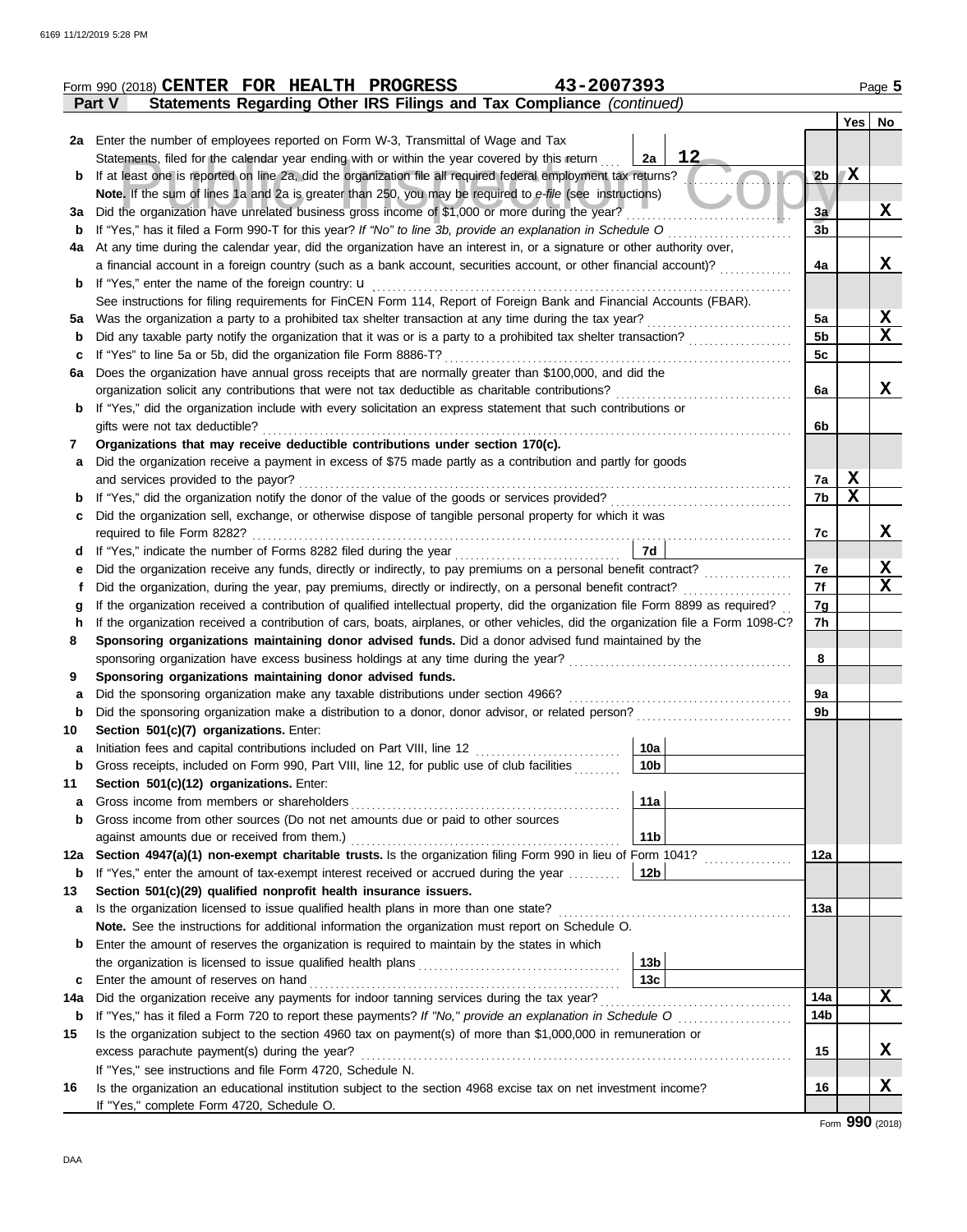Form 990 (2018) **CENTER FOR HEALTH PROGRESS** 43-2007393

**Part V — Statements Regarding Other IRS Filings and Tax Compliance** *(continued)*

| Line | Description | Box | Value | Line | Yes | No |
|---|---|---|---|---|---|---|
| 2a | Enter the number of employees reported on Form W-3, Transmittal of Wage and Tax Statements, filed for the calendar year ending with or within the year covered by this return | 2a | 12 | | | |
| b | If at least one is reported on line 2a, did the organization file all required federal employment tax returns? | | | 2b | X | |
| | **Note.** If the sum of lines 1a and 2a is greater than 250, you may be required to *e-file* (see instructions) | | | | | |
| 3a | Did the organization have unrelated business gross income of $1,000 or more during the year? | | | 3a | | X |
| b | If "Yes," has it filed a Form 990-T for this year? *If "No" to line 3b, provide an explanation in Schedule O* | | | 3b | | |
| 4a | At any time during the calendar year, did the organization have an interest in, or a signature or other authority over, a financial account in a foreign country (such as a bank account, securities account, or other financial account)? | | | 4a | | X |
| b | If "Yes," enter the name of the foreign country: u | | | | | |
| | See instructions for filing requirements for FinCEN Form 114, Report of Foreign Bank and Financial Accounts (FBAR). | | | | | |
| 5a | Was the organization a party to a prohibited tax shelter transaction at any time during the tax year? | | | 5a | | X |
| b | Did any taxable party notify the organization that it was or is a party to a prohibited tax shelter transaction? | | | 5b | | X |
| c | If "Yes" to line 5a or 5b, did the organization file Form 8886-T? | | | 5c | | |
| 6a | Does the organization have annual gross receipts that are normally greater than $100,000, and did the organization solicit any contributions that were not tax deductible as charitable contributions? | | | 6a | | X |
| b | If "Yes," did the organization include with every solicitation an express statement that such contributions or gifts were not tax deductible? | | | 6b | | |
| 7 | **Organizations that may receive deductible contributions under section 170(c).** | | | | | |
| a | Did the organization receive a payment in excess of $75 made partly as a contribution and partly for goods and services provided to the payor? | | | 7a | X | |
| b | If "Yes," did the organization notify the donor of the value of the goods or services provided? | | | 7b | X | |
| c | Did the organization sell, exchange, or otherwise dispose of tangible personal property for which it was required to file Form 8282? | | | 7c | | X |
| d | If "Yes," indicate the number of Forms 8282 filed during the year | 7d | | | | |
| e | Did the organization receive any funds, directly or indirectly, to pay premiums on a personal benefit contract? | | | 7e | | X |
| f | Did the organization, during the year, pay premiums, directly or indirectly, on a personal benefit contract? | | | 7f | | X |
| g | If the organization received a contribution of qualified intellectual property, did the organization file Form 8899 as required? | | | 7g | | |
| h | If the organization received a contribution of cars, boats, airplanes, or other vehicles, did the organization file a Form 1098-C? | | | 7h | | |
| 8 | **Sponsoring organizations maintaining donor advised funds.** Did a donor advised fund maintained by the sponsoring organization have excess business holdings at any time during the year? | | | 8 | | |
| 9 | **Sponsoring organizations maintaining donor advised funds.** | | | | | |
| a | Did the sponsoring organization make any taxable distributions under section 4966? | | | 9a | | |
| b | Did the sponsoring organization make a distribution to a donor, donor advisor, or related person? | | | 9b | | |
| 10 | **Section 501(c)(7) organizations.** Enter: | | | | | |
| a | Initiation fees and capital contributions included on Part VIII, line 12 | 10a | | | | |
| b | Gross receipts, included on Form 990, Part VIII, line 12, for public use of club facilities | 10b | | | | |
| 11 | **Section 501(c)(12) organizations.** Enter: | | | | | |
| a | Gross income from members or shareholders | 11a | | | | |
| b | Gross income from other sources (Do not net amounts due or paid to other sources against amounts due or received from them.) | 11b | | | | |
| 12a | **Section 4947(a)(1) non-exempt charitable trusts.** Is the organization filing Form 990 in lieu of Form 1041? | | | 12a | | |
| b | If "Yes," enter the amount of tax-exempt interest received or accrued during the year | 12b | | | | |
| 13 | **Section 501(c)(29) qualified nonprofit health insurance issuers.** | | | | | |
| a | Is the organization licensed to issue qualified health plans in more than one state? | | | 13a | | |
| | **Note.** See the instructions for additional information the organization must report on Schedule O. | | | | | |
| b | Enter the amount of reserves the organization is required to maintain by the states in which the organization is licensed to issue qualified health plans | 13b | | | | |
| c | Enter the amount of reserves on hand | 13c | | | | |
| 14a | Did the organization receive any payments for indoor tanning services during the tax year? | | | 14a | | X |
| b | If "Yes," has it filed a Form 720 to report these payments? *If "No," provide an explanation in Schedule O* | | | 14b | | |
| 15 | Is the organization subject to the section 4960 tax on payment(s) of more than $1,000,000 in remuneration or excess parachute payment(s) during the year? | | | 15 | | X |
| | If "Yes," see instructions and file Form 4720, Schedule N. | | | | | |
| 16 | Is the organization an educational institution subject to the section 4968 excise tax on net investment income? | | | 16 | | X |
| | If "Yes," complete Form 4720, Schedule O. | | | | | |

Form **990** (2018)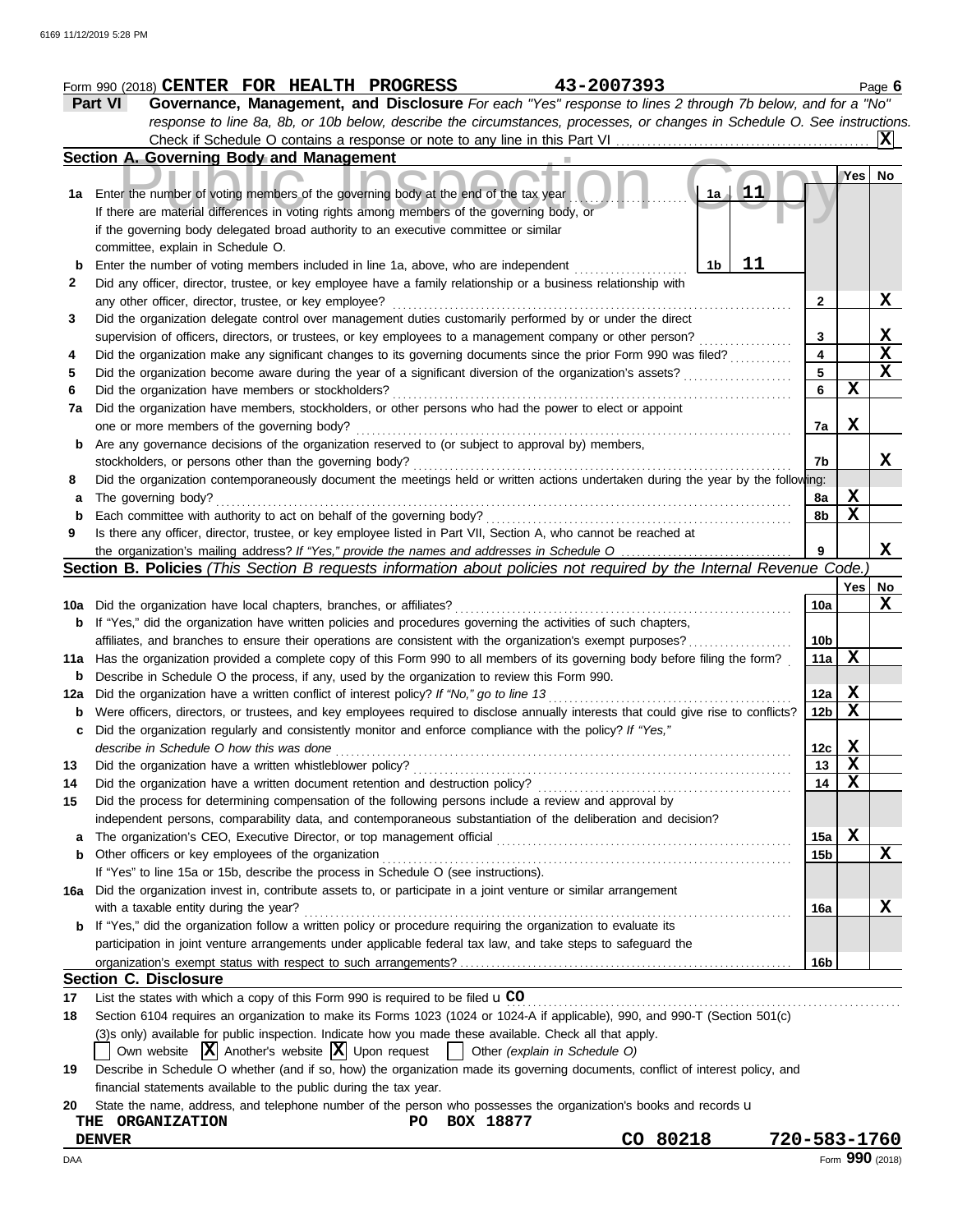Form 990 (2018) **CENTER FOR HEALTH PROGRESS** **43-2007393**

**Part VI** **Governance, Management, and Disclosure** *For each "Yes" response to lines 2 through 7b below, and for a "No" response to line 8a, 8b, or 10b below, describe the circumstances, processes, or changes in Schedule O. See instructions.*

Check if Schedule O contains a response or note to any line in this Part VI ..... [X]

### Section A. Governing Body and Management

| | | | Yes | No |
|---|---|---|---|---|
| **1a** | Enter the number of voting members of the governing body at the end of the tax year ..... **1a** 11<br>If there are material differences in voting rights among members of the governing body, or if the governing body delegated broad authority to an executive committee or similar committee, explain in Schedule O. | | | |
| **b** | Enter the number of voting members included in line 1a, above, who are independent ..... **1b** 11 | | | |
| **2** | Did any officer, director, trustee, or key employee have a family relationship or a business relationship with any other officer, director, trustee, or key employee? | **2** | | X |
| **3** | Did the organization delegate control over management duties customarily performed by or under the direct supervision of officers, directors, or trustees, or key employees to a management company or other person? | **3** | | X |
| **4** | Did the organization make any significant changes to its governing documents since the prior Form 990 was filed? | **4** | | X |
| **5** | Did the organization become aware during the year of a significant diversion of the organization's assets? | **5** | | X |
| **6** | Did the organization have members or stockholders? | **6** | X | |
| **7a** | Did the organization have members, stockholders, or other persons who had the power to elect or appoint one or more members of the governing body? | **7a** | X | |
| **b** | Are any governance decisions of the organization reserved to (or subject to approval by) members, stockholders, or persons other than the governing body? | **7b** | | X |
| **8** | Did the organization contemporaneously document the meetings held or written actions undertaken during the year by the following: | | | |
| **a** | The governing body? | **8a** | X | |
| **b** | Each committee with authority to act on behalf of the governing body? | **8b** | X | |
| **9** | Is there any officer, director, trustee, or key employee listed in Part VII, Section A, who cannot be reached at the organization's mailing address? *If "Yes," provide the names and addresses in Schedule O* | **9** | | X |

### Section B. Policies *(This Section B requests information about policies not required by the Internal Revenue Code.)*

| | | | Yes | No |
|---|---|---|---|---|
| **10a** | Did the organization have local chapters, branches, or affiliates? | **10a** | | X |
| **b** | If "Yes," did the organization have written policies and procedures governing the activities of such chapters, affiliates, and branches to ensure their operations are consistent with the organization's exempt purposes? | **10b** | | |
| **11a** | Has the organization provided a complete copy of this Form 990 to all members of its governing body before filing the form? | **11a** | X | |
| **b** | Describe in Schedule O the process, if any, used by the organization to review this Form 990. | | | |
| **12a** | Did the organization have a written conflict of interest policy? *If "No," go to line 13* | **12a** | X | |
| **b** | Were officers, directors, or trustees, and key employees required to disclose annually interests that could give rise to conflicts? | **12b** | X | |
| **c** | Did the organization regularly and consistently monitor and enforce compliance with the policy? *If "Yes," describe in Schedule O how this was done* | **12c** | X | |
| **13** | Did the organization have a written whistleblower policy? | **13** | X | |
| **14** | Did the organization have a written document retention and destruction policy? | **14** | X | |
| **15** | Did the process for determining compensation of the following persons include a review and approval by independent persons, comparability data, and contemporaneous substantiation of the deliberation and decision? | | | |
| **a** | The organization's CEO, Executive Director, or top management official | **15a** | X | |
| **b** | Other officers or key employees of the organization<br>If "Yes" to line 15a or 15b, describe the process in Schedule O (see instructions). | **15b** | | X |
| **16a** | Did the organization invest in, contribute assets to, or participate in a joint venture or similar arrangement with a taxable entity during the year? | **16a** | | X |
| **b** | If "Yes," did the organization follow a written policy or procedure requiring the organization to evaluate its participation in joint venture arrangements under applicable federal tax law, and take steps to safeguard the organization's exempt status with respect to such arrangements? | **16b** | | |

### Section C. Disclosure

**17** List the states with which a copy of this Form 990 is required to be filed u **CO**

**18** Section 6104 requires an organization to make its Forms 1023 (1024 or 1024-A if applicable), 990, and 990-T (Section 501(c)(3)s only) available for public inspection. Indicate how you made these available. Check all that apply.

[ ] Own website [X] Another's website [X] Upon request [ ] Other *(explain in Schedule O)*

**19** Describe in Schedule O whether (and if so, how) the organization made its governing documents, conflict of interest policy, and financial statements available to the public during the tax year.

**20** State the name, address, and telephone number of the person who possesses the organization's books and records u

**THE ORGANIZATION** **PO BOX 18877**
**DENVER** **CO 80218** **720-583-1760**

DAA Form **990** (2018)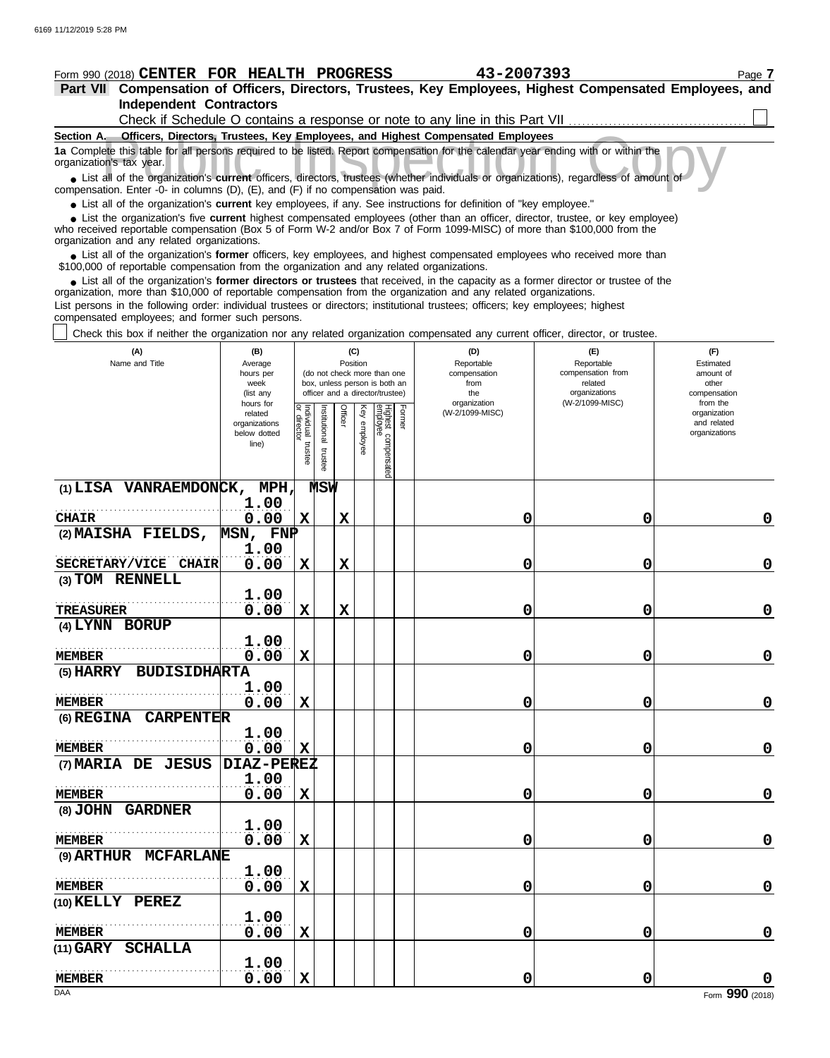Form 990 (2018) **CENTER FOR HEALTH PROGRESS** **43-2007393** Page **7**

## Part VII Compensation of Officers, Directors, Trustees, Key Employees, Highest Compensated Employees, and Independent Contractors

Check if Schedule O contains a response or note to any line in this Part VII ☐

### Section A. Officers, Directors, Trustees, Key Employees, and Highest Compensated Employees

**1a** Complete this table for all persons required to be listed. Report compensation for the calendar year ending with or within the organization's tax year.

- List all of the organization's **current** officers, directors, trustees (whether individuals or organizations), regardless of amount of compensation. Enter -0- in columns (D), (E), and (F) if no compensation was paid.
- List all of the organization's **current** key employees, if any. See instructions for definition of "key employee."
- List the organization's five **current** highest compensated employees (other than an officer, director, trustee, or key employee) who received reportable compensation (Box 5 of Form W-2 and/or Box 7 of Form 1099-MISC) of more than $100,000 from the organization and any related organizations.
- List all of the organization's **former** officers, key employees, and highest compensated employees who received more than $100,000 of reportable compensation from the organization and any related organizations.
- List all of the organization's **former directors or trustees** that received, in the capacity as a former director or trustee of the organization, more than $10,000 of reportable compensation from the organization and any related organizations.

List persons in the following order: individual trustees or directors; institutional trustees; officers; key employees; highest compensated employees; and former such persons.

☐ Check this box if neither the organization nor any related organization compensated any current officer, director, or trustee.

| (A) Name and Title | (B) Average hours per week (list any hours for related organizations below dotted line) | (C) Position: Individual trustee or director | Institutional trustee | Officer | Key employee | Highest compensated employee | Former | (D) Reportable compensation from the organization (W-2/1099-MISC) | (E) Reportable compensation from related organizations (W-2/1099-MISC) | (F) Estimated amount of other compensation from the organization and related organizations |
|---|---|---|---|---|---|---|---|---|---|---|
| (1) LISA VANRAEMDONCK, MPH, MSW<br>CHAIR | 1.00<br>0.00 | X | | X | | | | 0 | 0 | 0 |
| (2) MAISHA FIELDS, MSN, FNP<br>SECRETARY/VICE CHAIR | 1.00<br>0.00 | X | | X | | | | 0 | 0 | 0 |
| (3) TOM RENNELL<br>TREASURER | 1.00<br>0.00 | X | | X | | | | 0 | 0 | 0 |
| (4) LYNN BORUP<br>MEMBER | 1.00<br>0.00 | X | | | | | | 0 | 0 | 0 |
| (5) HARRY BUDISIDHARTA<br>MEMBER | 1.00<br>0.00 | X | | | | | | 0 | 0 | 0 |
| (6) REGINA CARPENTER<br>MEMBER | 1.00<br>0.00 | X | | | | | | 0 | 0 | 0 |
| (7) MARIA DE JESUS DIAZ-PEREZ<br>MEMBER | 1.00<br>0.00 | X | | | | | | 0 | 0 | 0 |
| (8) JOHN GARDNER<br>MEMBER | 1.00<br>0.00 | X | | | | | | 0 | 0 | 0 |
| (9) ARTHUR MCFARLANE<br>MEMBER | 1.00<br>0.00 | X | | | | | | 0 | 0 | 0 |
| (10) KELLY PEREZ<br>MEMBER | 1.00<br>0.00 | X | | | | | | 0 | 0 | 0 |
| (11) GARY SCHALLA<br>MEMBER | 1.00<br>0.00 | X | | | | | | 0 | 0 | 0 |

Form **990** (2018)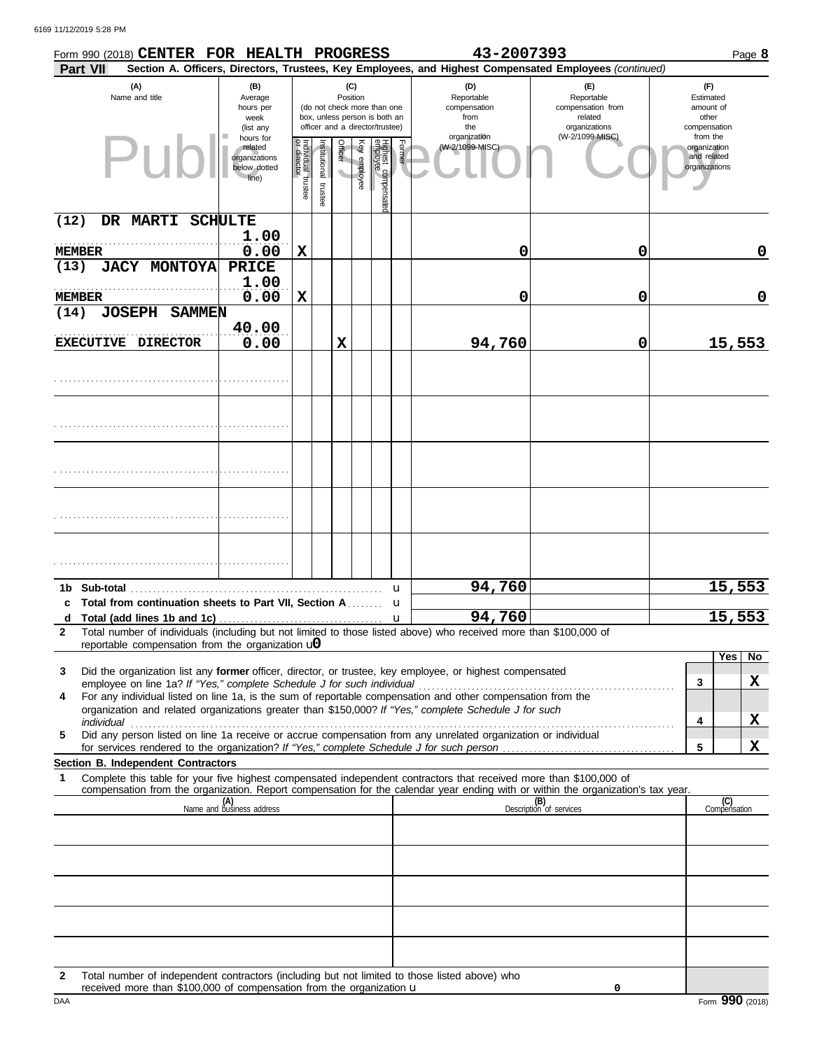Form 990 (2018) **CENTER FOR HEALTH PROGRESS** **43-2007393** Page **8**

**Part VII** **Section A. Officers, Directors, Trustees, Key Employees, and Highest Compensated Employees** *(continued)*

| (A) Name and title | (B) Average hours per week (list any hours for related organizations below dotted line) | (C) Position: Individual trustee or director | Institutional trustee | Officer | Key employee | Highest compensated employee | Former | (D) Reportable compensation from the organization (W-2/1099-MISC) | (E) Reportable compensation from related organizations (W-2/1099-MISC) | (F) Estimated amount of other compensation from the organization and related organizations |
|---|---|---|---|---|---|---|---|---|---|---|
| (12) DR MARTI SCHULTE<br>MEMBER | 1.00<br>0.00 | X | | | | | | 0 | 0 | 0 |
| (13) JACY MONTOYA PRICE<br>MEMBER | 1.00<br>0.00 | X | | | | | | 0 | 0 | 0 |
| (14) JOSEPH SAMMEN<br>EXECUTIVE DIRECTOR | 40.00<br>0.00 | | | X | | | | 94,760 | 0 | 15,553 |
| | | | | | | | | | | |
| | | | | | | | | | | |
| | | | | | | | | | | |
| | | | | | | | | | | |
| | | | | | | | | | | |
| **1b Sub-total** | | | | | | | | 94,760 | | 15,553 |
| **c Total from continuation sheets to Part VII, Section A** | | | | | | | | | | |
| **d Total (add lines 1b and 1c)** | | | | | | | | 94,760 | | 15,553 |

**2** Total number of individuals (including but not limited to those listed above) who received more than $100,000 of reportable compensation from the organization u 0

| | | Yes | No |
|---|---|---|---|
| **3** Did the organization list any **former** officer, director, or trustee, key employee, or highest compensated employee on line 1a? *If "Yes," complete Schedule J for such individual* | 3 | | X |
| **4** For any individual listed on line 1a, is the sum of reportable compensation and other compensation from the organization and related organizations greater than $150,000? *If "Yes," complete Schedule J for such individual* | 4 | | X |
| **5** Did any person listed on line 1a receive or accrue compensation from any unrelated organization or individual for services rendered to the organization? *If "Yes," complete Schedule J for such person* | 5 | | X |

**Section B. Independent Contractors**

**1** Complete this table for your five highest compensated independent contractors that received more than $100,000 of compensation from the organization. Report compensation for the calendar year ending with or within the organization's tax year.

| (A) Name and business address | (B) Description of services | (C) Compensation |
|---|---|---|
| | | |
| | | |
| | | |
| | | |
| | | |

**2** Total number of independent contractors (including but not limited to those listed above) who received more than $100,000 of compensation from the organization u 0

DAA Form **990** (2018)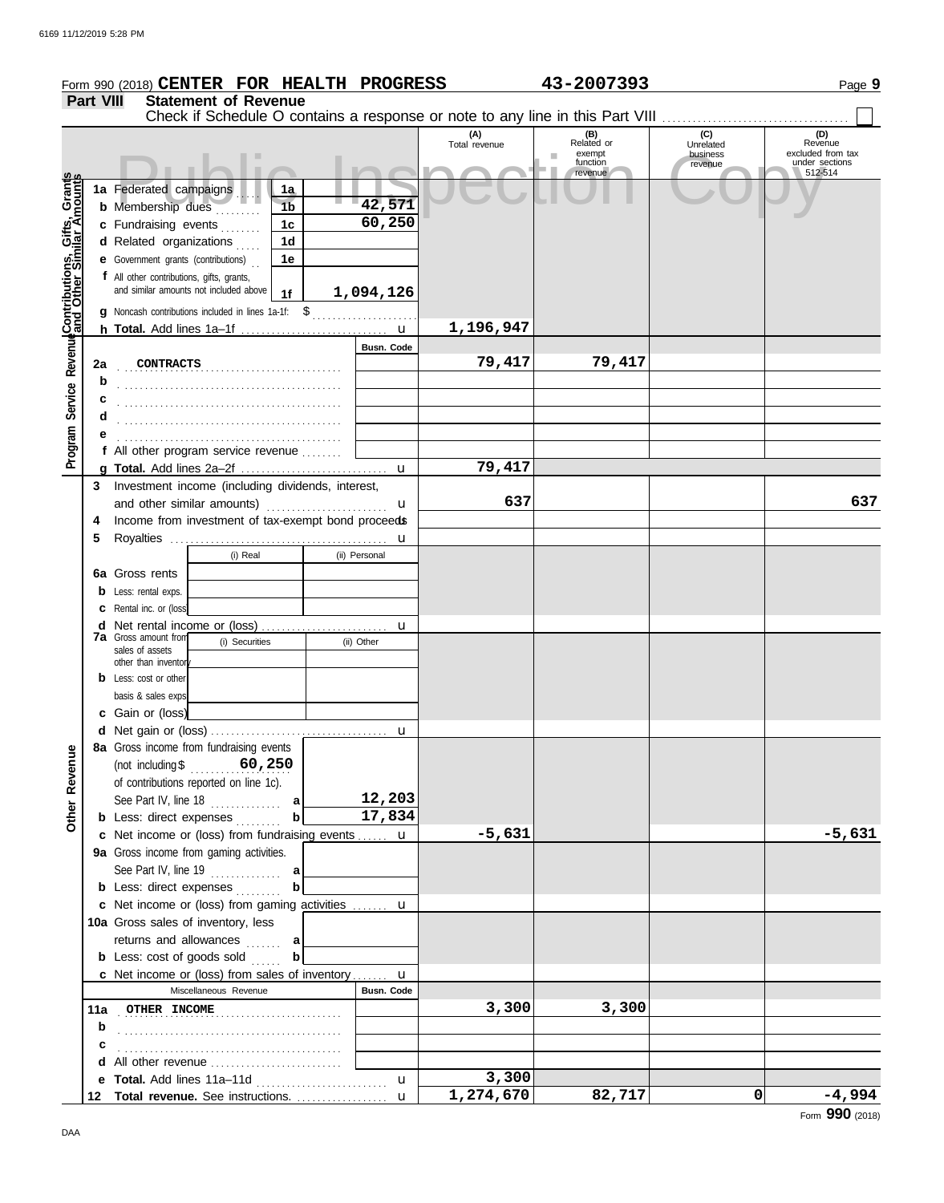Form 990 (2018) **CENTER FOR HEALTH PROGRESS** **43-2007393**

## Part VIII Statement of Revenue

Check if Schedule O contains a response or note to any line in this Part VIII ☐

| | | | (A) Total revenue | (B) Related or exempt function revenue | (C) Unrelated business revenue | (D) Revenue excluded from tax under sections 512-514 |
|---|---|---|---|---|---|---|
| **Contributions, Gifts, Grants and Other Similar Amounts** | 1a Federated campaigns | 1a | | | | |
| | b Membership dues | 1b 42,571 | | | | |
| | c Fundraising events | 1c 60,250 | | | | |
| | d Related organizations | 1d | | | | |
| | e Government grants (contributions) | 1e | | | | |
| | f All other contributions, gifts, grants, and similar amounts not included above | 1f 1,094,126 | | | | |
| | g Noncash contributions included in lines 1a-1f: $ | | | | | |
| | h **Total.** Add lines 1a–1f | u | 1,196,947 | | | |
| **Program Service Revenue** | | Busn. Code | | | | |
| | 2a CONTRACTS | | 79,417 | 79,417 | | |
| | b | | | | | |
| | c | | | | | |
| | d | | | | | |
| | e | | | | | |
| | f All other program service revenue | | | | | |
| | g **Total.** Add lines 2a–2f | u | 79,417 | | | |
| | 3 Investment income (including dividends, interest, and other similar amounts) | u | 637 | | | 637 |
| | 4 Income from investment of tax-exempt bond proceeds | u | | | | |
| | 5 Royalties | u | | | | |
| | | (i) Real / (ii) Personal | | | | |
| | 6a Gross rents | | | | | |
| | b Less: rental exps. | | | | | |
| | c Rental inc. or (loss) | | | | | |
| | d Net rental income or (loss) | u | | | | |
| | 7a Gross amount from sales of assets other than inventory | (i) Securities / (ii) Other | | | | |
| | b Less: cost or other basis & sales exps. | | | | | |
| | c Gain or (loss) | | | | | |
| | d Net gain or (loss) | u | | | | |
| **Other Revenue** | 8a Gross income from fundraising events (not including $ 60,250 of contributions reported on line 1c). See Part IV, line 18 | a 12,203 | | | | |
| | b Less: direct expenses | b 17,834 | | | | |
| | c Net income or (loss) from fundraising events | u | -5,631 | | | -5,631 |
| | 9a Gross income from gaming activities. See Part IV, line 19 | a | | | | |
| | b Less: direct expenses | b | | | | |
| | c Net income or (loss) from gaming activities | u | | | | |
| | 10a Gross sales of inventory, less returns and allowances | a | | | | |
| | b Less: cost of goods sold | b | | | | |
| | c Net income or (loss) from sales of inventory | u | | | | |
| | Miscellaneous Revenue | Busn. Code | | | | |
| | 11a OTHER INCOME | | 3,300 | 3,300 | | |
| | b | | | | | |
| | c | | | | | |
| | d All other revenue | | | | | |
| | e **Total.** Add lines 11a–11d | u | 3,300 | | | |
| | 12 **Total revenue.** See instructions. | u | 1,274,670 | 82,717 | 0 | -4,994 |

Form **990** (2018)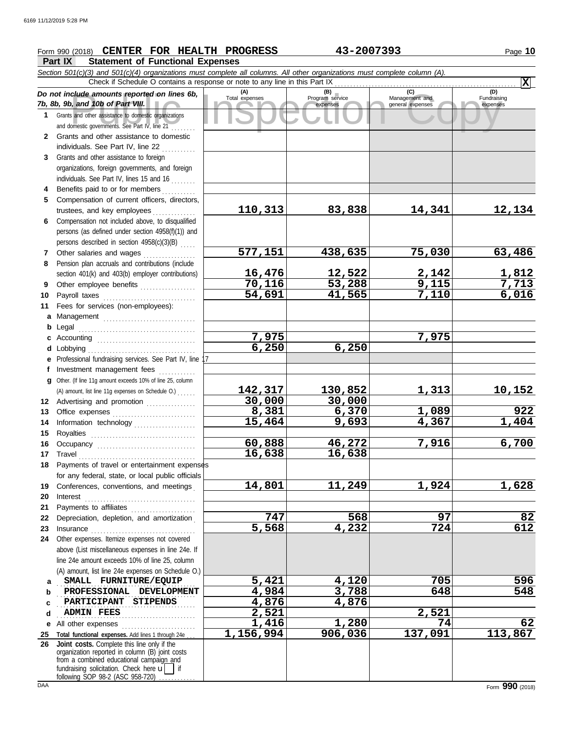Form 990 (2018) **CENTER FOR HEALTH PROGRESS** **43-2007393**

## Part IX Statement of Functional Expenses

*Section 501(c)(3) and 501(c)(4) organizations must complete all columns. All other organizations must complete column (A).*

Check if Schedule O contains a response or note to any line in this Part IX .......... **X**

| *Do not include amounts reported on lines 6b, 7b, 8b, 9b, and 10b of Part VIII.* | (A) Total expenses | (B) Program service expenses | (C) Management and general expenses | (D) Fundraising expenses |
|---|---|---|---|---|
| **1** Grants and other assistance to domestic organizations and domestic governments. See Part IV, line 21 | | | | |
| **2** Grants and other assistance to domestic individuals. See Part IV, line 22 | | | | |
| **3** Grants and other assistance to foreign organizations, foreign governments, and foreign individuals. See Part IV, lines 15 and 16 | | | | |
| **4** Benefits paid to or for members | | | | |
| **5** Compensation of current officers, directors, trustees, and key employees | 110,313 | 83,838 | 14,341 | 12,134 |
| **6** Compensation not included above, to disqualified persons (as defined under section 4958(f)(1)) and persons described in section 4958(c)(3)(B) | | | | |
| **7** Other salaries and wages | 577,151 | 438,635 | 75,030 | 63,486 |
| **8** Pension plan accruals and contributions (include section 401(k) and 403(b) employer contributions) | 16,476 | 12,522 | 2,142 | 1,812 |
| **9** Other employee benefits | 70,116 | 53,288 | 9,115 | 7,713 |
| **10** Payroll taxes | 54,691 | 41,565 | 7,110 | 6,016 |
| **11** Fees for services (non-employees): | | | | |
| **a** Management | | | | |
| **b** Legal | | | | |
| **c** Accounting | 7,975 | | 7,975 | |
| **d** Lobbying | 6,250 | 6,250 | | |
| **e** Professional fundraising services. See Part IV, line 17 | | | | |
| **f** Investment management fees | | | | |
| **g** Other. (If line 11g amount exceeds 10% of line 25, column (A) amount, list line 11g expenses on Schedule O.) | 142,317 | 130,852 | 1,313 | 10,152 |
| **12** Advertising and promotion | 30,000 | 30,000 | | |
| **13** Office expenses | 8,381 | 6,370 | 1,089 | 922 |
| **14** Information technology | 15,464 | 9,693 | 4,367 | 1,404 |
| **15** Royalties | | | | |
| **16** Occupancy | 60,888 | 46,272 | 7,916 | 6,700 |
| **17** Travel | 16,638 | 16,638 | | |
| **18** Payments of travel or entertainment expenses for any federal, state, or local public officials | | | | |
| **19** Conferences, conventions, and meetings | 14,801 | 11,249 | 1,924 | 1,628 |
| **20** Interest | | | | |
| **21** Payments to affiliates | | | | |
| **22** Depreciation, depletion, and amortization | 747 | 568 | 97 | 82 |
| **23** Insurance | 5,568 | 4,232 | 724 | 612 |
| **24** Other expenses. Itemize expenses not covered above (List miscellaneous expenses in line 24e. If line 24e amount exceeds 10% of line 25, column (A) amount, list line 24e expenses on Schedule O.) | | | | |
| **a** SMALL FURNITURE/EQUIP | 5,421 | 4,120 | 705 | 596 |
| **b** PROFESSIONAL DEVELOPMENT | 4,984 | 3,788 | 648 | 548 |
| **c** PARTICIPANT STIPENDS | 4,876 | 4,876 | | |
| **d** ADMIN FEES | 2,521 | | 2,521 | |
| **e** All other expenses | 1,416 | 1,280 | 74 | 62 |
| **25 Total functional expenses.** Add lines 1 through 24e | 1,156,994 | 906,036 | 137,091 | 113,867 |
| **26 Joint costs.** Complete this line only if the organization reported in column (B) joint costs from a combined educational campaign and fundraising solicitation. Check here ☐ if following SOP 98-2 (ASC 958-720) | | | | |

Form **990** (2018)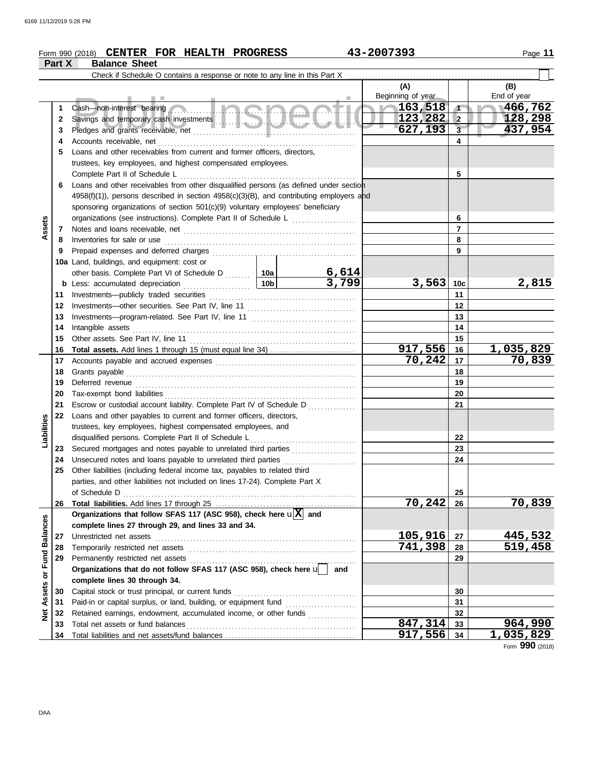Form 990 (2018) **CENTER FOR HEALTH PROGRESS** 43-2007393

## Part X Balance Sheet

Check if Schedule O contains a response or note to any line in this Part X

| | | | | (A) Beginning of year | | (B) End of year |
|---|---|---|---|---|---|---|
| **Assets** | 1 | Cash—non-interest bearing | | 163,518 | 1 | 466,762 |
| | 2 | Savings and temporary cash investments | | 123,282 | 2 | 128,298 |
| | 3 | Pledges and grants receivable, net | | 627,193 | 3 | 437,954 |
| | 4 | Accounts receivable, net | | | 4 | |
| | 5 | Loans and other receivables from current and former officers, directors, trustees, key employees, and highest compensated employees. Complete Part II of Schedule L | | | 5 | |
| | 6 | Loans and other receivables from other disqualified persons (as defined under section 4958(f)(1)), persons described in section 4958(c)(3)(B), and contributing employers and sponsoring organizations of section 501(c)(9) voluntary employees' beneficiary organizations (see instructions). Complete Part II of Schedule L | | | 6 | |
| | 7 | Notes and loans receivable, net | | | 7 | |
| | 8 | Inventories for sale or use | | | 8 | |
| | 9 | Prepaid expenses and deferred charges | | | 9 | |
| | 10a | Land, buildings, and equipment: cost or other basis. Complete Part VI of Schedule D | 10a 6,614 | | | |
| | b | Less: accumulated depreciation | 10b 3,799 | 3,563 | 10c | 2,815 |
| | 11 | Investments—publicly traded securities | | | 11 | |
| | 12 | Investments—other securities. See Part IV, line 11 | | | 12 | |
| | 13 | Investments—program-related. See Part IV, line 11 | | | 13 | |
| | 14 | Intangible assets | | | 14 | |
| | 15 | Other assets. See Part IV, line 11 | | | 15 | |
| | 16 | **Total assets.** Add lines 1 through 15 (must equal line 34) | | 917,556 | 16 | 1,035,829 |
| **Liabilities** | 17 | Accounts payable and accrued expenses | | 70,242 | 17 | 70,839 |
| | 18 | Grants payable | | | 18 | |
| | 19 | Deferred revenue | | | 19 | |
| | 20 | Tax-exempt bond liabilities | | | 20 | |
| | 21 | Escrow or custodial account liability. Complete Part IV of Schedule D | | | 21 | |
| | 22 | Loans and other payables to current and former officers, directors, trustees, key employees, highest compensated employees, and disqualified persons. Complete Part II of Schedule L | | | 22 | |
| | 23 | Secured mortgages and notes payable to unrelated third parties | | | 23 | |
| | 24 | Unsecured notes and loans payable to unrelated third parties | | | 24 | |
| | 25 | Other liabilities (including federal income tax, payables to related third parties, and other liabilities not included on lines 17-24). Complete Part X of Schedule D | | | 25 | |
| | 26 | **Total liabilities.** Add lines 17 through 25 | | 70,242 | 26 | 70,839 |
| **Net Assets or Fund Balances** | | **Organizations that follow SFAS 117 (ASC 958), check here** [X] **and complete lines 27 through 29, and lines 33 and 34.** | | | | |
| | 27 | Unrestricted net assets | | 105,916 | 27 | 445,532 |
| | 28 | Temporarily restricted net assets | | 741,398 | 28 | 519,458 |
| | 29 | Permanently restricted net assets | | | 29 | |
| | | **Organizations that do not follow SFAS 117 (ASC 958), check here** [ ] **and complete lines 30 through 34.** | | | | |
| | 30 | Capital stock or trust principal, or current funds | | | 30 | |
| | 31 | Paid-in or capital surplus, or land, building, or equipment fund | | | 31 | |
| | 32 | Retained earnings, endowment, accumulated income, or other funds | | | 32 | |
| | 33 | Total net assets or fund balances | | 847,314 | 33 | 964,990 |
| | 34 | Total liabilities and net assets/fund balances | | 917,556 | 34 | 1,035,829 |

Form **990** (2018)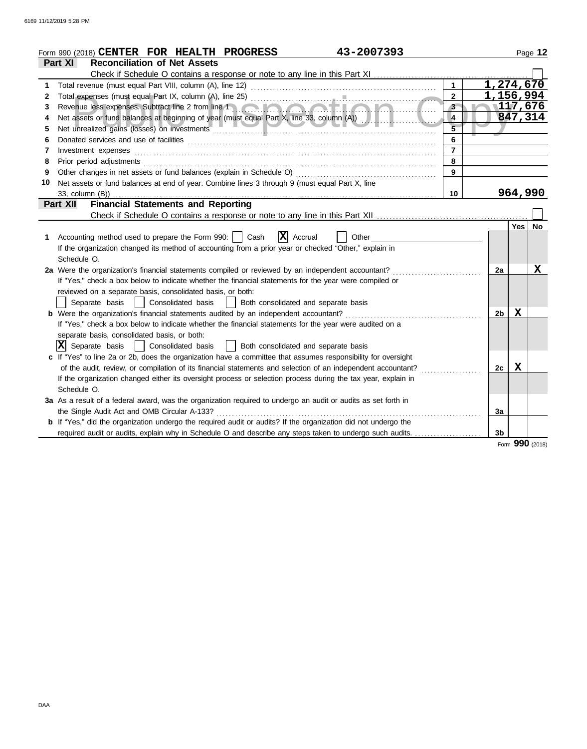Form 990 (2018) **CENTER FOR HEALTH PROGRESS** 43-2007393

## Part XI Reconciliation of Net Assets

Check if Schedule O contains a response or note to any line in this Part XI ☐

| | | | |
|---|---|---|---|
| 1 | Total revenue (must equal Part VIII, column (A), line 12) | 1 | 1,274,670 |
| 2 | Total expenses (must equal Part IX, column (A), line 25) | 2 | 1,156,994 |
| 3 | Revenue less expenses. Subtract line 2 from line 1 | 3 | 117,676 |
| 4 | Net assets or fund balances at beginning of year (must equal Part X, line 33, column (A)) | 4 | 847,314 |
| 5 | Net unrealized gains (losses) on investments | 5 | |
| 6 | Donated services and use of facilities | 6 | |
| 7 | Investment expenses | 7 | |
| 8 | Prior period adjustments | 8 | |
| 9 | Other changes in net assets or fund balances (explain in Schedule O) | 9 | |
| 10 | Net assets or fund balances at end of year. Combine lines 3 through 9 (must equal Part X, line 33, column (B)) | 10 | 964,990 |

## Part XII Financial Statements and Reporting

Check if Schedule O contains a response or note to any line in this Part XII ☐

| | | | Yes | No |
|---|---|---|---|---|
| 1 | Accounting method used to prepare the Form 990: ☐ Cash ☒ Accrual ☐ Other<br>If the organization changed its method of accounting from a prior year or checked "Other," explain in Schedule O. | | | |
| 2a | Were the organization's financial statements compiled or reviewed by an independent accountant?<br>If "Yes," check a box below to indicate whether the financial statements for the year were compiled or reviewed on a separate basis, consolidated basis, or both:<br>☐ Separate basis ☐ Consolidated basis ☐ Both consolidated and separate basis | 2a | | X |
| b | Were the organization's financial statements audited by an independent accountant?<br>If "Yes," check a box below to indicate whether the financial statements for the year were audited on a separate basis, consolidated basis, or both:<br>☒ Separate basis ☐ Consolidated basis ☐ Both consolidated and separate basis | 2b | X | |
| c | If "Yes" to line 2a or 2b, does the organization have a committee that assumes responsibility for oversight of the audit, review, or compilation of its financial statements and selection of an independent accountant?<br>If the organization changed either its oversight process or selection process during the tax year, explain in Schedule O. | 2c | X | |
| 3a | As a result of a federal award, was the organization required to undergo an audit or audits as set forth in the Single Audit Act and OMB Circular A-133? | 3a | | |
| b | If "Yes," did the organization undergo the required audit or audits? If the organization did not undergo the required audit or audits, explain why in Schedule O and describe any steps taken to undergo such audits. | 3b | | |

Form **990** (2018)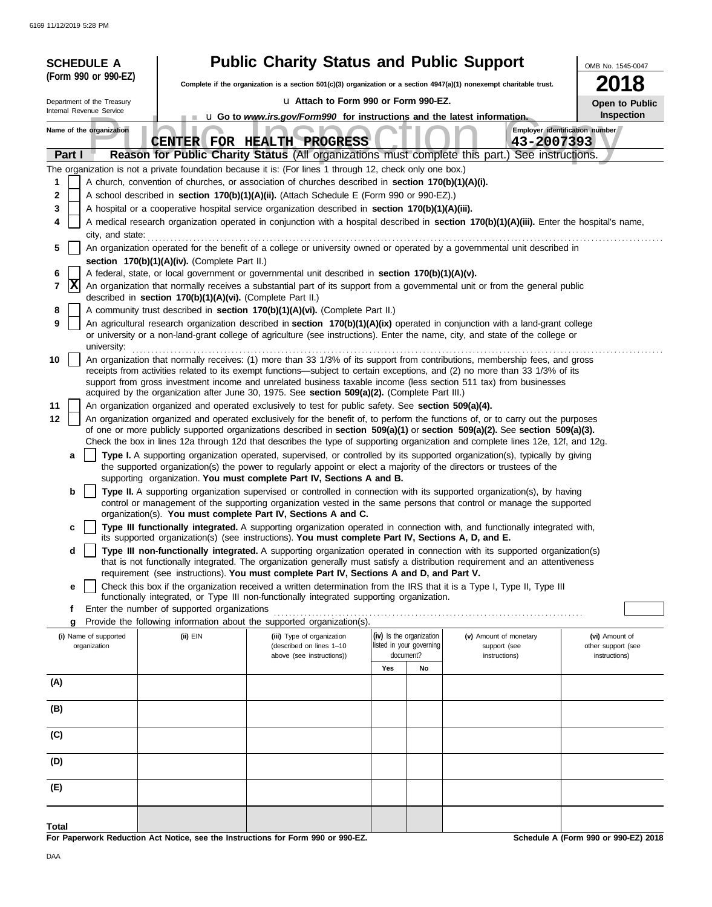**SCHEDULE A (Form 990 or 990-EZ)**

Department of the Treasury
Internal Revenue Service

# Public Charity Status and Public Support

**Complete if the organization is a section 501(c)(3) organization or a section 4947(a)(1) nonexempt charitable trust.**

u **Attach to Form 990 or Form 990-EZ.**

u **Go to *www.irs.gov/Form990* for instructions and the latest information.**

OMB No. 1545-0047

**2018**

**Open to Public Inspection**

**Name of the organization**
CENTER FOR HEALTH PROGRESS

**Employer identification number**
43-2007393

## Part I Reason for Public Charity Status (All organizations must complete this part.) See instructions.

The organization is not a private foundation because it is: (For lines 1 through 12, check only one box.)

1. [ ] A church, convention of churches, or association of churches described in **section 170(b)(1)(A)(i).**
2. [ ] A school described in **section 170(b)(1)(A)(ii).** (Attach Schedule E (Form 990 or 990-EZ).)
3. [ ] A hospital or a cooperative hospital service organization described in **section 170(b)(1)(A)(iii).**
4. [ ] A medical research organization operated in conjunction with a hospital described in **section 170(b)(1)(A)(iii).** Enter the hospital's name, city, and state:
5. [ ] An organization operated for the benefit of a college or university owned or operated by a governmental unit described in **section 170(b)(1)(A)(iv).** (Complete Part II.)
6. [ ] A federal, state, or local government or governmental unit described in **section 170(b)(1)(A)(v).**
7. [X] An organization that normally receives a substantial part of its support from a governmental unit or from the general public described in **section 170(b)(1)(A)(vi).** (Complete Part II.)
8. [ ] A community trust described in **section 170(b)(1)(A)(vi).** (Complete Part II.)
9. [ ] An agricultural research organization described in **section 170(b)(1)(A)(ix)** operated in conjunction with a land-grant college or university or a non-land-grant college of agriculture (see instructions). Enter the name, city, and state of the college or university:
10. [ ] An organization that normally receives: (1) more than 33 1/3% of its support from contributions, membership fees, and gross receipts from activities related to its exempt functions—subject to certain exceptions, and (2) no more than 33 1/3% of its support from gross investment income and unrelated business taxable income (less section 511 tax) from businesses acquired by the organization after June 30, 1975. See **section 509(a)(2).** (Complete Part III.)
11. [ ] An organization organized and operated exclusively to test for public safety. See **section 509(a)(4).**
12. [ ] An organization organized and operated exclusively for the benefit of, to perform the functions of, or to carry out the purposes of one or more publicly supported organizations described in **section 509(a)(1)** or **section 509(a)(2).** See **section 509(a)(3).** Check the box in lines 12a through 12d that describes the type of supporting organization and complete lines 12e, 12f, and 12g.
   - **a** [ ] **Type I.** A supporting organization operated, supervised, or controlled by its supported organization(s), typically by giving the supported organization(s) the power to regularly appoint or elect a majority of the directors or trustees of the supporting organization. **You must complete Part IV, Sections A and B.**
   - **b** [ ] **Type II.** A supporting organization supervised or controlled in connection with its supported organization(s), by having control or management of the supporting organization vested in the same persons that control or manage the supported organization(s). **You must complete Part IV, Sections A and C.**
   - **c** [ ] **Type III functionally integrated.** A supporting organization operated in connection with, and functionally integrated with, its supported organization(s) (see instructions). **You must complete Part IV, Sections A, D, and E.**
   - **d** [ ] **Type III non-functionally integrated.** A supporting organization operated in connection with its supported organization(s) that is not functionally integrated. The organization generally must satisfy a distribution requirement and an attentiveness requirement (see instructions). **You must complete Part IV, Sections A and D, and Part V.**
   - **e** [ ] Check this box if the organization received a written determination from the IRS that it is a Type I, Type II, Type III functionally integrated, or Type III non-functionally integrated supporting organization.
   - **f** Enter the number of supported organizations
   - **g** Provide the following information about the supported organization(s).

| (i) Name of supported organization | (ii) EIN | (iii) Type of organization (described on lines 1–10 above (see instructions)) | (iv) Is the organization listed in your governing document? Yes | No | (v) Amount of monetary support (see instructions) | (vi) Amount of other support (see instructions) |
|---|---|---|---|---|---|---|
| (A) | | | | | | |
| (B) | | | | | | |
| (C) | | | | | | |
| (D) | | | | | | |
| (E) | | | | | | |
| **Total** | | | | | | |

**For Paperwork Reduction Act Notice, see the Instructions for Form 990 or 990-EZ.**

**Schedule A (Form 990 or 990-EZ) 2018**

DAA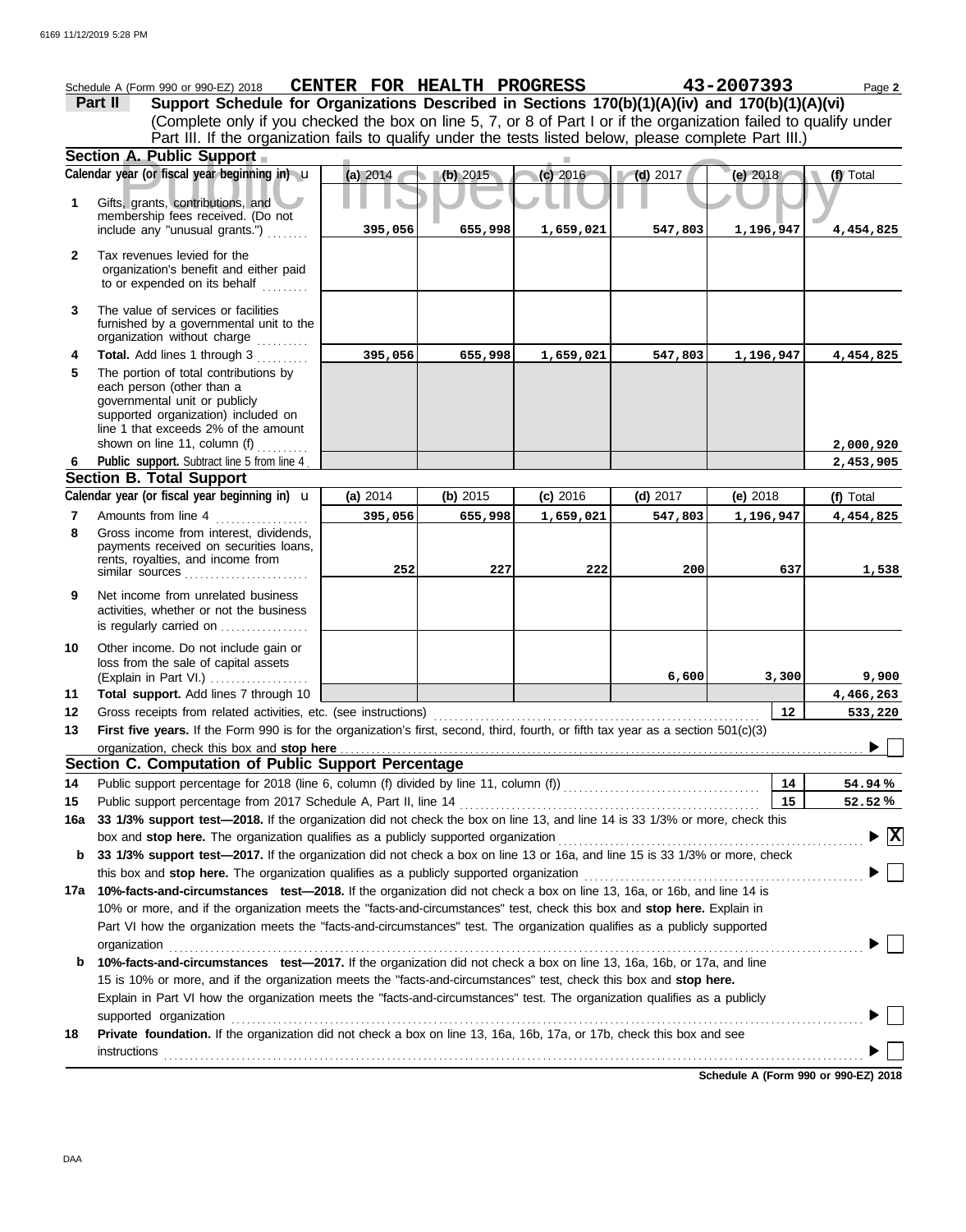Schedule A (Form 990 or 990-EZ) 2018 **CENTER FOR HEALTH PROGRESS** **43-2007393** Page **2**

**Part II** **Support Schedule for Organizations Described in Sections 170(b)(1)(A)(iv) and 170(b)(1)(A)(vi)**
(Complete only if you checked the box on line 5, 7, or 8 of Part I or if the organization failed to qualify under Part III. If the organization fails to qualify under the tests listed below, please complete Part III.)

**Section A. Public Support**

| Calendar year (or fiscal year beginning in) u | (a) 2014 | (b) 2015 | (c) 2016 | (d) 2017 | (e) 2018 | (f) Total |
|---|---|---|---|---|---|---|
| **1** Gifts, grants, contributions, and membership fees received. (Do not include any "unusual grants.") | 395,056 | 655,998 | 1,659,021 | 547,803 | 1,196,947 | 4,454,825 |
| **2** Tax revenues levied for the organization's benefit and either paid to or expended on its behalf | | | | | | |
| **3** The value of services or facilities furnished by a governmental unit to the organization without charge | | | | | | |
| **4** **Total.** Add lines 1 through 3 | 395,056 | 655,998 | 1,659,021 | 547,803 | 1,196,947 | 4,454,825 |
| **5** The portion of total contributions by each person (other than a governmental unit or publicly supported organization) included on line 1 that exceeds 2% of the amount shown on line 11, column (f) | | | | | | 2,000,920 |
| **6** **Public support.** Subtract line 5 from line 4 | | | | | | 2,453,905 |

**Section B. Total Support**

| Calendar year (or fiscal year beginning in) u | (a) 2014 | (b) 2015 | (c) 2016 | (d) 2017 | (e) 2018 | (f) Total |
|---|---|---|---|---|---|---|
| **7** Amounts from line 4 | 395,056 | 655,998 | 1,659,021 | 547,803 | 1,196,947 | 4,454,825 |
| **8** Gross income from interest, dividends, payments received on securities loans, rents, royalties, and income from similar sources | 252 | 227 | 222 | 200 | 637 | 1,538 |
| **9** Net income from unrelated business activities, whether or not the business is regularly carried on | | | | | | |
| **10** Other income. Do not include gain or loss from the sale of capital assets (Explain in Part VI.) | | | | 6,600 | 3,300 | 9,900 |
| **11** **Total support.** Add lines 7 through 10 | | | | | | 4,466,263 |

**12** Gross receipts from related activities, etc. (see instructions) **12** 533,220

**13** **First five years.** If the Form 990 is for the organization's first, second, third, fourth, or fifth tax year as a section 501(c)(3) organization, check this box and **stop here** ☐

**Section C. Computation of Public Support Percentage**

**14** Public support percentage for 2018 (line 6, column (f) divided by line 11, column (f)) **14** 54.94 %

**15** Public support percentage from 2017 Schedule A, Part II, line 14 **15** 52.52 %

**16a** **33 1/3% support test—2018.** If the organization did not check the box on line 13, and line 14 is 33 1/3% or more, check this box and **stop here.** The organization qualifies as a publicly supported organization ☒

**b** **33 1/3% support test—2017.** If the organization did not check a box on line 13 or 16a, and line 15 is 33 1/3% or more, check this box and **stop here.** The organization qualifies as a publicly supported organization ☐

**17a** **10%-facts-and-circumstances test—2018.** If the organization did not check a box on line 13, 16a, or 16b, and line 14 is 10% or more, and if the organization meets the "facts-and-circumstances" test, check this box and **stop here.** Explain in Part VI how the organization meets the "facts-and-circumstances" test. The organization qualifies as a publicly supported organization ☐

**b** **10%-facts-and-circumstances test—2017.** If the organization did not check a box on line 13, 16a, 16b, or 17a, and line 15 is 10% or more, and if the organization meets the "facts-and-circumstances" test, check this box and **stop here.** Explain in Part VI how the organization meets the "facts-and-circumstances" test. The organization qualifies as a publicly supported organization ☐

**18** **Private foundation.** If the organization did not check a box on line 13, 16a, 16b, 17a, or 17b, check this box and see instructions ☐

**Schedule A (Form 990 or 990-EZ) 2018**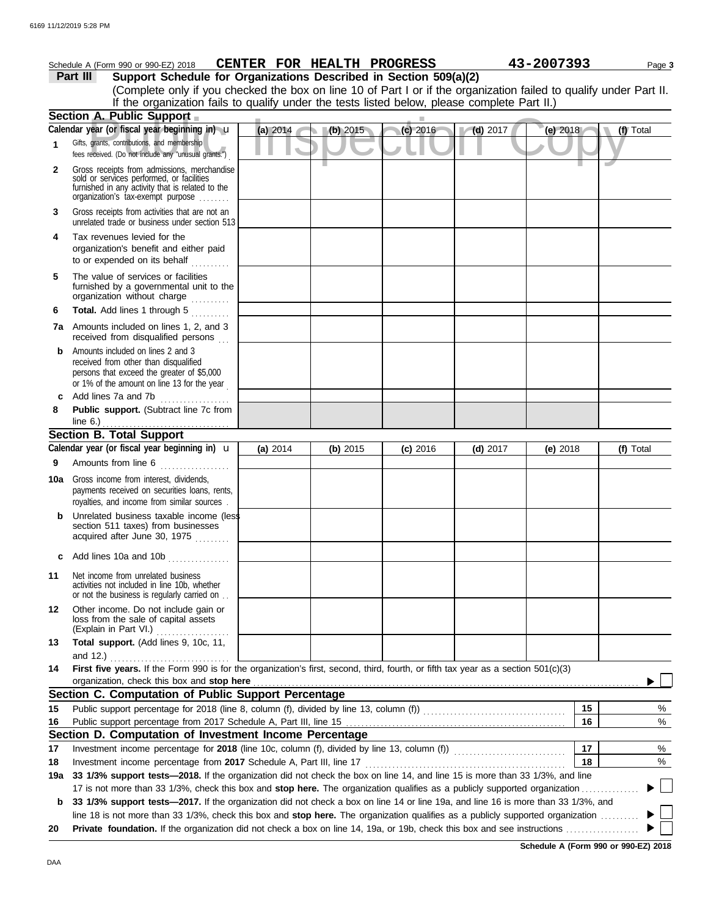Schedule A (Form 990 or 990-EZ) 2018 **CENTER FOR HEALTH PROGRESS** **43-2007393** Page **3**

## Part III Support Schedule for Organizations Described in Section 509(a)(2)

(Complete only if you checked the box on line 10 of Part I or if the organization failed to qualify under Part II. If the organization fails to qualify under the tests listed below, please complete Part II.)

### Section A. Public Support

| Calendar year (or fiscal year beginning in) u | (a) 2014 | (b) 2015 | (c) 2016 | (d) 2017 | (e) 2018 | (f) Total |
|---|---|---|---|---|---|---|
| **1** Gifts, grants, contributions, and membership fees received. (Do not include any "unusual grants.") | | | | | | |
| **2** Gross receipts from admissions, merchandise sold or services performed, or facilities furnished in any activity that is related to the organization's tax-exempt purpose | | | | | | |
| **3** Gross receipts from activities that are not an unrelated trade or business under section 513 | | | | | | |
| **4** Tax revenues levied for the organization's benefit and either paid to or expended on its behalf | | | | | | |
| **5** The value of services or facilities furnished by a governmental unit to the organization without charge | | | | | | |
| **6** **Total.** Add lines 1 through 5 | | | | | | |
| **7a** Amounts included on lines 1, 2, and 3 received from disqualified persons | | | | | | |
| **b** Amounts included on lines 2 and 3 received from other than disqualified persons that exceed the greater of $5,000 or 1% of the amount on line 13 for the year | | | | | | |
| **c** Add lines 7a and 7b | | | | | | |
| **8** **Public support.** (Subtract line 7c from line 6.) | | | | | | |

### Section B. Total Support

| Calendar year (or fiscal year beginning in) u | (a) 2014 | (b) 2015 | (c) 2016 | (d) 2017 | (e) 2018 | (f) Total |
|---|---|---|---|---|---|---|
| **9** Amounts from line 6 | | | | | | |
| **10a** Gross income from interest, dividends, payments received on securities loans, rents, royalties, and income from similar sources | | | | | | |
| **b** Unrelated business taxable income (less section 511 taxes) from businesses acquired after June 30, 1975 | | | | | | |
| **c** Add lines 10a and 10b | | | | | | |
| **11** Net income from unrelated business activities not included in line 10b, whether or not the business is regularly carried on | | | | | | |
| **12** Other income. Do not include gain or loss from the sale of capital assets (Explain in Part VI.) | | | | | | |
| **13** **Total support.** (Add lines 9, 10c, 11, and 12.) | | | | | | |

**14** **First five years.** If the Form 990 is for the organization's first, second, third, fourth, or fifth tax year as a section 501(c)(3) organization, check this box and **stop here** ☐

### Section C. Computation of Public Support Percentage

| | | | |
|---|---|---|---|
| **15** | Public support percentage for 2018 (line 8, column (f), divided by line 13, column (f)) | 15 | % |
| **16** | Public support percentage from 2017 Schedule A, Part III, line 15 | 16 | % |

### Section D. Computation of Investment Income Percentage

| | | | |
|---|---|---|---|
| **17** | Investment income percentage for **2018** (line 10c, column (f), divided by line 13, column (f)) | 17 | % |
| **18** | Investment income percentage from **2017** Schedule A, Part III, line 17 | 18 | % |

**19a** **33 1/3% support tests—2018.** If the organization did not check the box on line 14, and line 15 is more than 33 1/3%, and line 17 is not more than 33 1/3%, check this box and **stop here.** The organization qualifies as a publicly supported organization ☐

**b** **33 1/3% support tests—2017.** If the organization did not check a box on line 14 or line 19a, and line 16 is more than 33 1/3%, and line 18 is not more than 33 1/3%, check this box and **stop here.** The organization qualifies as a publicly supported organization ☐

**20** **Private foundation.** If the organization did not check a box on line 14, 19a, or 19b, check this box and see instructions ☐

**Schedule A (Form 990 or 990-EZ) 2018**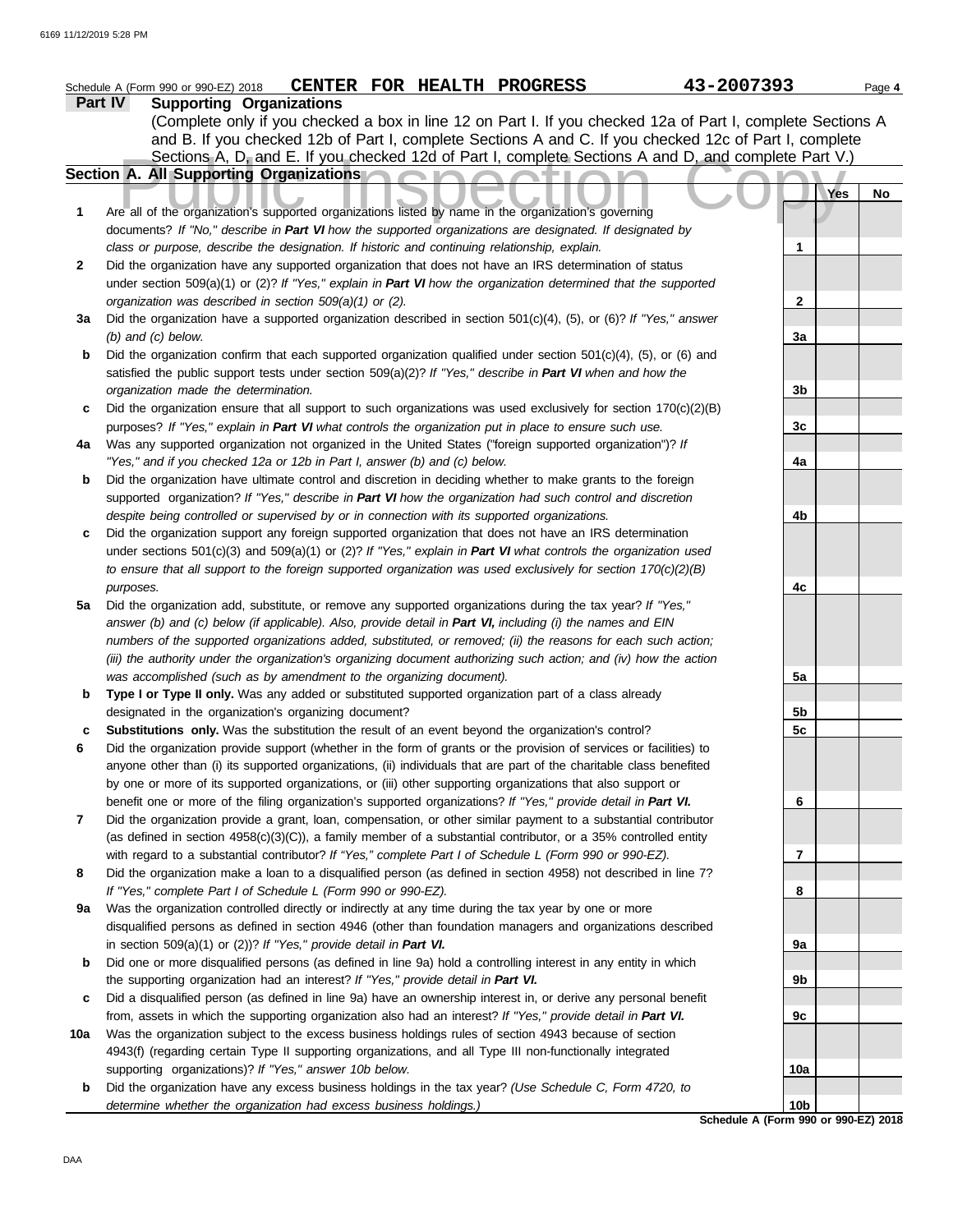Schedule A (Form 990 or 990-EZ) 2018 **CENTER FOR HEALTH PROGRESS** 43-2007393 Page **4**

## Part IV Supporting Organizations

(Complete only if you checked a box in line 12 on Part I. If you checked 12a of Part I, complete Sections A and B. If you checked 12b of Part I, complete Sections A and C. If you checked 12c of Part I, complete Sections A, D, and E. If you checked 12d of Part I, complete Sections A and D, and complete Part V.)

### Section A. All Supporting Organizations

| | | | Yes | No |
|---|---|---|---|---|
| **1** | Are all of the organization's supported organizations listed by name in the organization's governing documents? *If "No," describe in **Part VI** how the supported organizations are designated. If designated by class or purpose, describe the designation. If historic and continuing relationship, explain.* | **1** | | |
| **2** | Did the organization have any supported organization that does not have an IRS determination of status under section 509(a)(1) or (2)? *If "Yes," explain in **Part VI** how the organization determined that the supported organization was described in section 509(a)(1) or (2).* | **2** | | |
| **3a** | Did the organization have a supported organization described in section 501(c)(4), (5), or (6)? *If "Yes," answer (b) and (c) below.* | **3a** | | |
| **b** | Did the organization confirm that each supported organization qualified under section 501(c)(4), (5), or (6) and satisfied the public support tests under section 509(a)(2)? *If "Yes," describe in **Part VI** when and how the organization made the determination.* | **3b** | | |
| **c** | Did the organization ensure that all support to such organizations was used exclusively for section 170(c)(2)(B) purposes? *If "Yes," explain in **Part VI** what controls the organization put in place to ensure such use.* | **3c** | | |
| **4a** | Was any supported organization not organized in the United States ("foreign supported organization")? *If "Yes," and if you checked 12a or 12b in Part I, answer (b) and (c) below.* | **4a** | | |
| **b** | Did the organization have ultimate control and discretion in deciding whether to make grants to the foreign supported organization? *If "Yes," describe in **Part VI** how the organization had such control and discretion despite being controlled or supervised by or in connection with its supported organizations.* | **4b** | | |
| **c** | Did the organization support any foreign supported organization that does not have an IRS determination under sections 501(c)(3) and 509(a)(1) or (2)? *If "Yes," explain in **Part VI** what controls the organization used to ensure that all support to the foreign supported organization was used exclusively for section 170(c)(2)(B) purposes.* | **4c** | | |
| **5a** | Did the organization add, substitute, or remove any supported organizations during the tax year? *If "Yes," answer (b) and (c) below (if applicable). Also, provide detail in **Part VI,** including (i) the names and EIN numbers of the supported organizations added, substituted, or removed; (ii) the reasons for each such action; (iii) the authority under the organization's organizing document authorizing such action; and (iv) how the action was accomplished (such as by amendment to the organizing document).* | **5a** | | |
| **b** | **Type I or Type II only.** Was any added or substituted supported organization part of a class already designated in the organization's organizing document? | **5b** | | |
| **c** | **Substitutions only.** Was the substitution the result of an event beyond the organization's control? | **5c** | | |
| **6** | Did the organization provide support (whether in the form of grants or the provision of services or facilities) to anyone other than (i) its supported organizations, (ii) individuals that are part of the charitable class benefited by one or more of its supported organizations, or (iii) other supporting organizations that also support or benefit one or more of the filing organization's supported organizations? *If "Yes," provide detail in **Part VI.*** | **6** | | |
| **7** | Did the organization provide a grant, loan, compensation, or other similar payment to a substantial contributor (as defined in section 4958(c)(3)(C)), a family member of a substantial contributor, or a 35% controlled entity with regard to a substantial contributor? *If "Yes," complete Part I of Schedule L (Form 990 or 990-EZ).* | **7** | | |
| **8** | Did the organization make a loan to a disqualified person (as defined in section 4958) not described in line 7? *If "Yes," complete Part I of Schedule L (Form 990 or 990-EZ).* | **8** | | |
| **9a** | Was the organization controlled directly or indirectly at any time during the tax year by one or more disqualified persons as defined in section 4946 (other than foundation managers and organizations described in section 509(a)(1) or (2))? *If "Yes," provide detail in **Part VI.*** | **9a** | | |
| **b** | Did one or more disqualified persons (as defined in line 9a) hold a controlling interest in any entity in which the supporting organization had an interest? *If "Yes," provide detail in **Part VI.*** | **9b** | | |
| **c** | Did a disqualified person (as defined in line 9a) have an ownership interest in, or derive any personal benefit from, assets in which the supporting organization also had an interest? *If "Yes," provide detail in **Part VI.*** | **9c** | | |
| **10a** | Was the organization subject to the excess business holdings rules of section 4943 because of section 4943(f) (regarding certain Type II supporting organizations, and all Type III non-functionally integrated supporting organizations)? *If "Yes," answer 10b below.* | **10a** | | |
| **b** | Did the organization have any excess business holdings in the tax year? *(Use Schedule C, Form 4720, to determine whether the organization had excess business holdings.)* | **10b** | | |

**Schedule A (Form 990 or 990-EZ) 2018**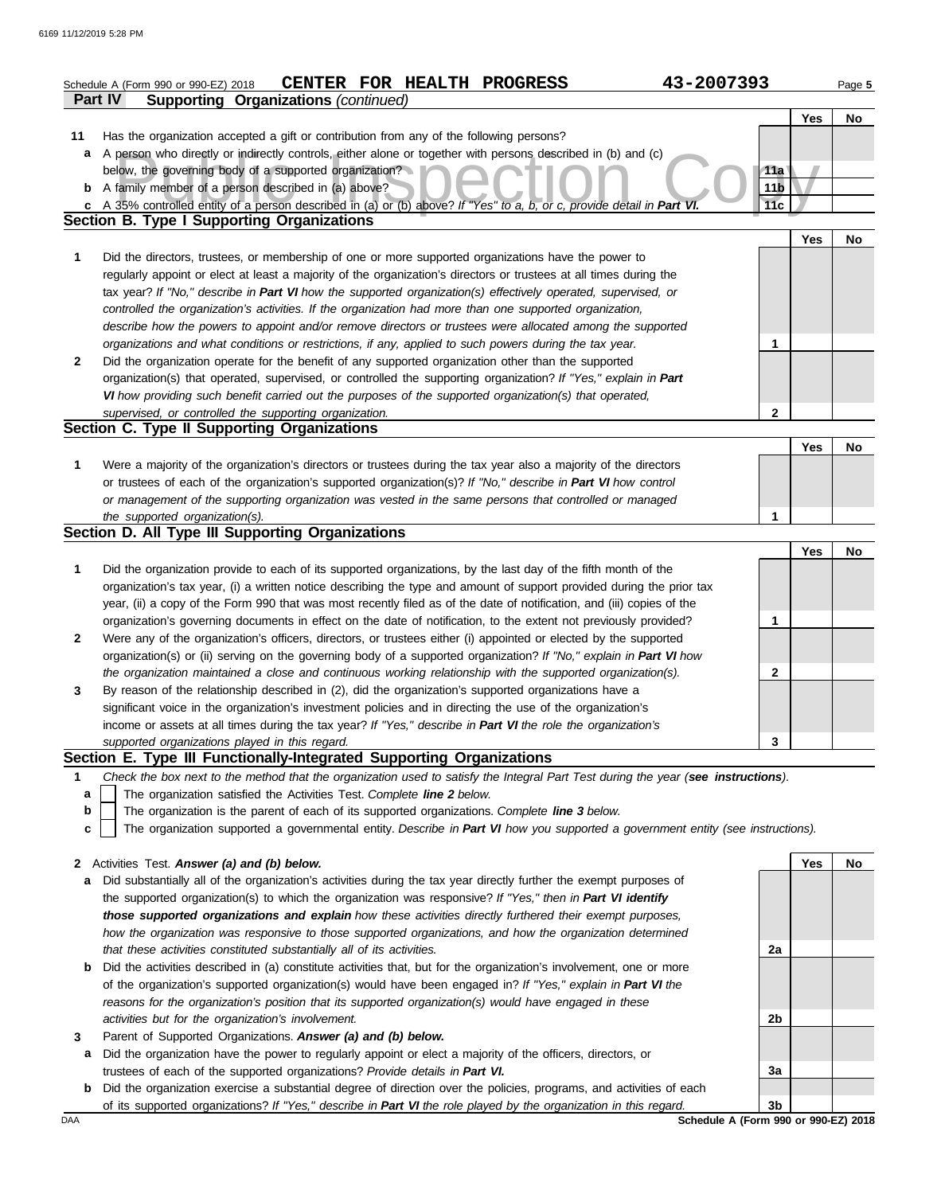Schedule A (Form 990 or 990-EZ) 2018 **CENTER FOR HEALTH PROGRESS** **43-2007393** Page **5**

## Part IV Supporting Organizations *(continued)*

| | | | Yes | No |
|---|---|---|---|---|
| **11** | Has the organization accepted a gift or contribution from any of the following persons? | | | |
| **a** | A person who directly or indirectly controls, either alone or together with persons described in (b) and (c) below, the governing body of a supported organization? | **11a** | | |
| **b** | A family member of a person described in (a) above? | **11b** | | |
| **c** | A 35% controlled entity of a person described in (a) or (b) above? *If "Yes" to a, b, or c, provide detail in* ***Part VI.*** | **11c** | | |

### Section B. Type I Supporting Organizations

| | | | Yes | No |
|---|---|---|---|---|
| **1** | Did the directors, trustees, or membership of one or more supported organizations have the power to regularly appoint or elect at least a majority of the organization's directors or trustees at all times during the tax year? *If "No," describe in* ***Part VI*** *how the supported organization(s) effectively operated, supervised, or controlled the organization's activities. If the organization had more than one supported organization, describe how the powers to appoint and/or remove directors or trustees were allocated among the supported organizations and what conditions or restrictions, if any, applied to such powers during the tax year.* | **1** | | |
| **2** | Did the organization operate for the benefit of any supported organization other than the supported organization(s) that operated, supervised, or controlled the supporting organization? *If "Yes," explain in* ***Part VI*** *how providing such benefit carried out the purposes of the supported organization(s) that operated, supervised, or controlled the supporting organization.* | **2** | | |

### Section C. Type II Supporting Organizations

| | | | Yes | No |
|---|---|---|---|---|
| **1** | Were a majority of the organization's directors or trustees during the tax year also a majority of the directors or trustees of each of the organization's supported organization(s)? *If "No," describe in* ***Part VI*** *how control or management of the supporting organization was vested in the same persons that controlled or managed the supported organization(s).* | **1** | | |

### Section D. All Type III Supporting Organizations

| | | | Yes | No |
|---|---|---|---|---|
| **1** | Did the organization provide to each of its supported organizations, by the last day of the fifth month of the organization's tax year, (i) a written notice describing the type and amount of support provided during the prior tax year, (ii) a copy of the Form 990 that was most recently filed as of the date of notification, and (iii) copies of the organization's governing documents in effect on the date of notification, to the extent not previously provided? | **1** | | |
| **2** | Were any of the organization's officers, directors, or trustees either (i) appointed or elected by the supported organization(s) or (ii) serving on the governing body of a supported organization? *If "No," explain in* ***Part VI*** *how the organization maintained a close and continuous working relationship with the supported organization(s).* | **2** | | |
| **3** | By reason of the relationship described in (2), did the organization's supported organizations have a significant voice in the organization's investment policies and in directing the use of the organization's income or assets at all times during the tax year? *If "Yes," describe in* ***Part VI*** *the role the organization's supported organizations played in this regard.* | **3** | | |

### Section E. Type III Functionally-Integrated Supporting Organizations

**1** *Check the box next to the method that the organization used to satisfy the Integral Part Test during the year (****see instructions****).*

- **a** ☐ The organization satisfied the Activities Test. *Complete* ***line 2*** *below.*
- **b** ☐ The organization is the parent of each of its supported organizations. *Complete* ***line 3*** *below.*
- **c** ☐ The organization supported a governmental entity. *Describe in* ***Part VI*** *how you supported a government entity (see instructions).*

| | | | Yes | No |
|---|---|---|---|---|
| **2** | Activities Test. ***Answer (a) and (b) below.*** | | | |
| **a** | Did substantially all of the organization's activities during the tax year directly further the exempt purposes of the supported organization(s) to which the organization was responsive? *If "Yes," then in* ***Part VI identify those supported organizations and explain*** *how these activities directly furthered their exempt purposes, how the organization was responsive to those supported organizations, and how the organization determined that these activities constituted substantially all of its activities.* | **2a** | | |
| **b** | Did the activities described in (a) constitute activities that, but for the organization's involvement, one or more of the organization's supported organization(s) would have been engaged in? *If "Yes," explain in* ***Part VI*** *the reasons for the organization's position that its supported organization(s) would have engaged in these activities but for the organization's involvement.* | **2b** | | |
| **3** | Parent of Supported Organizations. ***Answer (a) and (b) below.*** | | | |
| **a** | Did the organization have the power to regularly appoint or elect a majority of the officers, directors, or trustees of each of the supported organizations? *Provide details in* ***Part VI.*** | **3a** | | |
| **b** | Did the organization exercise a substantial degree of direction over the policies, programs, and activities of each of its supported organizations? *If "Yes," describe in* ***Part VI*** *the role played by the organization in this regard.* | **3b** | | |

DAA **Schedule A (Form 990 or 990-EZ) 2018**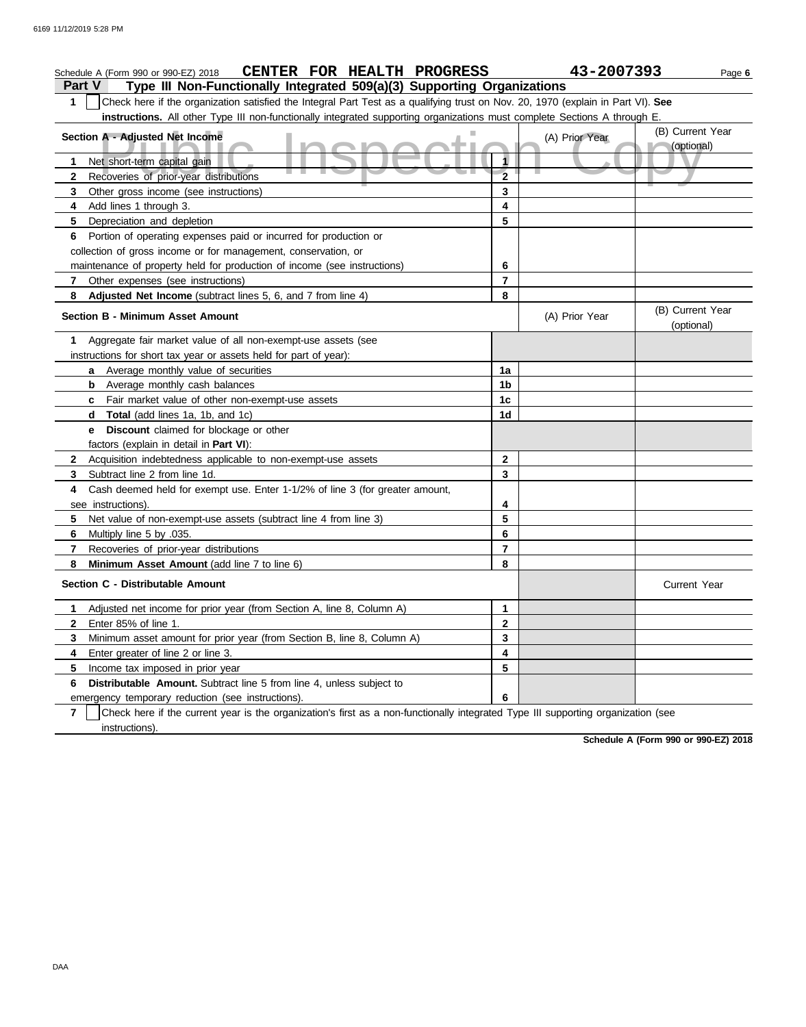Schedule A (Form 990 or 990-EZ) 2018 **CENTER FOR HEALTH PROGRESS** 43-2007393

## Part V Type III Non-Functionally Integrated 509(a)(3) Supporting Organizations

**1** ☐ Check here if the organization satisfied the Integral Part Test as a qualifying trust on Nov. 20, 1970 (explain in Part VI). **See instructions.** All other Type III non-functionally integrated supporting organizations must complete Sections A through E.

| Section A - Adjusted Net Income | | (A) Prior Year | (B) Current Year (optional) |
|---|---|---|---|
| 1 Net short-term capital gain | 1 | | |
| 2 Recoveries of prior-year distributions | 2 | | |
| 3 Other gross income (see instructions) | 3 | | |
| 4 Add lines 1 through 3. | 4 | | |
| 5 Depreciation and depletion | 5 | | |
| 6 Portion of operating expenses paid or incurred for production or collection of gross income or for management, conservation, or maintenance of property held for production of income (see instructions) | 6 | | |
| 7 Other expenses (see instructions) | 7 | | |
| 8 **Adjusted Net Income** (subtract lines 5, 6, and 7 from line 4) | 8 | | |

| Section B - Minimum Asset Amount | | (A) Prior Year | (B) Current Year (optional) |
|---|---|---|---|
| 1 Aggregate fair market value of all non-exempt-use assets (see instructions for short tax year or assets held for part of year): | | | |
| a Average monthly value of securities | 1a | | |
| b Average monthly cash balances | 1b | | |
| c Fair market value of other non-exempt-use assets | 1c | | |
| d **Total** (add lines 1a, 1b, and 1c) | 1d | | |
| e **Discount** claimed for blockage or other factors (explain in detail in **Part VI**): | | | |
| 2 Acquisition indebtedness applicable to non-exempt-use assets | 2 | | |
| 3 Subtract line 2 from line 1d. | 3 | | |
| 4 Cash deemed held for exempt use. Enter 1-1/2% of line 3 (for greater amount, see instructions). | 4 | | |
| 5 Net value of non-exempt-use assets (subtract line 4 from line 3) | 5 | | |
| 6 Multiply line 5 by .035. | 6 | | |
| 7 Recoveries of prior-year distributions | 7 | | |
| 8 **Minimum Asset Amount** (add line 7 to line 6) | 8 | | |

| Section C - Distributable Amount | | | Current Year |
|---|---|---|---|
| 1 Adjusted net income for prior year (from Section A, line 8, Column A) | 1 | | |
| 2 Enter 85% of line 1. | 2 | | |
| 3 Minimum asset amount for prior year (from Section B, line 8, Column A) | 3 | | |
| 4 Enter greater of line 2 or line 3. | 4 | | |
| 5 Income tax imposed in prior year | 5 | | |
| 6 **Distributable Amount.** Subtract line 5 from line 4, unless subject to emergency temporary reduction (see instructions). | 6 | | |

**7** ☐ Check here if the current year is the organization's first as a non-functionally integrated Type III supporting organization (see instructions).

**Schedule A (Form 990 or 990-EZ) 2018**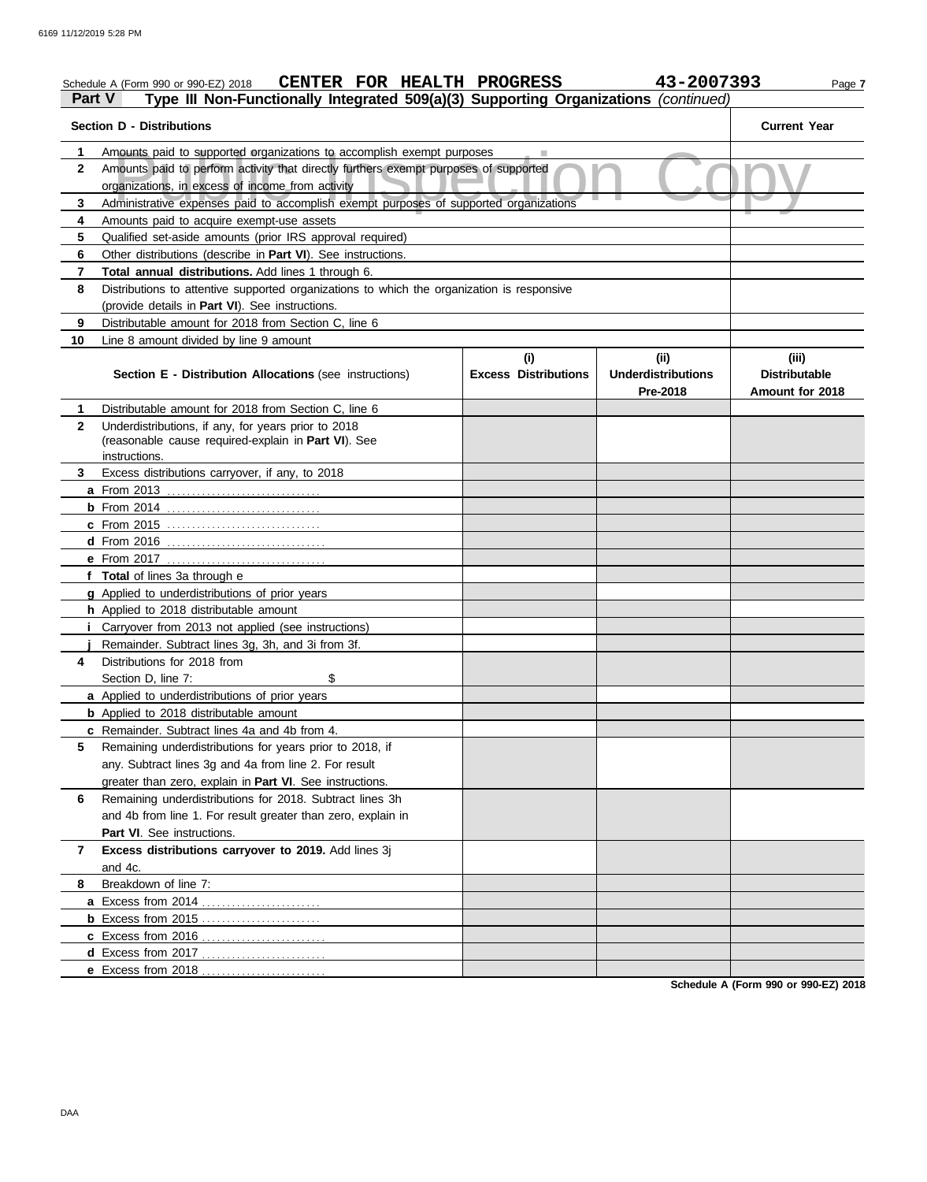Schedule A (Form 990 or 990-EZ) 2018 **CENTER FOR HEALTH PROGRESS** **43-2007393** Page **7**

**Part V** **Type III Non-Functionally Integrated 509(a)(3) Supporting Organizations** *(continued)*

Public Inspection Copy

| | **Section D - Distributions** | **Current Year** |
|---|---|---|
| **1** | Amounts paid to supported organizations to accomplish exempt purposes | |
| **2** | Amounts paid to perform activity that directly furthers exempt purposes of supported organizations, in excess of income from activity | |
| **3** | Administrative expenses paid to accomplish exempt purposes of supported organizations | |
| **4** | Amounts paid to acquire exempt-use assets | |
| **5** | Qualified set-aside amounts (prior IRS approval required) | |
| **6** | Other distributions (describe in **Part VI**). See instructions. | |
| **7** | **Total annual distributions.** Add lines 1 through 6. | |
| **8** | Distributions to attentive supported organizations to which the organization is responsive (provide details in **Part VI**). See instructions. | |
| **9** | Distributable amount for 2018 from Section C, line 6 | |
| **10** | Line 8 amount divided by line 9 amount | |

| | **Section E - Distribution Allocations** (see instructions) | **(i) Excess Distributions** | **(ii) Underdistributions Pre-2018** | **(iii) Distributable Amount for 2018** |
|---|---|---|---|---|
| **1** | Distributable amount for 2018 from Section C, line 6 | | | |
| **2** | Underdistributions, if any, for years prior to 2018 (reasonable cause required-explain in **Part VI**). See instructions. | | | |
| **3** | Excess distributions carryover, if any, to 2018 | | | |
| **a** | From 2013 | | | |
| **b** | From 2014 | | | |
| **c** | From 2015 | | | |
| **d** | From 2016 | | | |
| **e** | From 2017 | | | |
| **f** | **Total** of lines 3a through e | | | |
| **g** | Applied to underdistributions of prior years | | | |
| **h** | Applied to 2018 distributable amount | | | |
| **i** | Carryover from 2013 not applied (see instructions) | | | |
| **j** | Remainder. Subtract lines 3g, 3h, and 3i from 3f. | | | |
| **4** | Distributions for 2018 from Section D, line 7: $ | | | |
| **a** | Applied to underdistributions of prior years | | | |
| **b** | Applied to 2018 distributable amount | | | |
| **c** | Remainder. Subtract lines 4a and 4b from 4. | | | |
| **5** | Remaining underdistributions for years prior to 2018, if any. Subtract lines 3g and 4a from line 2. For result greater than zero, explain in **Part VI**. See instructions. | | | |
| **6** | Remaining underdistributions for 2018. Subtract lines 3h and 4b from line 1. For result greater than zero, explain in **Part VI**. See instructions. | | | |
| **7** | **Excess distributions carryover to 2019.** Add lines 3j and 4c. | | | |
| **8** | Breakdown of line 7: | | | |
| **a** | Excess from 2014 | | | |
| **b** | Excess from 2015 | | | |
| **c** | Excess from 2016 | | | |
| **d** | Excess from 2017 | | | |
| **e** | Excess from 2018 | | | |

**Schedule A (Form 990 or 990-EZ) 2018**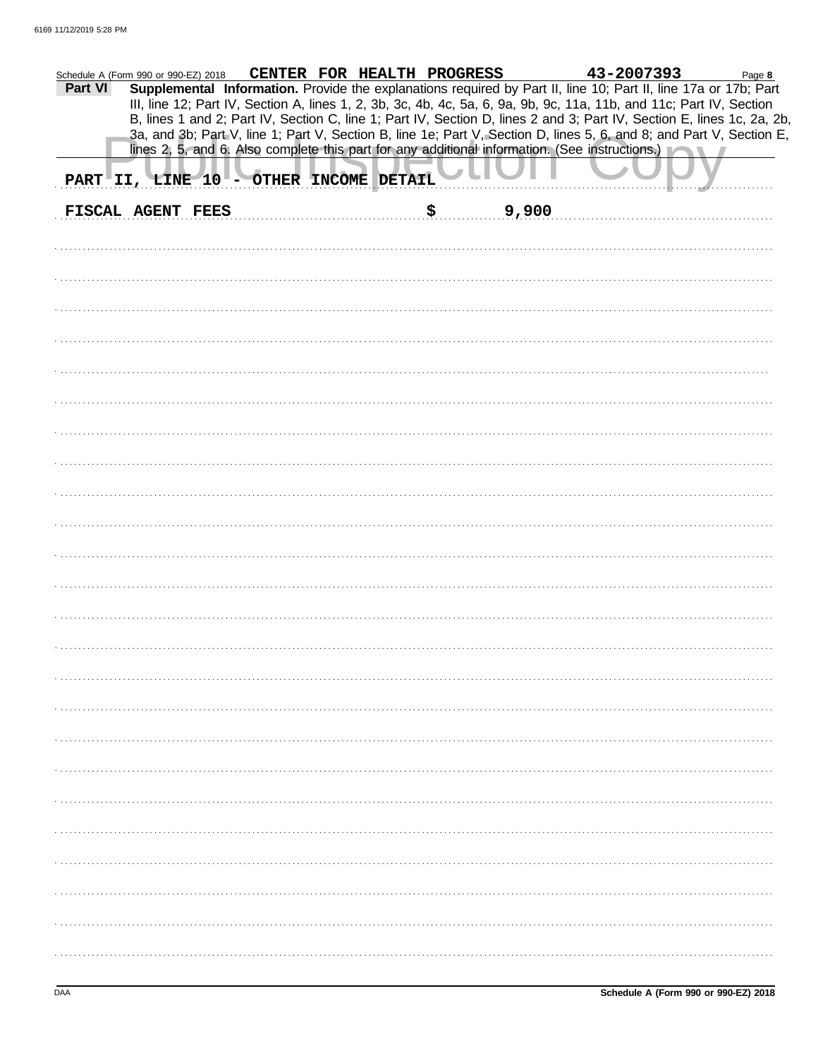Schedule A (Form 990 or 990-EZ) 2018 CENTER FOR HEALTH PROGRESS 43-2007393 Page **8**

**Part VI** **Supplemental Information.** Provide the explanations required by Part II, line 10; Part II, line 17a or 17b; Part III, line 12; Part IV, Section A, lines 1, 2, 3b, 3c, 4b, 4c, 5a, 6, 9a, 9b, 9c, 11a, 11b, and 11c; Part IV, Section B, lines 1 and 2; Part IV, Section C, line 1; Part IV, Section D, lines 2 and 3; Part IV, Section E, lines 1c, 2a, 2b, 3a, and 3b; Part V, line 1; Part V, Section B, line 1e; Part V, Section D, lines 5, 6, and 8; and Part V, Section E, lines 2, 5, and 6. Also complete this part for any additional information. (See instructions.)

PART II, LINE 10 - OTHER INCOME DETAIL

FISCAL AGENT FEES $ 9,900

DAA **Schedule A (Form 990 or 990-EZ) 2018**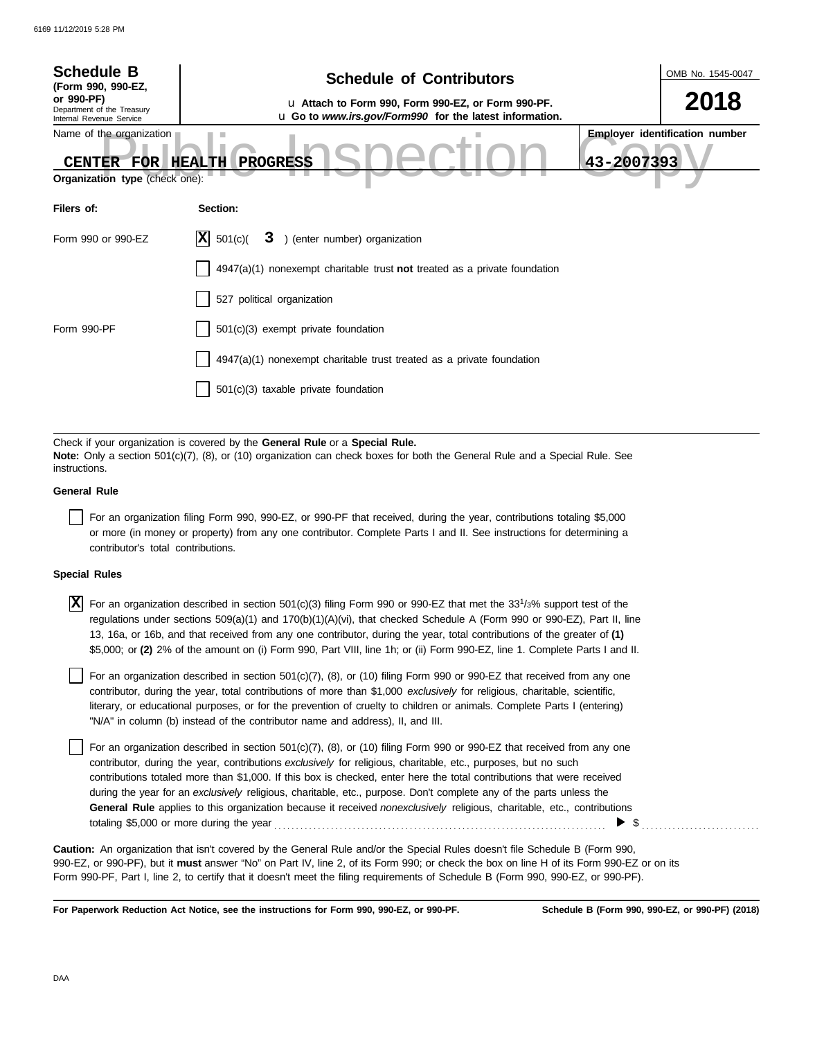**Schedule B**
**(Form 990, 990-EZ, or 990-PF)**
Department of the Treasury
Internal Revenue Service

# Schedule of Contributors

u **Attach to Form 990, Form 990-EZ, or Form 990-PF.**
u **Go to *www.irs.gov/Form990* for the latest information.**

OMB No. 1545-0047

**2018**

Name of the organization: **CENTER FOR HEALTH PROGRESS**

**Employer identification number**: **43-2007393**

**Organization type** (check one):

| **Filers of:** | **Section:** |
|---|---|
| Form 990 or 990-EZ | [X] 501(c)( **3** ) (enter number) organization |
| | [ ] 4947(a)(1) nonexempt charitable trust **not** treated as a private foundation |
| | [ ] 527 political organization |
| Form 990-PF | [ ] 501(c)(3) exempt private foundation |
| | [ ] 4947(a)(1) nonexempt charitable trust treated as a private foundation |
| | [ ] 501(c)(3) taxable private foundation |

Check if your organization is covered by the **General Rule** or a **Special Rule.**
**Note:** Only a section 501(c)(7), (8), or (10) organization can check boxes for both the General Rule and a Special Rule. See instructions.

**General Rule**

[ ] For an organization filing Form 990, 990-EZ, or 990-PF that received, during the year, contributions totaling $5,000 or more (in money or property) from any one contributor. Complete Parts I and II. See instructions for determining a contributor's total contributions.

**Special Rules**

[X] For an organization described in section 501(c)(3) filing Form 990 or 990-EZ that met the 33 1/3% support test of the regulations under sections 509(a)(1) and 170(b)(1)(A)(vi), that checked Schedule A (Form 990 or 990-EZ), Part II, line 13, 16a, or 16b, and that received from any one contributor, during the year, total contributions of the greater of **(1)** $5,000; or **(2)** 2% of the amount on (i) Form 990, Part VIII, line 1h; or (ii) Form 990-EZ, line 1. Complete Parts I and II.

[ ] For an organization described in section 501(c)(7), (8), or (10) filing Form 990 or 990-EZ that received from any one contributor, during the year, total contributions of more than $1,000 *exclusively* for religious, charitable, scientific, literary, or educational purposes, or for the prevention of cruelty to children or animals. Complete Parts I (entering) "N/A" in column (b) instead of the contributor name and address), II, and III.

[ ] For an organization described in section 501(c)(7), (8), or (10) filing Form 990 or 990-EZ that received from any one contributor, during the year, contributions *exclusively* for religious, charitable, etc., purposes, but no such contributions totaled more than $1,000. If this box is checked, enter here the total contributions that were received during the year for an *exclusively* religious, charitable, etc., purpose. Don't complete any of the parts unless the **General Rule** applies to this organization because it received *nonexclusively* religious, charitable, etc., contributions totaling $5,000 or more during the year . . . . . . . . . . ▶ $ . . . . . . . . . . .

**Caution:** An organization that isn't covered by the General Rule and/or the Special Rules doesn't file Schedule B (Form 990, 990-EZ, or 990-PF), but it **must** answer "No" on Part IV, line 2, of its Form 990; or check the box on line H of its Form 990-EZ or on its Form 990-PF, Part I, line 2, to certify that it doesn't meet the filing requirements of Schedule B (Form 990, 990-EZ, or 990-PF).

**For Paperwork Reduction Act Notice, see the instructions for Form 990, 990-EZ, or 990-PF.** **Schedule B (Form 990, 990-EZ, or 990-PF) (2018)**

DAA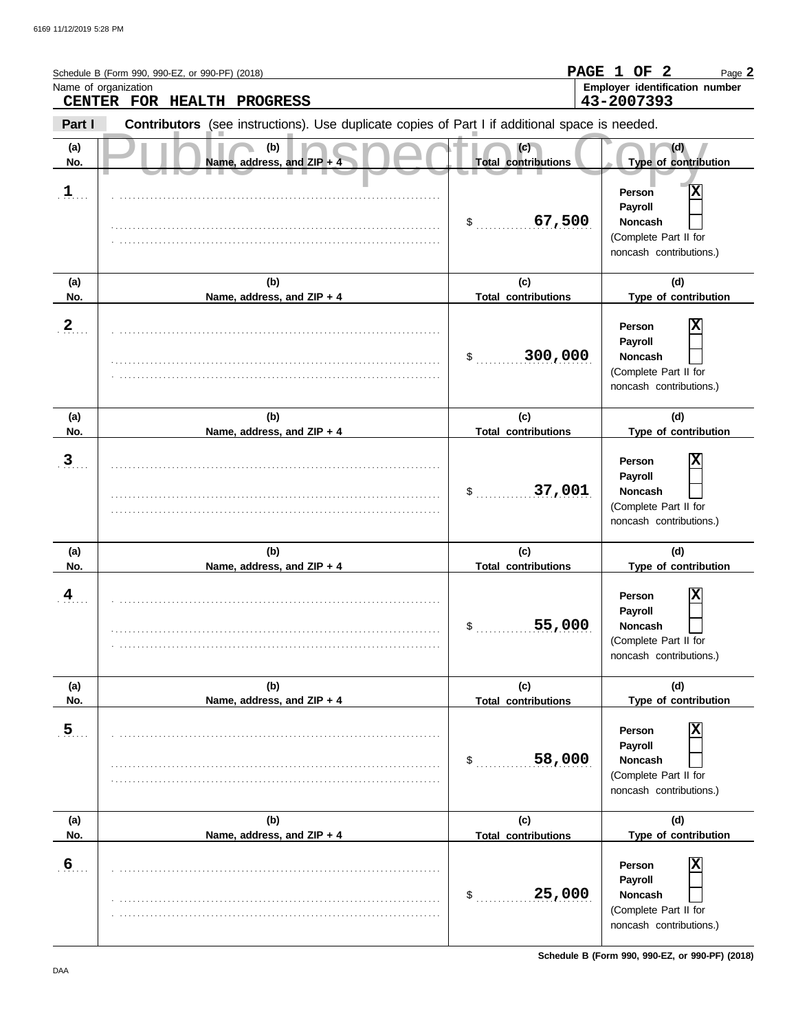Schedule B (Form 990, 990-EZ, or 990-PF) (2018)

**PAGE 1 OF 2**

Name of organization
**CENTER FOR HEALTH PROGRESS**

Employer identification number
**43-2007393**

**Part I** **Contributors** (see instructions). Use duplicate copies of Part I if additional space is needed.

Public Inspection Copy

| (a) No. | (b) Name, address, and ZIP + 4 | (c) Total contributions | (d) Type of contribution |
|---|---|---|---|
| 1 | | $ 67,500 | Person [X] Payroll [ ] Noncash [ ] (Complete Part II for noncash contributions.) |
| 2 | | $ 300,000 | Person [X] Payroll [ ] Noncash [ ] (Complete Part II for noncash contributions.) |
| 3 | | $ 37,001 | Person [X] Payroll [ ] Noncash [ ] (Complete Part II for noncash contributions.) |
| 4 | | $ 55,000 | Person [X] Payroll [ ] Noncash [ ] (Complete Part II for noncash contributions.) |
| 5 | | $ 58,000 | Person [X] Payroll [ ] Noncash [ ] (Complete Part II for noncash contributions.) |
| 6 | | $ 25,000 | Person [X] Payroll [ ] Noncash [ ] (Complete Part II for noncash contributions.) |

Schedule B (Form 990, 990-EZ, or 990-PF) (2018)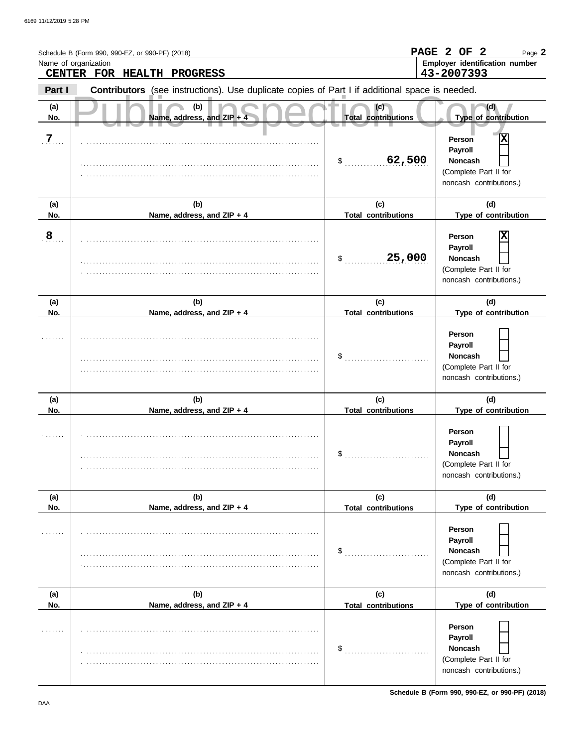Schedule B (Form 990, 990-EZ, or 990-PF) (2018)

**PAGE 2 OF 2**

Name of organization
**CENTER FOR HEALTH PROGRESS**

**Employer identification number**
**43-2007393**

**Part I** **Contributors** (see instructions). Use duplicate copies of Part I if additional space is needed.

Public Inspection Copy

| (a) No. | (b) Name, address, and ZIP + 4 | (c) Total contributions | (d) Type of contribution |
|---|---|---|---|
| 7 | | $ 62,500 | Person [X] Payroll [ ] Noncash [ ] (Complete Part II for noncash contributions.) |
| 8 | | $ 25,000 | Person [X] Payroll [ ] Noncash [ ] (Complete Part II for noncash contributions.) |
| | | $ | Person [ ] Payroll [ ] Noncash [ ] (Complete Part II for noncash contributions.) |
| | | $ | Person [ ] Payroll [ ] Noncash [ ] (Complete Part II for noncash contributions.) |
| | | $ | Person [ ] Payroll [ ] Noncash [ ] (Complete Part II for noncash contributions.) |
| | | $ | Person [ ] Payroll [ ] Noncash [ ] (Complete Part II for noncash contributions.) |

Schedule B (Form 990, 990-EZ, or 990-PF) (2018)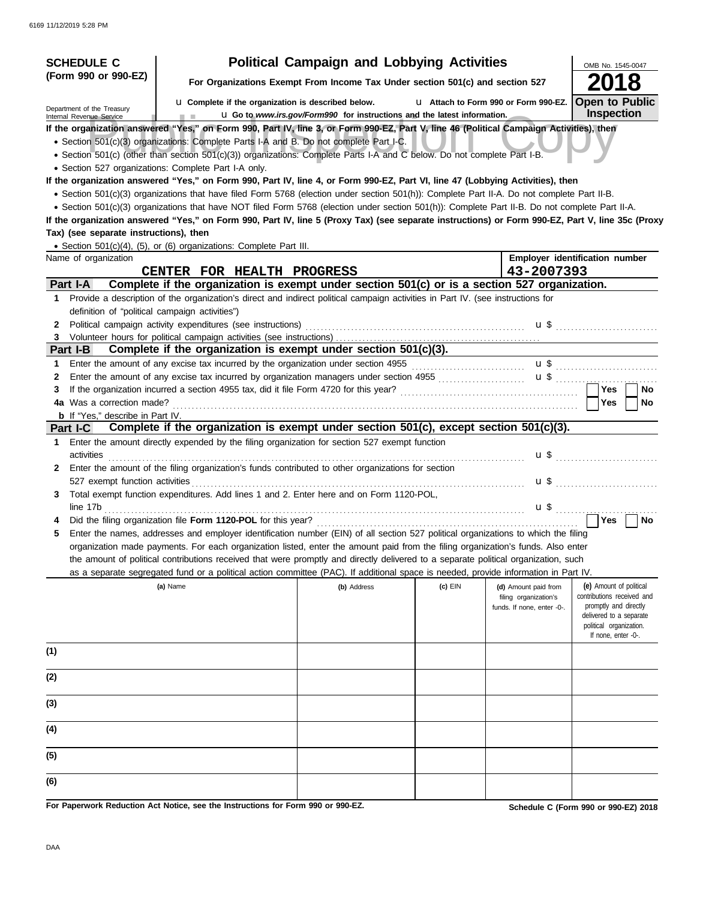6169 11/12/2019 5:28 PM

**SCHEDULE C (Form 990 or 990-EZ)**

Department of the Treasury
Internal Revenue Service

# Political Campaign and Lobbying Activities

**For Organizations Exempt From Income Tax Under section 501(c) and section 527**

u **Complete if the organization is described below.** u **Attach to Form 990 or Form 990-EZ.**
u **Go to *www.irs.gov/Form990* for instructions and the latest information.**

OMB No. 1545-0047

**2018**

**Open to Public Inspection**

Public Inspection Copy

**If the organization answered "Yes," on Form 990, Part IV, line 3, or Form 990-EZ, Part V, line 46 (Political Campaign Activities), then**

- Section 501(c)(3) organizations: Complete Parts I-A and B. Do not complete Part I-C.
- Section 501(c) (other than section 501(c)(3)) organizations: Complete Parts I-A and C below. Do not complete Part I-B.
- Section 527 organizations: Complete Part I-A only.

**If the organization answered "Yes," on Form 990, Part IV, line 4, or Form 990-EZ, Part VI, line 47 (Lobbying Activities), then**

- Section 501(c)(3) organizations that have filed Form 5768 (election under section 501(h)): Complete Part II-A. Do not complete Part II-B.
- Section 501(c)(3) organizations that have NOT filed Form 5768 (election under section 501(h)): Complete Part II-B. Do not complete Part II-A.

**If the organization answered "Yes," on Form 990, Part IV, line 5 (Proxy Tax) (see separate instructions) or Form 990-EZ, Part V, line 35c (Proxy Tax) (see separate instructions), then**

- Section 501(c)(4), (5), or (6) organizations: Complete Part III.

| Name of organization | Employer identification number |
|---|---|
| CENTER FOR HEALTH PROGRESS | 43-2007393 |

## Part I-A Complete if the organization is exempt under section 501(c) or is a section 527 organization.

1. Provide a description of the organization's direct and indirect political campaign activities in Part IV. (see instructions for definition of "political campaign activities")
2. Political campaign activity expenditures (see instructions) u $
3. Volunteer hours for political campaign activities (see instructions)

## Part I-B Complete if the organization is exempt under section 501(c)(3).

1. Enter the amount of any excise tax incurred by the organization under section 4955 u $
2. Enter the amount of any excise tax incurred by organization managers under section 4955 u $
3. If the organization incurred a section 4955 tax, did it file Form 4720 for this year? Yes / No

4a. Was a correction made? Yes / No

b. If "Yes," describe in Part IV.

## Part I-C Complete if the organization is exempt under section 501(c), except section 501(c)(3).

1. Enter the amount directly expended by the filing organization for section 527 exempt function activities u $
2. Enter the amount of the filing organization's funds contributed to other organizations for section 527 exempt function activities u $
3. Total exempt function expenditures. Add lines 1 and 2. Enter here and on Form 1120-POL, line 17b u $
4. Did the filing organization file **Form 1120-POL** for this year? Yes / No
5. Enter the names, addresses and employer identification number (EIN) of all section 527 political organizations to which the filing organization made payments. For each organization listed, enter the amount paid from the filing organization's funds. Also enter the amount of political contributions received that were promptly and directly delivered to a separate political organization, such as a separate segregated fund or a political action committee (PAC). If additional space is needed, provide information in Part IV.

| | (a) Name | (b) Address | (c) EIN | (d) Amount paid from filing organization's funds. If none, enter -0-. | (e) Amount of political contributions received and promptly and directly delivered to a separate political organization. If none, enter -0-. |
|---|---|---|---|---|---|
| (1) | | | | | |
| (2) | | | | | |
| (3) | | | | | |
| (4) | | | | | |
| (5) | | | | | |
| (6) | | | | | |

**For Paperwork Reduction Act Notice, see the Instructions for Form 990 or 990-EZ.**

**Schedule C (Form 990 or 990-EZ) 2018**

DAA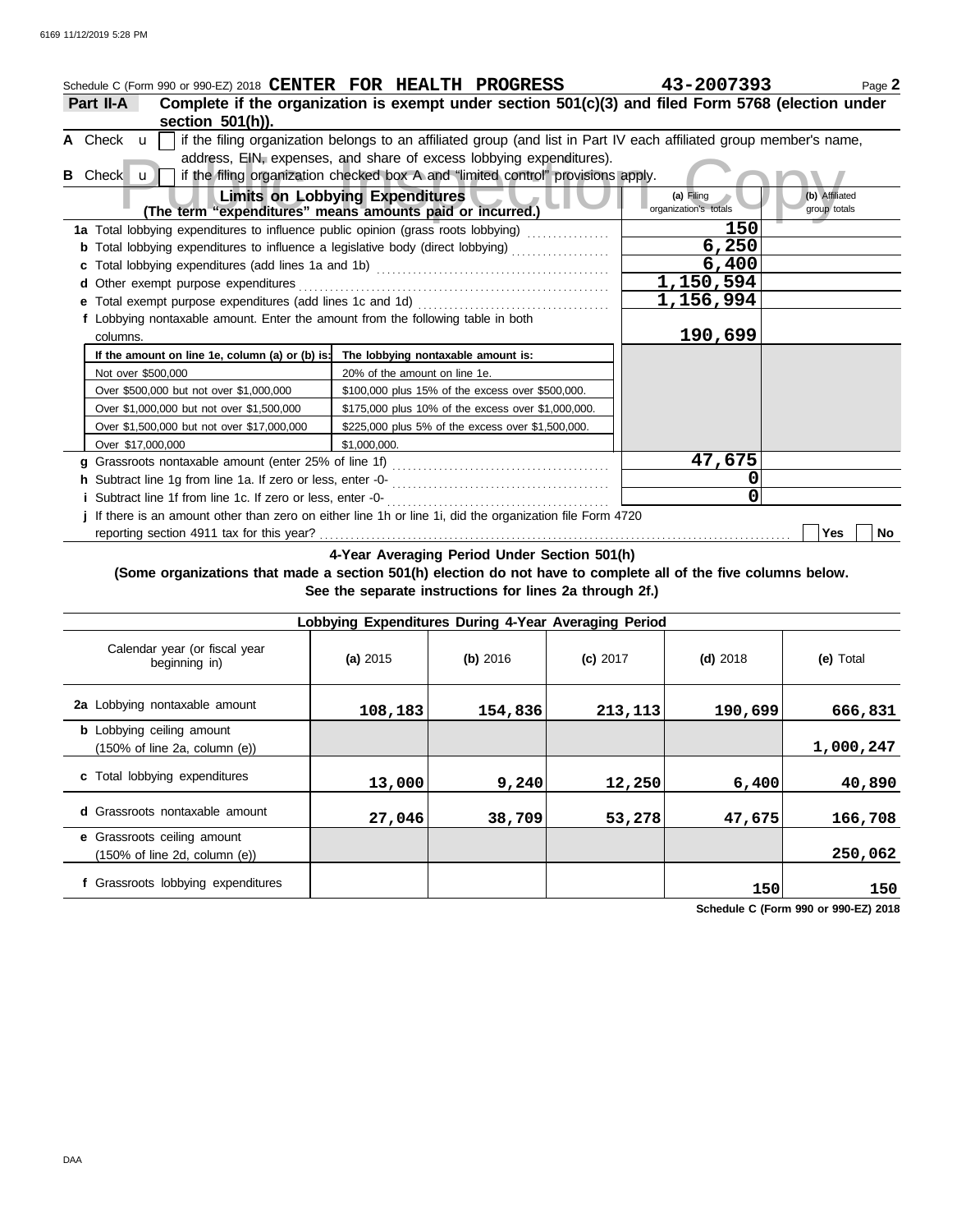Schedule C (Form 990 or 990-EZ) 2018 **CENTER FOR HEALTH PROGRESS** **43-2007393** Page **2**

**Part II-A** **Complete if the organization is exempt under section 501(c)(3) and filed Form 5768 (election under section 501(h)).**

**A** Check ☐ if the filing organization belongs to an affiliated group (and list in Part IV each affiliated group member's name, address, EIN, expenses, and share of excess lobbying expenditures).

**B** Check ☐ if the filing organization checked box A and "limited control" provisions apply.

| **Limits on Lobbying Expenditures** (The term "expenditures" means amounts paid or incurred.) | **(a)** Filing organization's totals | **(b)** Affiliated group totals |
|---|---|---|
| **1a** Total lobbying expenditures to influence public opinion (grass roots lobbying) | 150 | |
| **b** Total lobbying expenditures to influence a legislative body (direct lobbying) | 6,250 | |
| **c** Total lobbying expenditures (add lines 1a and 1b) | 6,400 | |
| **d** Other exempt purpose expenditures | 1,150,594 | |
| **e** Total exempt purpose expenditures (add lines 1c and 1d) | 1,156,994 | |
| **f** Lobbying nontaxable amount. Enter the amount from the following table in both columns. | 190,699 | |

| If the amount on line 1e, column (a) or (b) is: | The lobbying nontaxable amount is: |
|---|---|
| Not over $500,000 | 20% of the amount on line 1e. |
| Over $500,000 but not over $1,000,000 | $100,000 plus 15% of the excess over $500,000. |
| Over $1,000,000 but not over $1,500,000 | $175,000 plus 10% of the excess over $1,000,000. |
| Over $1,500,000 but not over $17,000,000 | $225,000 plus 5% of the excess over $1,500,000. |
| Over $17,000,000 | $1,000,000. |

| | (a) | (b) |
|---|---|---|
| **g** Grassroots nontaxable amount (enter 25% of line 1f) | 47,675 | |
| **h** Subtract line 1g from line 1a. If zero or less, enter -0- | 0 | |
| **i** Subtract line 1f from line 1c. If zero or less, enter -0- | 0 | |

**j** If there is an amount other than zero on either line 1h or line 1i, did the organization file Form 4720 reporting section 4911 tax for this year? ☐ Yes ☐ No

**4-Year Averaging Period Under Section 501(h)**

**(Some organizations that made a section 501(h) election do not have to complete all of the five columns below. See the separate instructions for lines 2a through 2f.)**

| Lobbying Expenditures During 4-Year Averaging Period | | | | | |
|---|---|---|---|---|---|
| Calendar year (or fiscal year beginning in) | **(a)** 2015 | **(b)** 2016 | **(c)** 2017 | **(d)** 2018 | **(e)** Total |
| **2a** Lobbying nontaxable amount | 108,183 | 154,836 | 213,113 | 190,699 | 666,831 |
| **b** Lobbying ceiling amount (150% of line 2a, column (e)) | | | | | 1,000,247 |
| **c** Total lobbying expenditures | 13,000 | 9,240 | 12,250 | 6,400 | 40,890 |
| **d** Grassroots nontaxable amount | 27,046 | 38,709 | 53,278 | 47,675 | 166,708 |
| **e** Grassroots ceiling amount (150% of line 2d, column (e)) | | | | | 250,062 |
| **f** Grassroots lobbying expenditures | | | | 150 | 150 |

**Schedule C (Form 990 or 990-EZ) 2018**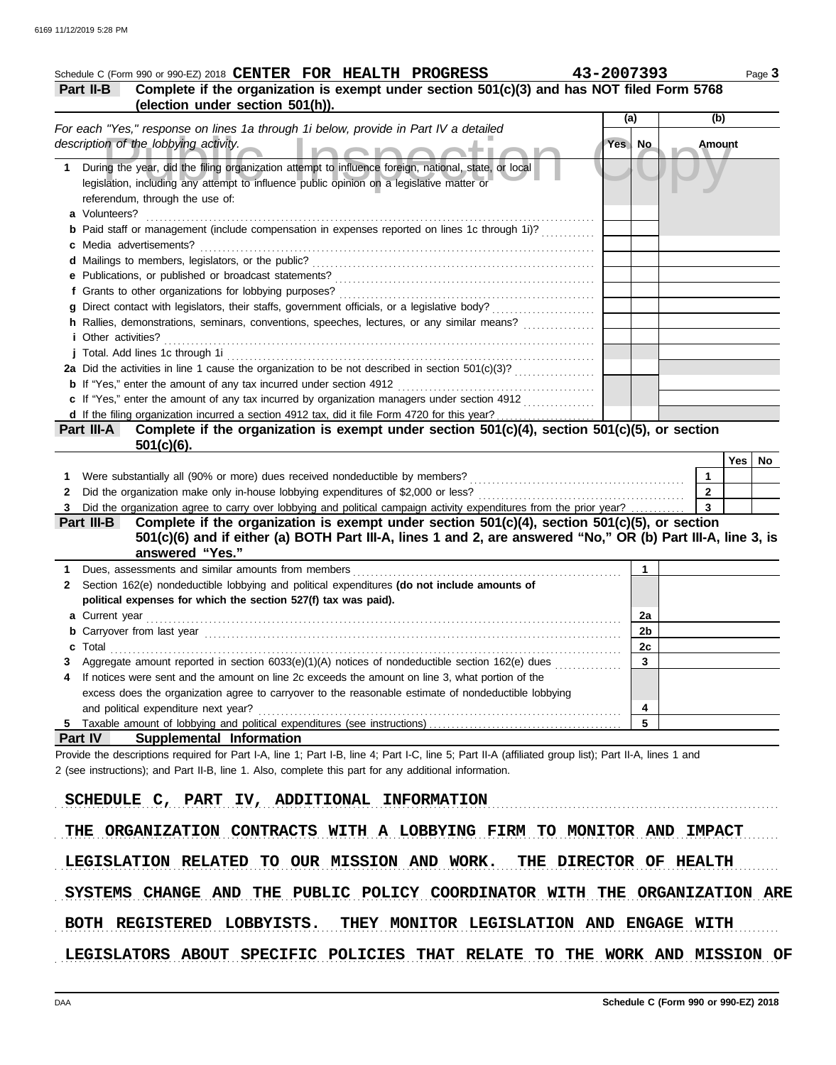Schedule C (Form 990 or 990-EZ) 2018 **CENTER FOR HEALTH PROGRESS** **43-2007393** Page **3**

## Part II-B Complete if the organization is exempt under section 501(c)(3) and has NOT filed Form 5768 (election under section 501(h)).

| *For each "Yes," response on lines 1a through 1i below, provide in Part IV a detailed description of the lobbying activity.* | (a) Yes | (a) No | (b) Amount |
|---|---|---|---|
| **1** During the year, did the filing organization attempt to influence foreign, national, state, or local legislation, including any attempt to influence public opinion on a legislative matter or referendum, through the use of: | | | |
| **a** Volunteers? | | | |
| **b** Paid staff or management (include compensation in expenses reported on lines 1c through 1i)? | | | |
| **c** Media advertisements? | | | |
| **d** Mailings to members, legislators, or the public? | | | |
| **e** Publications, or published or broadcast statements? | | | |
| **f** Grants to other organizations for lobbying purposes? | | | |
| **g** Direct contact with legislators, their staffs, government officials, or a legislative body? | | | |
| **h** Rallies, demonstrations, seminars, conventions, speeches, lectures, or any similar means? | | | |
| **i** Other activities? | | | |
| **j** Total. Add lines 1c through 1i | | | |
| **2a** Did the activities in line 1 cause the organization to be not described in section 501(c)(3)? | | | |
| **b** If "Yes," enter the amount of any tax incurred under section 4912 | | | |
| **c** If "Yes," enter the amount of any tax incurred by organization managers under section 4912 | | | |
| **d** If the filing organization incurred a section 4912 tax, did it file Form 4720 for this year? | | | |

## Part III-A Complete if the organization is exempt under section 501(c)(4), section 501(c)(5), or section 501(c)(6).

| | | Yes | No |
|---|---|---|---|
| **1** Were substantially all (90% or more) dues received nondeductible by members? | 1 | | |
| **2** Did the organization make only in-house lobbying expenditures of $2,000 or less? | 2 | | |
| **3** Did the organization agree to carry over lobbying and political campaign activity expenditures from the prior year? | 3 | | |

## Part III-B Complete if the organization is exempt under section 501(c)(4), section 501(c)(5), or section 501(c)(6) and if either (a) BOTH Part III-A, lines 1 and 2, are answered "No," OR (b) Part III-A, line 3, is answered "Yes."

| | | |
|---|---|---|
| **1** Dues, assessments and similar amounts from members | 1 | |
| **2** Section 162(e) nondeductible lobbying and political expenditures **(do not include amounts of political expenses for which the section 527(f) tax was paid).** | | |
| **a** Current year | 2a | |
| **b** Carryover from last year | 2b | |
| **c** Total | 2c | |
| **3** Aggregate amount reported in section 6033(e)(1)(A) notices of nondeductible section 162(e) dues | 3 | |
| **4** If notices were sent and the amount on line 2c exceeds the amount on line 3, what portion of the excess does the organization agree to carryover to the reasonable estimate of nondeductible lobbying and political expenditure next year? | 4 | |
| **5** Taxable amount of lobbying and political expenditures (see instructions) | 5 | |

## Part IV Supplemental Information

Provide the descriptions required for Part I-A, line 1; Part I-B, line 4; Part I-C, line 5; Part II-A (affiliated group list); Part II-A, lines 1 and 2 (see instructions); and Part II-B, line 1. Also, complete this part for any additional information.

SCHEDULE C, PART IV, ADDITIONAL INFORMATION

THE ORGANIZATION CONTRACTS WITH A LOBBYING FIRM TO MONITOR AND IMPACT LEGISLATION RELATED TO OUR MISSION AND WORK. THE DIRECTOR OF HEALTH SYSTEMS CHANGE AND THE PUBLIC POLICY COORDINATOR WITH THE ORGANIZATION ARE BOTH REGISTERED LOBBYISTS. THEY MONITOR LEGISLATION AND ENGAGE WITH LEGISLATORS ABOUT SPECIFIC POLICIES THAT RELATE TO THE WORK AND MISSION OF

Schedule C (Form 990 or 990-EZ) 2018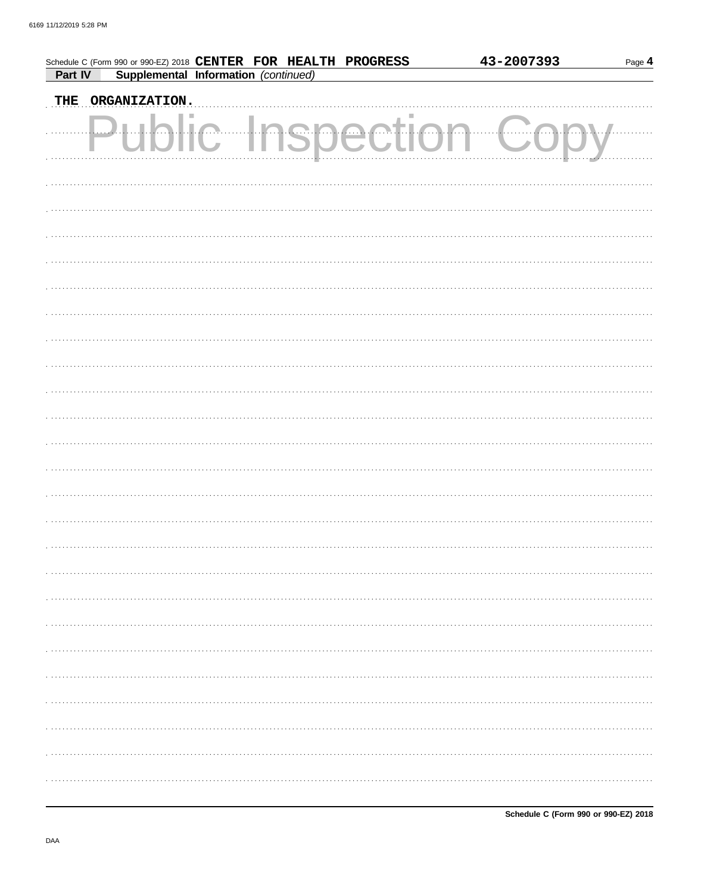Schedule C (Form 990 or 990-EZ) 2018 **CENTER FOR HEALTH PROGRESS** **43-2007393** Page **4**

**Part IV** **Supplemental Information** *(continued)*

THE ORGANIZATION.

Public Inspection Copy

**Schedule C (Form 990 or 990-EZ) 2018**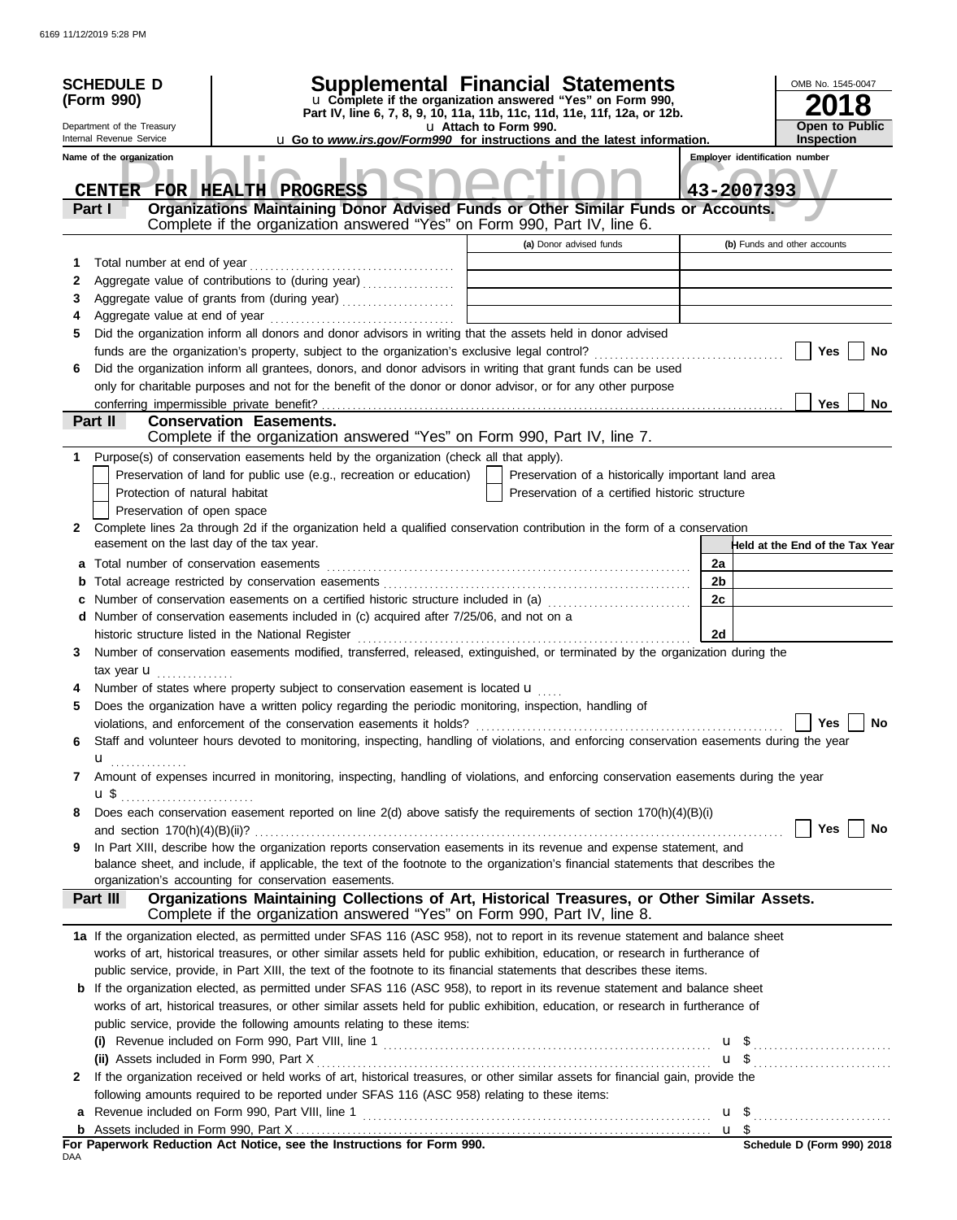**SCHEDULE D (Form 990)**

Department of the Treasury
Internal Revenue Service

# Supplemental Financial Statements

u Complete if the organization answered "Yes" on Form 990, Part IV, line 6, 7, 8, 9, 10, 11a, 11b, 11c, 11d, 11e, 11f, 12a, or 12b.
u Attach to Form 990.
u Go to *www.irs.gov/Form990* for instructions and the latest information.

OMB No. 1545-0047

**2018**

**Open to Public Inspection**

Name of the organization: **CENTER FOR HEALTH PROGRESS**

Employer identification number: **43-2007393**

## Part I — Organizations Maintaining Donor Advised Funds or Other Similar Funds or Accounts.

Complete if the organization answered "Yes" on Form 990, Part IV, line 6.

| | | (a) Donor advised funds | (b) Funds and other accounts |
|---|---|---|---|
| 1 | Total number at end of year | | |
| 2 | Aggregate value of contributions to (during year) | | |
| 3 | Aggregate value of grants from (during year) | | |
| 4 | Aggregate value at end of year | | |

5 Did the organization inform all donors and donor advisors in writing that the assets held in donor advised funds are the organization's property, subject to the organization's exclusive legal control? ☐ Yes ☐ No

6 Did the organization inform all grantees, donors, and donor advisors in writing that grant funds can be used only for charitable purposes and not for the benefit of the donor or donor advisor, or for any other purpose conferring impermissible private benefit? ☐ Yes ☐ No

## Part II — Conservation Easements.

Complete if the organization answered "Yes" on Form 990, Part IV, line 7.

1 Purpose(s) of conservation easements held by the organization (check all that apply).

- ☐ Preservation of land for public use (e.g., recreation or education)
- ☐ Preservation of a historically important land area
- ☐ Protection of natural habitat
- ☐ Preservation of a certified historic structure
- ☐ Preservation of open space

2 Complete lines 2a through 2d if the organization held a qualified conservation contribution in the form of a conservation easement on the last day of the tax year.

| | | | Held at the End of the Tax Year |
|---|---|---|---|
| a | Total number of conservation easements | 2a | |
| b | Total acreage restricted by conservation easements | 2b | |
| c | Number of conservation easements on a certified historic structure included in (a) | 2c | |
| d | Number of conservation easements included in (c) acquired after 7/25/06, and not on a historic structure listed in the National Register | 2d | |

3 Number of conservation easements modified, transferred, released, extinguished, or terminated by the organization during the tax year u ..............

4 Number of states where property subject to conservation easement is located u ....

5 Does the organization have a written policy regarding the periodic monitoring, inspection, handling of violations, and enforcement of the conservation easements it holds? ☐ Yes ☐ No

6 Staff and volunteer hours devoted to monitoring, inspecting, handling of violations, and enforcing conservation easements during the year u ..............

7 Amount of expenses incurred in monitoring, inspecting, handling of violations, and enforcing conservation easements during the year u $ ..........................

8 Does each conservation easement reported on line 2(d) above satisfy the requirements of section 170(h)(4)(B)(i) and section 170(h)(4)(B)(ii)? ☐ Yes ☐ No

9 In Part XIII, describe how the organization reports conservation easements in its revenue and expense statement, and balance sheet, and include, if applicable, the text of the footnote to the organization's financial statements that describes the organization's accounting for conservation easements.

## Part III — Organizations Maintaining Collections of Art, Historical Treasures, or Other Similar Assets.

Complete if the organization answered "Yes" on Form 990, Part IV, line 8.

**1a** If the organization elected, as permitted under SFAS 116 (ASC 958), not to report in its revenue statement and balance sheet works of art, historical treasures, or other similar assets held for public exhibition, education, or research in furtherance of public service, provide, in Part XIII, the text of the footnote to its financial statements that describes these items.

**b** If the organization elected, as permitted under SFAS 116 (ASC 958), to report in its revenue statement and balance sheet works of art, historical treasures, or other similar assets held for public exhibition, education, or research in furtherance of public service, provide the following amounts relating to these items:

**(i)** Revenue included on Form 990, Part VIII, line 1 u $ ..........................

**(ii)** Assets included in Form 990, Part X u $ ..........................

**2** If the organization received or held works of art, historical treasures, or other similar assets for financial gain, provide the following amounts required to be reported under SFAS 116 (ASC 958) relating to these items:

**a** Revenue included on Form 990, Part VIII, line 1 u $ ..........................

**b** Assets included in Form 990, Part X u $

**For Paperwork Reduction Act Notice, see the Instructions for Form 990.**

DAA

**Schedule D (Form 990) 2018**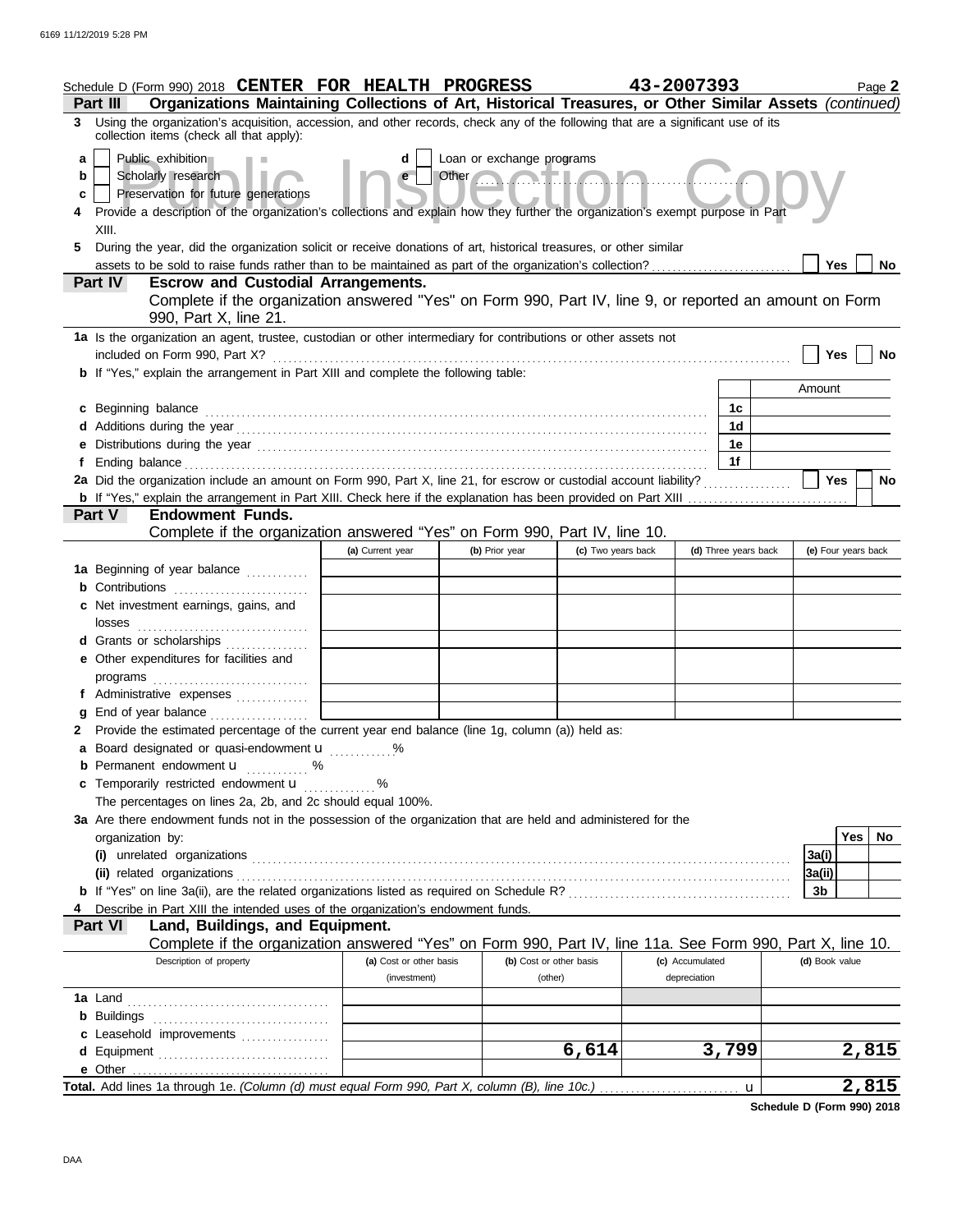Schedule D (Form 990) 2018 **CENTER FOR HEALTH PROGRESS** **43-2007393** Page **2**

**Part III Organizations Maintaining Collections of Art, Historical Treasures, or Other Similar Assets** *(continued)*

**3** Using the organization's acquisition, accession, and other records, check any of the following that are a significant use of its collection items (check all that apply):

- **a** ☐ Public exhibition
- **b** ☐ Scholarly research
- **c** ☐ Preservation for future generations
- **d** ☐ Loan or exchange programs
- **e** ☐ Other

**4** Provide a description of the organization's collections and explain how they further the organization's exempt purpose in Part XIII.

**5** During the year, did the organization solicit or receive donations of art, historical treasures, or other similar assets to be sold to raise funds rather than to be maintained as part of the organization's collection? ☐ Yes ☐ No

**Part IV Escrow and Custodial Arrangements.**
Complete if the organization answered "Yes" on Form 990, Part IV, line 9, or reported an amount on Form 990, Part X, line 21.

**1a** Is the organization an agent, trustee, custodian or other intermediary for contributions or other assets not included on Form 990, Part X? ☐ Yes ☐ No

**b** If "Yes," explain the arrangement in Part XIII and complete the following table:

| | | Amount |
|---|---|---|
| **c** Beginning balance | 1c | |
| **d** Additions during the year | 1d | |
| **e** Distributions during the year | 1e | |
| **f** Ending balance | 1f | |

**2a** Did the organization include an amount on Form 990, Part X, line 21, for escrow or custodial account liability? ☐ Yes ☐ No

**b** If "Yes," explain the arrangement in Part XIII. Check here if the explanation has been provided on Part XIII ☐

**Part V Endowment Funds.**
Complete if the organization answered "Yes" on Form 990, Part IV, line 10.

| | (a) Current year | (b) Prior year | (c) Two years back | (d) Three years back | (e) Four years back |
|---|---|---|---|---|---|
| **1a** Beginning of year balance | | | | | |
| **b** Contributions | | | | | |
| **c** Net investment earnings, gains, and losses | | | | | |
| **d** Grants or scholarships | | | | | |
| **e** Other expenditures for facilities and programs | | | | | |
| **f** Administrative expenses | | | | | |
| **g** End of year balance | | | | | |

**2** Provide the estimated percentage of the current year end balance (line 1g, column (a)) held as:

- **a** Board designated or quasi-endowment ______ %
- **b** Permanent endowment ______ %
- **c** Temporarily restricted endowment ______ %

The percentages on lines 2a, 2b, and 2c should equal 100%.

**3a** Are there endowment funds not in the possession of the organization that are held and administered for the organization by:

| | | Yes | No |
|---|---|---|---|
| **(i)** unrelated organizations | 3a(i) | | |
| **(ii)** related organizations | 3a(ii) | | |
| **b** If "Yes" on line 3a(ii), are the related organizations listed as required on Schedule R? | 3b | | |

**4** Describe in Part XIII the intended uses of the organization's endowment funds.

**Part VI Land, Buildings, and Equipment.**
Complete if the organization answered "Yes" on Form 990, Part IV, line 11a. See Form 990, Part X, line 10.

| Description of property | (a) Cost or other basis (investment) | (b) Cost or other basis (other) | (c) Accumulated depreciation | (d) Book value |
|---|---|---|---|---|
| **1a** Land | | | | |
| **b** Buildings | | | | |
| **c** Leasehold improvements | | | | |
| **d** Equipment | | 6,614 | 3,799 | 2,815 |
| **e** Other | | | | |

**Total.** Add lines 1a through 1e. *(Column (d) must equal Form 990, Part X, column (B), line 10c.)* **2,815**

**Schedule D (Form 990) 2018**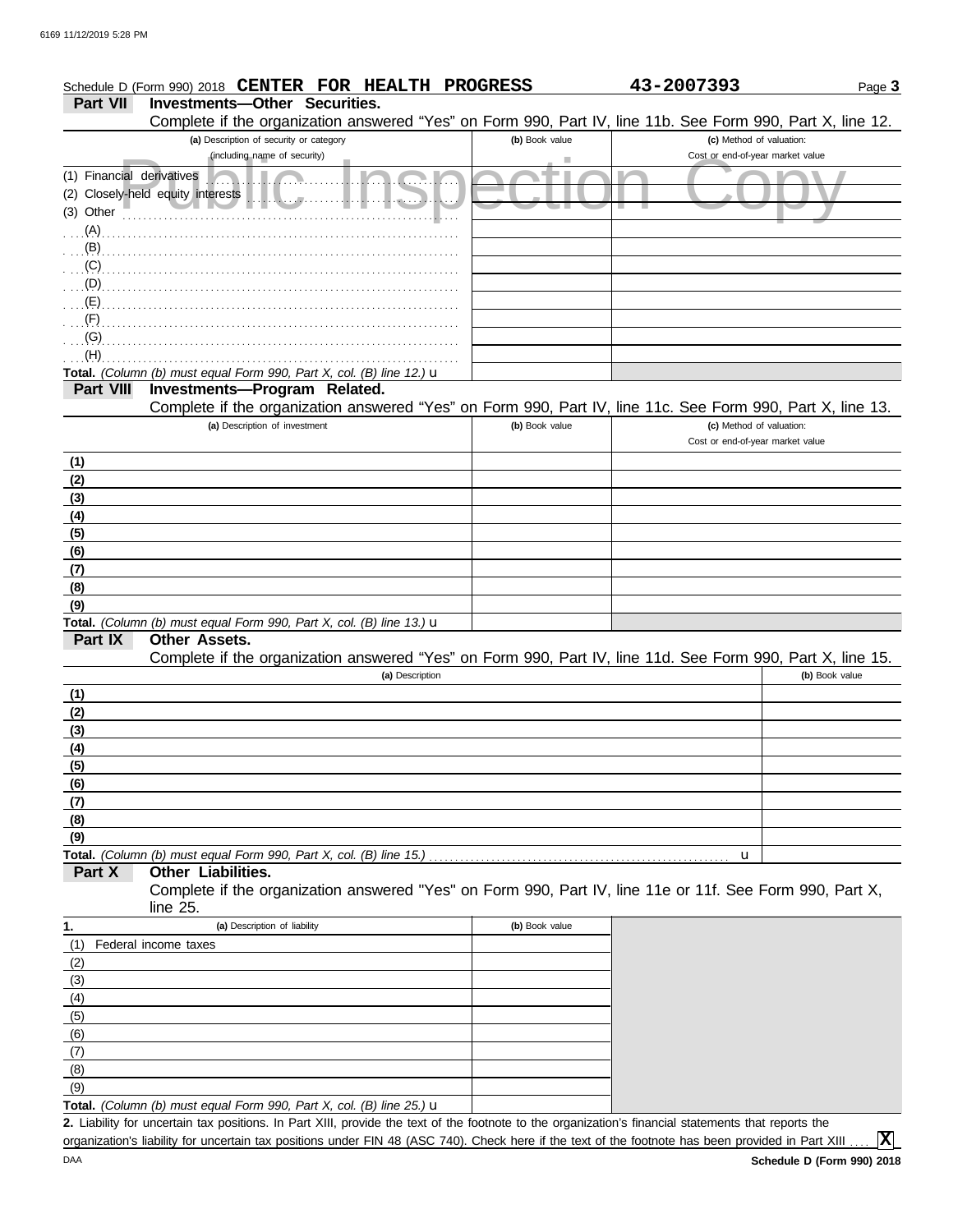Schedule D (Form 990) 2018 **CENTER FOR HEALTH PROGRESS** **43-2007393** Page **3**

## Part VII Investments—Other Securities.

Complete if the organization answered "Yes" on Form 990, Part IV, line 11b. See Form 990, Part X, line 12.

| (a) Description of security or category (including name of security) | (b) Book value | (c) Method of valuation: Cost or end-of-year market value |
|---|---|---|
| (1) Financial derivatives | | |
| (2) Closely-held equity interests | | |
| (3) Other | | |
| (A) | | |
| (B) | | |
| (C) | | |
| (D) | | |
| (E) | | |
| (F) | | |
| (G) | | |
| (H) | | |
| **Total.** *(Column (b) must equal Form 990, Part X, col. (B) line 12.)* u | | |

## Part VIII Investments—Program Related.

Complete if the organization answered "Yes" on Form 990, Part IV, line 11c. See Form 990, Part X, line 13.

| (a) Description of investment | (b) Book value | (c) Method of valuation: Cost or end-of-year market value |
|---|---|---|
| (1) | | |
| (2) | | |
| (3) | | |
| (4) | | |
| (5) | | |
| (6) | | |
| (7) | | |
| (8) | | |
| (9) | | |
| **Total.** *(Column (b) must equal Form 990, Part X, col. (B) line 13.)* u | | |

## Part IX Other Assets.

Complete if the organization answered "Yes" on Form 990, Part IV, line 11d. See Form 990, Part X, line 15.

| (a) Description | (b) Book value |
|---|---|
| (1) | |
| (2) | |
| (3) | |
| (4) | |
| (5) | |
| (6) | |
| (7) | |
| (8) | |
| (9) | |
| **Total.** *(Column (b) must equal Form 990, Part X, col. (B) line 15.)* u | |

## Part X Other Liabilities.

Complete if the organization answered "Yes" on Form 990, Part IV, line 11e or 11f. See Form 990, Part X, line 25.

| 1. (a) Description of liability | (b) Book value |
|---|---|
| (1) Federal income taxes | |
| (2) | |
| (3) | |
| (4) | |
| (5) | |
| (6) | |
| (7) | |
| (8) | |
| (9) | |
| **Total.** *(Column (b) must equal Form 990, Part X, col. (B) line 25.)* u | |

**2.** Liability for uncertain tax positions. In Part XIII, provide the text of the footnote to the organization's financial statements that reports the organization's liability for uncertain tax positions under FIN 48 (ASC 740). Check here if the text of the footnote has been provided in Part XIII .... **[X]**

DAA **Schedule D (Form 990) 2018**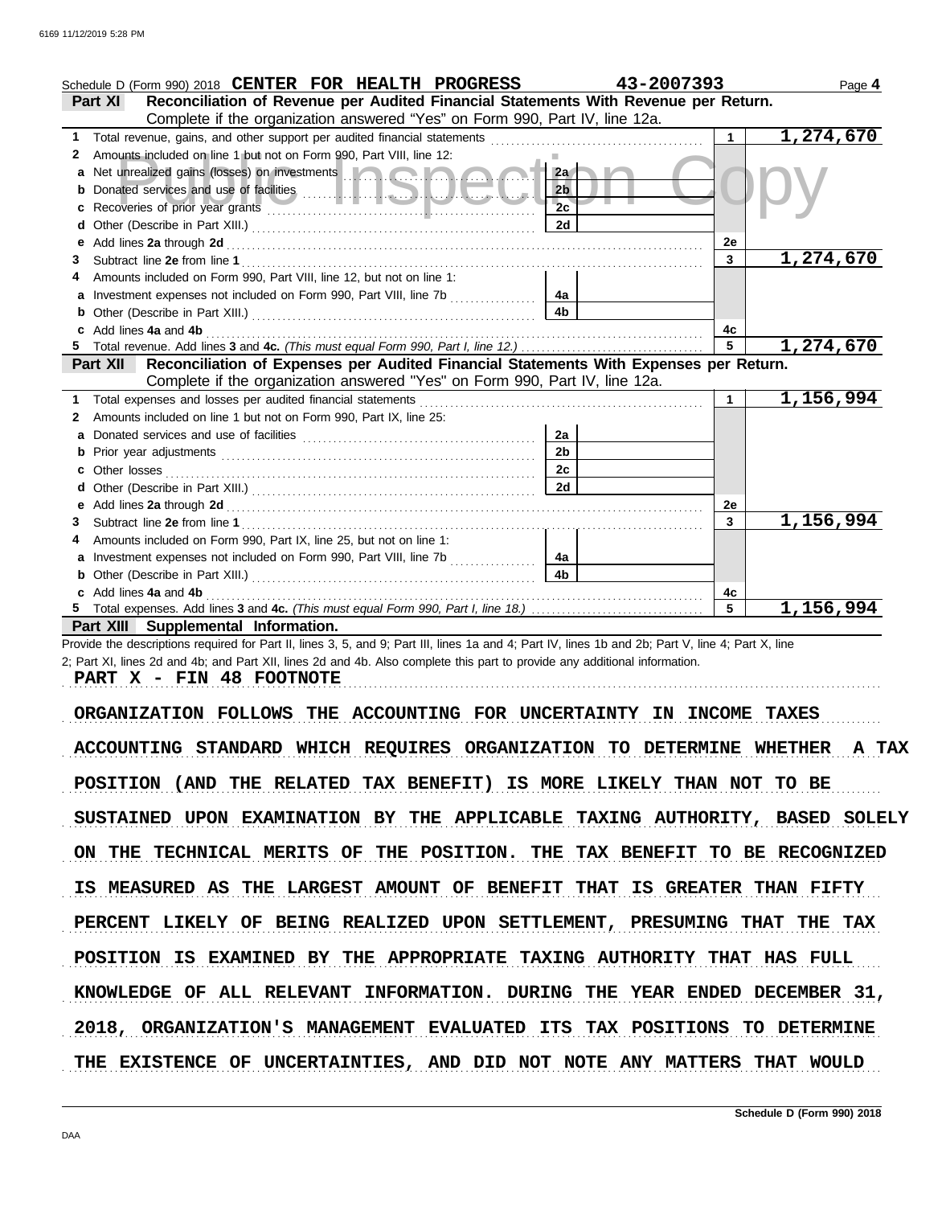Schedule D (Form 990) 2018 **CENTER FOR HEALTH PROGRESS** **43-2007393**

## Part XI Reconciliation of Revenue per Audited Financial Statements With Revenue per Return.

Complete if the organization answered "Yes" on Form 990, Part IV, line 12a.

| | | | | | |
|---|---|---|---|---|---|
| 1 | Total revenue, gains, and other support per audited financial statements | | | 1 | 1,274,670 |
| 2 | Amounts included on line 1 but not on Form 990, Part VIII, line 12: | | | | |
| a | Net unrealized gains (losses) on investments | 2a | | | |
| b | Donated services and use of facilities | 2b | | | |
| c | Recoveries of prior year grants | 2c | | | |
| d | Other (Describe in Part XIII.) | 2d | | | |
| e | Add lines **2a** through **2d** | | | 2e | |
| 3 | Subtract line **2e** from line **1** | | | 3 | 1,274,670 |
| 4 | Amounts included on Form 990, Part VIII, line 12, but not on line 1: | | | | |
| a | Investment expenses not included on Form 990, Part VIII, line 7b | 4a | | | |
| b | Other (Describe in Part XIII.) | 4b | | | |
| c | Add lines **4a** and **4b** | | | 4c | |
| 5 | Total revenue. Add lines **3** and **4c.** *(This must equal Form 990, Part I, line 12.)* | | | 5 | 1,274,670 |

## Part XII Reconciliation of Expenses per Audited Financial Statements With Expenses per Return.

Complete if the organization answered "Yes" on Form 990, Part IV, line 12a.

| | | | | | |
|---|---|---|---|---|---|
| 1 | Total expenses and losses per audited financial statements | | | 1 | 1,156,994 |
| 2 | Amounts included on line 1 but not on Form 990, Part IX, line 25: | | | | |
| a | Donated services and use of facilities | 2a | | | |
| b | Prior year adjustments | 2b | | | |
| c | Other losses | 2c | | | |
| d | Other (Describe in Part XIII.) | 2d | | | |
| e | Add lines **2a** through **2d** | | | 2e | |
| 3 | Subtract line **2e** from line **1** | | | 3 | 1,156,994 |
| 4 | Amounts included on Form 990, Part IX, line 25, but not on line 1: | | | | |
| a | Investment expenses not included on Form 990, Part VIII, line 7b | 4a | | | |
| b | Other (Describe in Part XIII.) | 4b | | | |
| c | Add lines **4a** and **4b** | | | 4c | |
| 5 | Total expenses. Add lines **3** and **4c.** *(This must equal Form 990, Part I, line 18.)* | | | 5 | 1,156,994 |

## Part XIII Supplemental Information.

Provide the descriptions required for Part II, lines 3, 5, and 9; Part III, lines 1a and 4; Part IV, lines 1b and 2b; Part V, line 4; Part X, line 2; Part XI, lines 2d and 4b; and Part XII, lines 2d and 4b. Also complete this part to provide any additional information.

PART X - FIN 48 FOOTNOTE

ORGANIZATION FOLLOWS THE ACCOUNTING FOR UNCERTAINTY IN INCOME TAXES ACCOUNTING STANDARD WHICH REQUIRES ORGANIZATION TO DETERMINE WHETHER A TAX POSITION (AND THE RELATED TAX BENEFIT) IS MORE LIKELY THAN NOT TO BE SUSTAINED UPON EXAMINATION BY THE APPLICABLE TAXING AUTHORITY, BASED SOLELY ON THE TECHNICAL MERITS OF THE POSITION. THE TAX BENEFIT TO BE RECOGNIZED IS MEASURED AS THE LARGEST AMOUNT OF BENEFIT THAT IS GREATER THAN FIFTY PERCENT LIKELY OF BEING REALIZED UPON SETTLEMENT, PRESUMING THAT THE TAX POSITION IS EXAMINED BY THE APPROPRIATE TAXING AUTHORITY THAT HAS FULL KNOWLEDGE OF ALL RELEVANT INFORMATION. DURING THE YEAR ENDED DECEMBER 31, 2018, ORGANIZATION'S MANAGEMENT EVALUATED ITS TAX POSITIONS TO DETERMINE THE EXISTENCE OF UNCERTAINTIES, AND DID NOT NOTE ANY MATTERS THAT WOULD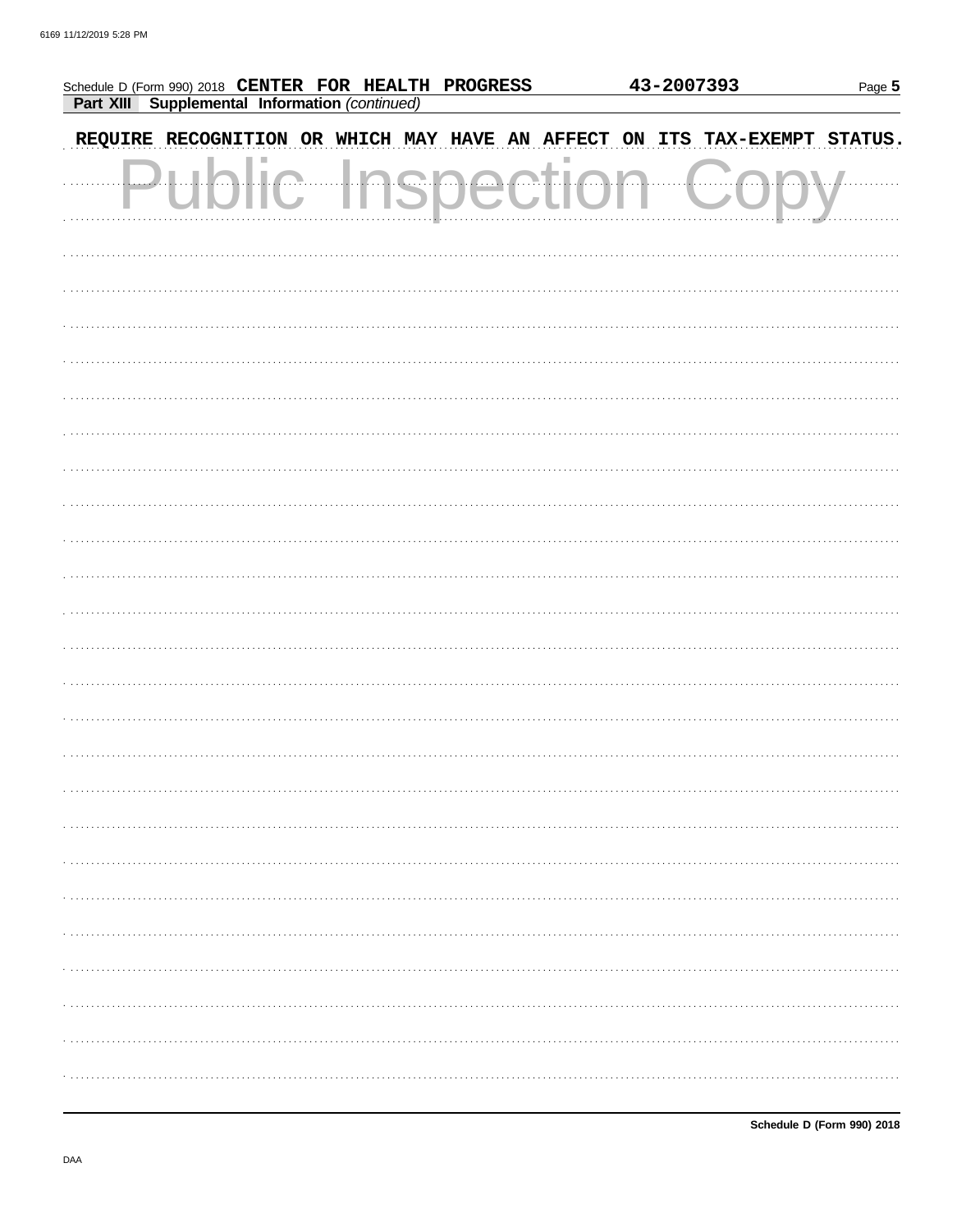Schedule D (Form 990) 2018 **CENTER FOR HEALTH PROGRESS** **43-2007393**

**Part XIII Supplemental Information** *(continued)*

REQUIRE RECOGNITION OR WHICH MAY HAVE AN AFFECT ON ITS TAX-EXEMPT STATUS.

Public Inspection Copy

**Schedule D (Form 990) 2018**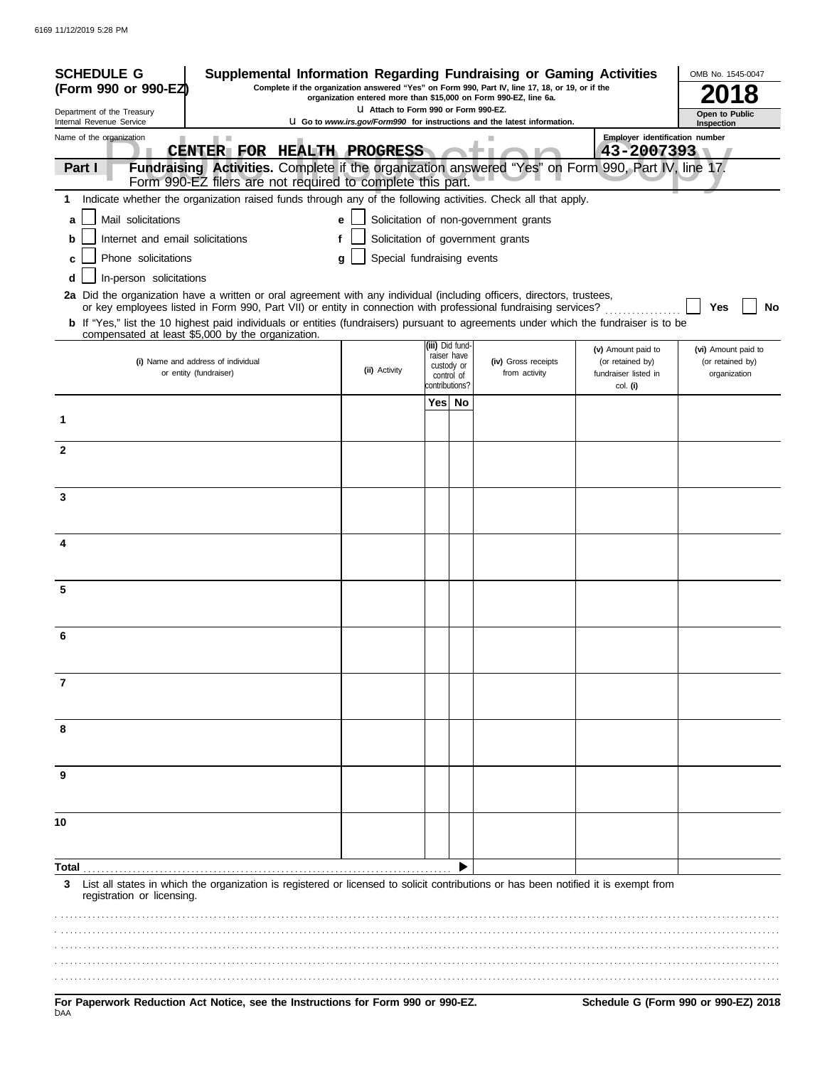6169 11/12/2019 5:28 PM

**SCHEDULE G (Form 990 or 990-EZ)**

Department of the Treasury
Internal Revenue Service

# Supplemental Information Regarding Fundraising or Gaming Activities

**Complete if the organization answered "Yes" on Form 990, Part IV, line 17, 18, or 19, or if the organization entered more than $15,000 on Form 990-EZ, line 6a.**

u Attach to Form 990 or Form 990-EZ.

u Go to *www.irs.gov/Form990* for instructions and the latest information.

OMB No. 1545-0047

**2018**

**Open to Public Inspection**

Name of the organization: **CENTER FOR HEALTH PROGRESS**

Employer identification number: **43-2007393**

## Part I — Fundraising Activities.

Complete if the organization answered "Yes" on Form 990, Part IV, line 17. Form 990-EZ filers are not required to complete this part.

**1** Indicate whether the organization raised funds through any of the following activities. Check all that apply.

- **a** ☐ Mail solicitations
- **b** ☐ Internet and email solicitations
- **c** ☐ Phone solicitations
- **d** ☐ In-person solicitations
- **e** ☐ Solicitation of non-government grants
- **f** ☐ Solicitation of government grants
- **g** ☐ Special fundraising events

**2a** Did the organization have a written or oral agreement with any individual (including officers, directors, trustees, or key employees listed in Form 990, Part VII) or entity in connection with professional fundraising services? ☐ Yes ☐ No

**b** If "Yes," list the 10 highest paid individuals or entities (fundraisers) pursuant to agreements under which the fundraiser is to be compensated at least $5,000 by the organization.

| | (i) Name and address of individual or entity (fundraiser) | (ii) Activity | (iii) Did fundraiser have custody or control of contributions? Yes | No | (iv) Gross receipts from activity | (v) Amount paid to (or retained by) fundraiser listed in col. (i) | (vi) Amount paid to (or retained by) organization |
|---|---|---|---|---|---|---|---|
| 1 | | | | | | | |
| 2 | | | | | | | |
| 3 | | | | | | | |
| 4 | | | | | | | |
| 5 | | | | | | | |
| 6 | | | | | | | |
| 7 | | | | | | | |
| 8 | | | | | | | |
| 9 | | | | | | | |
| 10 | | | | | | | |
| **Total** | | | | ▶ | | | |

**3** List all states in which the organization is registered or licensed to solicit contributions or has been notified it is exempt from registration or licensing.

**For Paperwork Reduction Act Notice, see the Instructions for Form 990 or 990-EZ.**

DAA

**Schedule G (Form 990 or 990-EZ) 2018**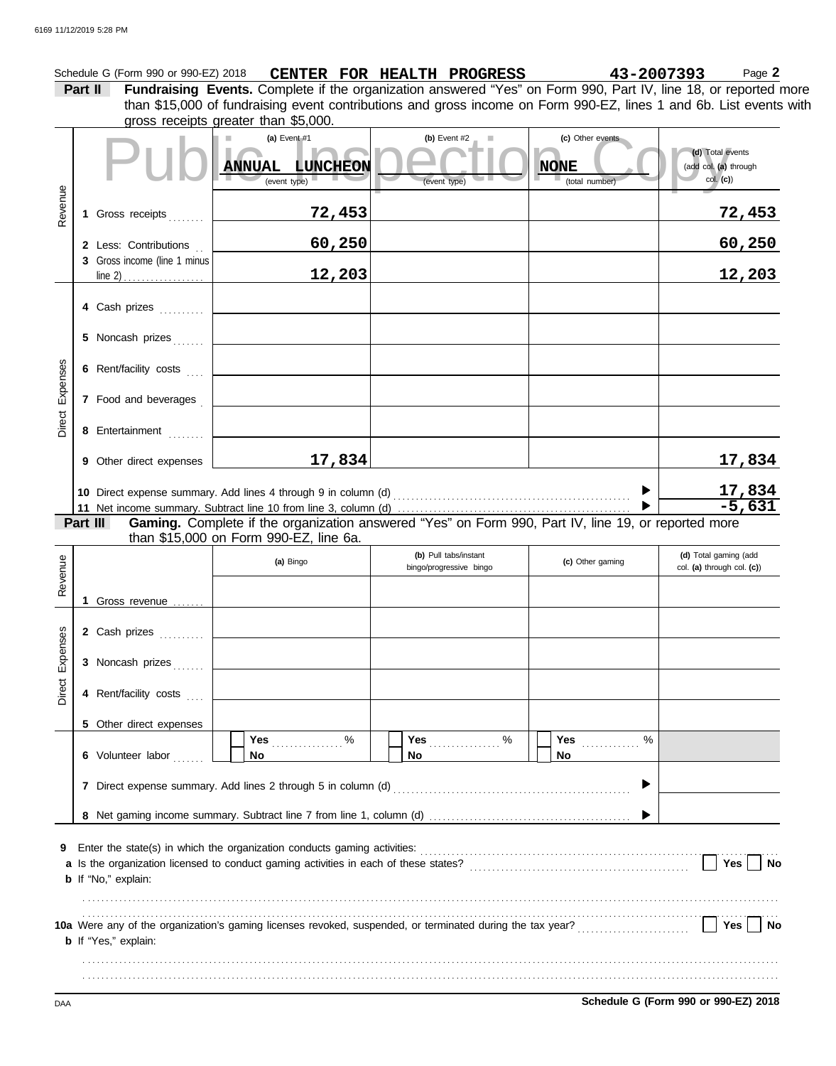Schedule G (Form 990 or 990-EZ) 2018 **CENTER FOR HEALTH PROGRESS** **43-2007393** Page **2**

**Part II** **Fundraising Events.** Complete if the organization answered "Yes" on Form 990, Part IV, line 18, or reported more than $15,000 of fundraising event contributions and gross income on Form 990-EZ, lines 1 and 6b. List events with gross receipts greater than $5,000.

Public Inspection Copy

| | | (a) Event #1 | (b) Event #2 | (c) Other events | (d) Total events (add col. (a) through col. (c)) |
|---|---|---|---|---|---|
| | | **ANNUAL LUNCHEON** (event type) | (event type) | **NONE** (total number) | |
| Revenue | 1 Gross receipts | **72,453** | | | **72,453** |
| | 2 Less: Contributions | **60,250** | | | **60,250** |
| | 3 Gross income (line 1 minus line 2) | **12,203** | | | **12,203** |
| Direct Expenses | 4 Cash prizes | | | | |
| | 5 Noncash prizes | | | | |
| | 6 Rent/facility costs | | | | |
| | 7 Food and beverages | | | | |
| | 8 Entertainment | | | | |
| | 9 Other direct expenses | **17,834** | | | **17,834** |
| | 10 Direct expense summary. Add lines 4 through 9 in column (d) | | | | **17,834** |
| | 11 Net income summary. Subtract line 10 from line 3, column (d) | | | | **-5,631** |

**Part III** **Gaming.** Complete if the organization answered "Yes" on Form 990, Part IV, line 19, or reported more than $15,000 on Form 990-EZ, line 6a.

| | | (a) Bingo | (b) Pull tabs/instant bingo/progressive bingo | (c) Other gaming | (d) Total gaming (add col. (a) through col. (c)) |
|---|---|---|---|---|---|
| Revenue | 1 Gross revenue | | | | |
| Direct Expenses | 2 Cash prizes | | | | |
| | 3 Noncash prizes | | | | |
| | 4 Rent/facility costs | | | | |
| | 5 Other direct expenses | | | | |
| | 6 Volunteer labor | Yes ______ % / No | Yes ______ % / No | Yes ______ % / No | |
| | 7 Direct expense summary. Add lines 2 through 5 in column (d) | | | | |
| | 8 Net gaming income summary. Subtract line 7 from line 1, column (d) | | | | |

**9** Enter the state(s) in which the organization conducts gaming activities: ..................

**a** Is the organization licensed to conduct gaming activities in each of these states? ☐ Yes ☐ No

**b** If "No," explain:

..................

**10a** Were any of the organization's gaming licenses revoked, suspended, or terminated during the tax year? ☐ Yes ☐ No

**b** If "Yes," explain:

..................

DAA **Schedule G (Form 990 or 990-EZ) 2018**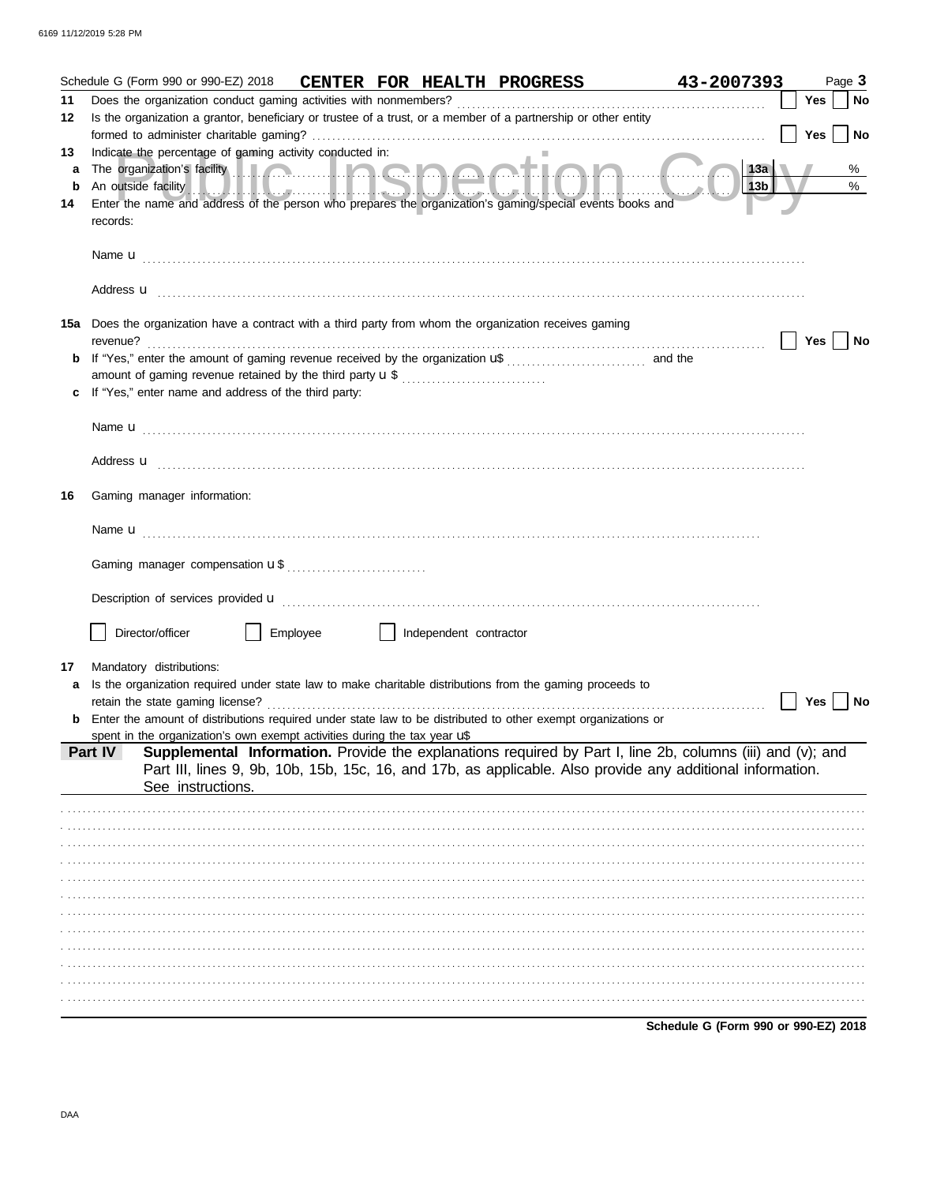Schedule G (Form 990 or 990-EZ) 2018 **CENTER FOR HEALTH PROGRESS** 43-2007393 Page **3**

**11** Does the organization conduct gaming activities with nonmembers? ☐ Yes ☐ No

**12** Is the organization a grantor, beneficiary or trustee of a trust, or a member of a partnership or other entity formed to administer charitable gaming? ☐ Yes ☐ No

**13** Indicate the percentage of gaming activity conducted in:

**a** The organization's facility **13a** %

**b** An outside facility **13b** %

**14** Enter the name and address of the person who prepares the organization's gaming/special events books and records:

Name u

Address u

**15a** Does the organization have a contract with a third party from whom the organization receives gaming revenue? ☐ Yes ☐ No

**b** If "Yes," enter the amount of gaming revenue received by the organization u$ and the amount of gaming revenue retained by the third party u $

**c** If "Yes," enter name and address of the third party:

Name u

Address u

**16** Gaming manager information:

Name u

Gaming manager compensation u $

Description of services provided u

☐ Director/officer ☐ Employee ☐ Independent contractor

**17** Mandatory distributions:

**a** Is the organization required under state law to make charitable distributions from the gaming proceeds to retain the state gaming license? ☐ Yes ☐ No

**b** Enter the amount of distributions required under state law to be distributed to other exempt organizations or spent in the organization's own exempt activities during the tax year u$

**Part IV** **Supplemental Information.** Provide the explanations required by Part I, line 2b, columns (iii) and (v); and Part III, lines 9, 9b, 10b, 15b, 15c, 16, and 17b, as applicable. Also provide any additional information. See instructions.

**Schedule G (Form 990 or 990-EZ) 2018**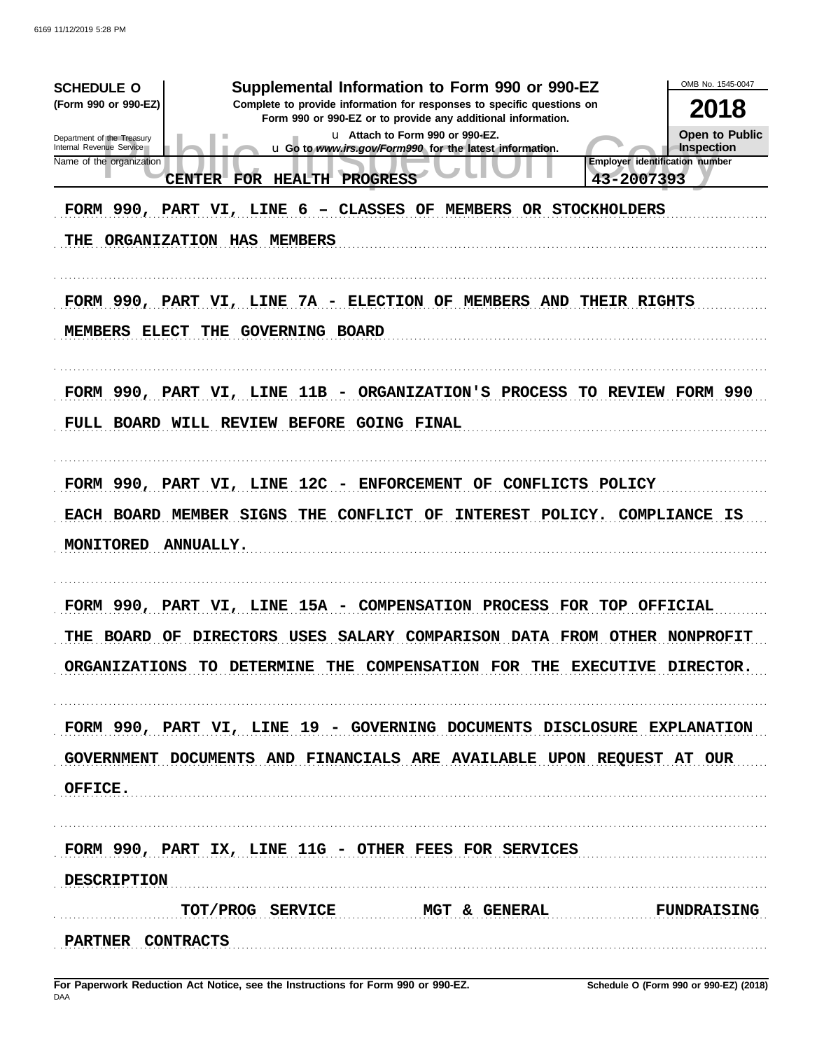**SCHEDULE O** (Form 990 or 990-EZ)

Department of the Treasury
Internal Revenue Service

# Supplemental Information to Form 990 or 990-EZ

**Complete to provide information for responses to specific questions on Form 990 or 990-EZ or to provide any additional information.**

u Attach to Form 990 or 990-EZ.

u Go to *www.irs.gov/Form990* for the latest information.

OMB No. 1545-0047

**2018**

**Open to Public Inspection**

| Name of the organization | Employer identification number |
|---|---|
| CENTER FOR HEALTH PROGRESS | 43-2007393 |

FORM 990, PART VI, LINE 6 – CLASSES OF MEMBERS OR STOCKHOLDERS

THE ORGANIZATION HAS MEMBERS

FORM 990, PART VI, LINE 7A - ELECTION OF MEMBERS AND THEIR RIGHTS

MEMBERS ELECT THE GOVERNING BOARD

FORM 990, PART VI, LINE 11B - ORGANIZATION'S PROCESS TO REVIEW FORM 990

FULL BOARD WILL REVIEW BEFORE GOING FINAL

FORM 990, PART VI, LINE 12C - ENFORCEMENT OF CONFLICTS POLICY

EACH BOARD MEMBER SIGNS THE CONFLICT OF INTEREST POLICY. COMPLIANCE IS MONITORED ANNUALLY.

FORM 990, PART VI, LINE 15A - COMPENSATION PROCESS FOR TOP OFFICIAL

THE BOARD OF DIRECTORS USES SALARY COMPARISON DATA FROM OTHER NONPROFIT ORGANIZATIONS TO DETERMINE THE COMPENSATION FOR THE EXECUTIVE DIRECTOR.

FORM 990, PART VI, LINE 19 - GOVERNING DOCUMENTS DISCLOSURE EXPLANATION

GOVERNMENT DOCUMENTS AND FINANCIALS ARE AVAILABLE UPON REQUEST AT OUR OFFICE.

FORM 990, PART IX, LINE 11G - OTHER FEES FOR SERVICES

| DESCRIPTION | | | |
|---|---|---|---|
| | TOT/PROG SERVICE | MGT & GENERAL | FUNDRAISING |
| PARTNER CONTRACTS | | | |

**For Paperwork Reduction Act Notice, see the Instructions for Form 990 or 990-EZ.**

DAA

**Schedule O (Form 990 or 990-EZ) (2018)**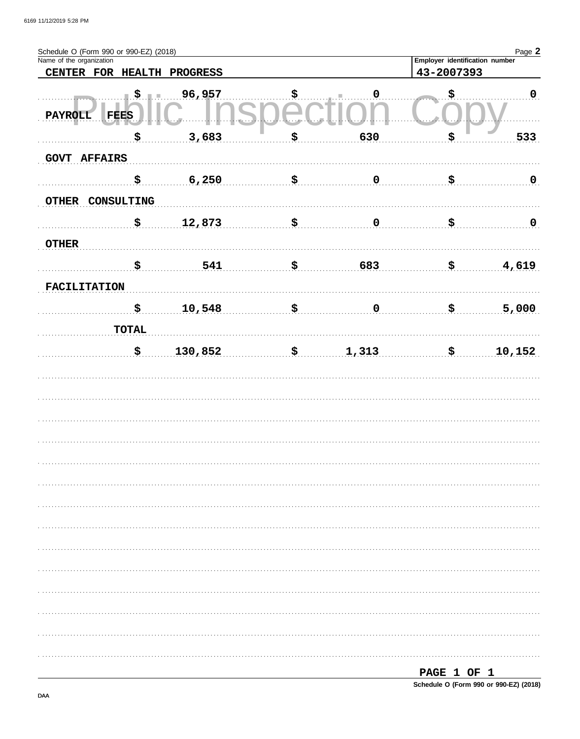Schedule O (Form 990 or 990-EZ) (2018)

Name of the organization: CENTER FOR HEALTH PROGRESS

Employer identification number: 43-2007393

Public Inspection Copy

| | | | |
|---|---|---|---|
| | $ 96,957 | $ 0 | $ 0 |
| PAYROLL FEES | | | |
| | $ 3,683 | $ 630 | $ 533 |
| GOVT AFFAIRS | | | |
| | $ 6,250 | $ 0 | $ 0 |
| OTHER CONSULTING | | | |
| | $ 12,873 | $ 0 | $ 0 |
| OTHER | | | |
| | $ 541 | $ 683 | $ 4,619 |
| FACILITATION | | | |
| | $ 10,548 | $ 0 | $ 5,000 |
| TOTAL | | | |
| | $ 130,852 | $ 1,313 | $ 10,152 |

PAGE 1 OF 1

Schedule O (Form 990 or 990-EZ) (2018)